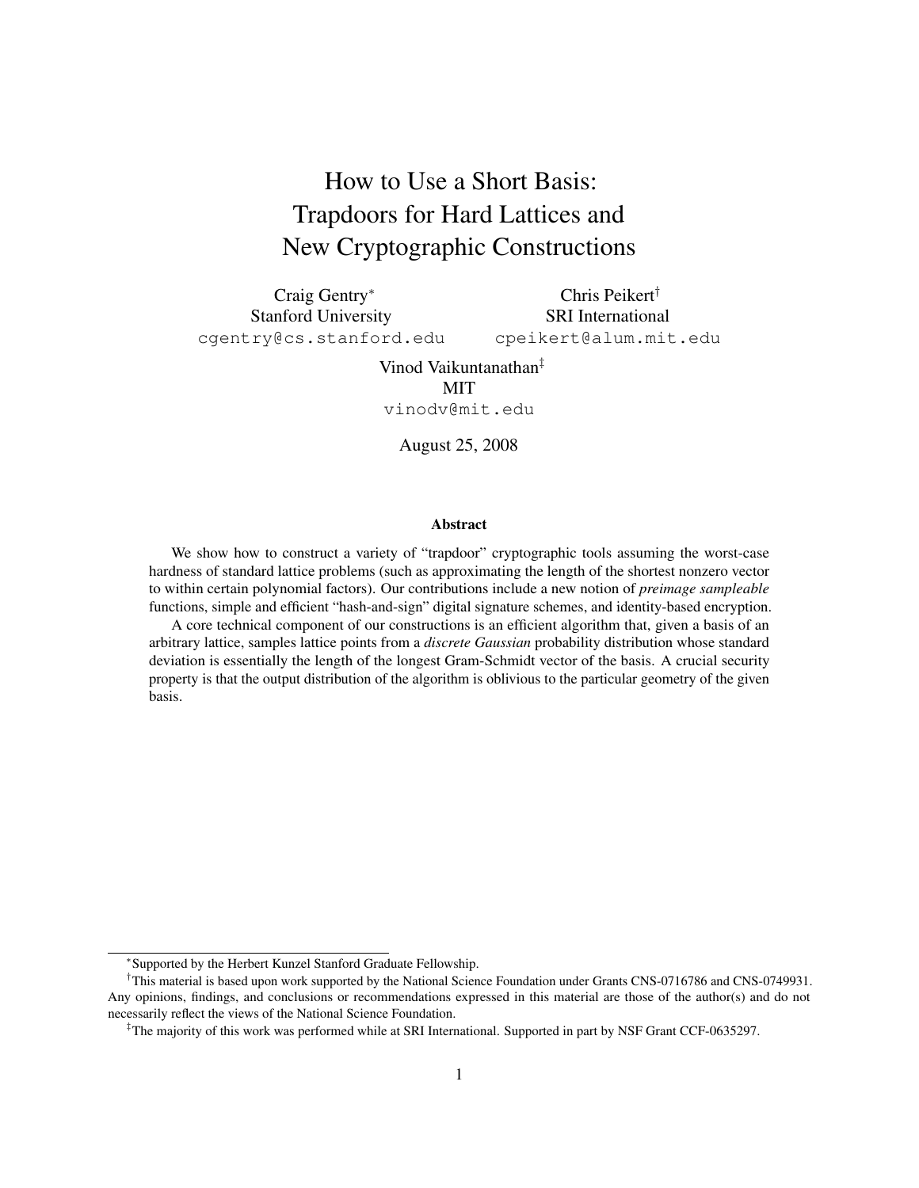# How to Use a Short Basis: Trapdoors for Hard Lattices and New Cryptographic Constructions

Craig Gentry[*]
Stanford University
`cgentry@cs.stanford.edu`

Chris Peikert[†]
SRI International
`cpeikert@alum.mit.edu`

Vinod Vaikuntanathan[‡]
MIT
`vinodv@mit.edu`

August 25, 2008

### Abstract

We show how to construct a variety of "trapdoor" cryptographic tools assuming the worst-case hardness of standard lattice problems (such as approximating the length of the shortest nonzero vector to within certain polynomial factors). Our contributions include a new notion of *preimage sampleable* functions, simple and efficient "hash-and-sign" digital signature schemes, and identity-based encryption.

A core technical component of our constructions is an efficient algorithm that, given a basis of an arbitrary lattice, samples lattice points from a *discrete Gaussian* probability distribution whose standard deviation is essentially the length of the longest Gram-Schmidt vector of the basis. A crucial security property is that the output distribution of the algorithm is oblivious to the particular geometry of the given basis.

---

[*] Supported by the Herbert Kunzel Stanford Graduate Fellowship.

[†] This material is based upon work supported by the National Science Foundation under Grants CNS-0716786 and CNS-0749931. Any opinions, findings, and conclusions or recommendations expressed in this material are those of the author(s) and do not necessarily reflect the views of the National Science Foundation.

[‡] The majority of this work was performed while at SRI International. Supported in part by NSF Grant CCF-0635297.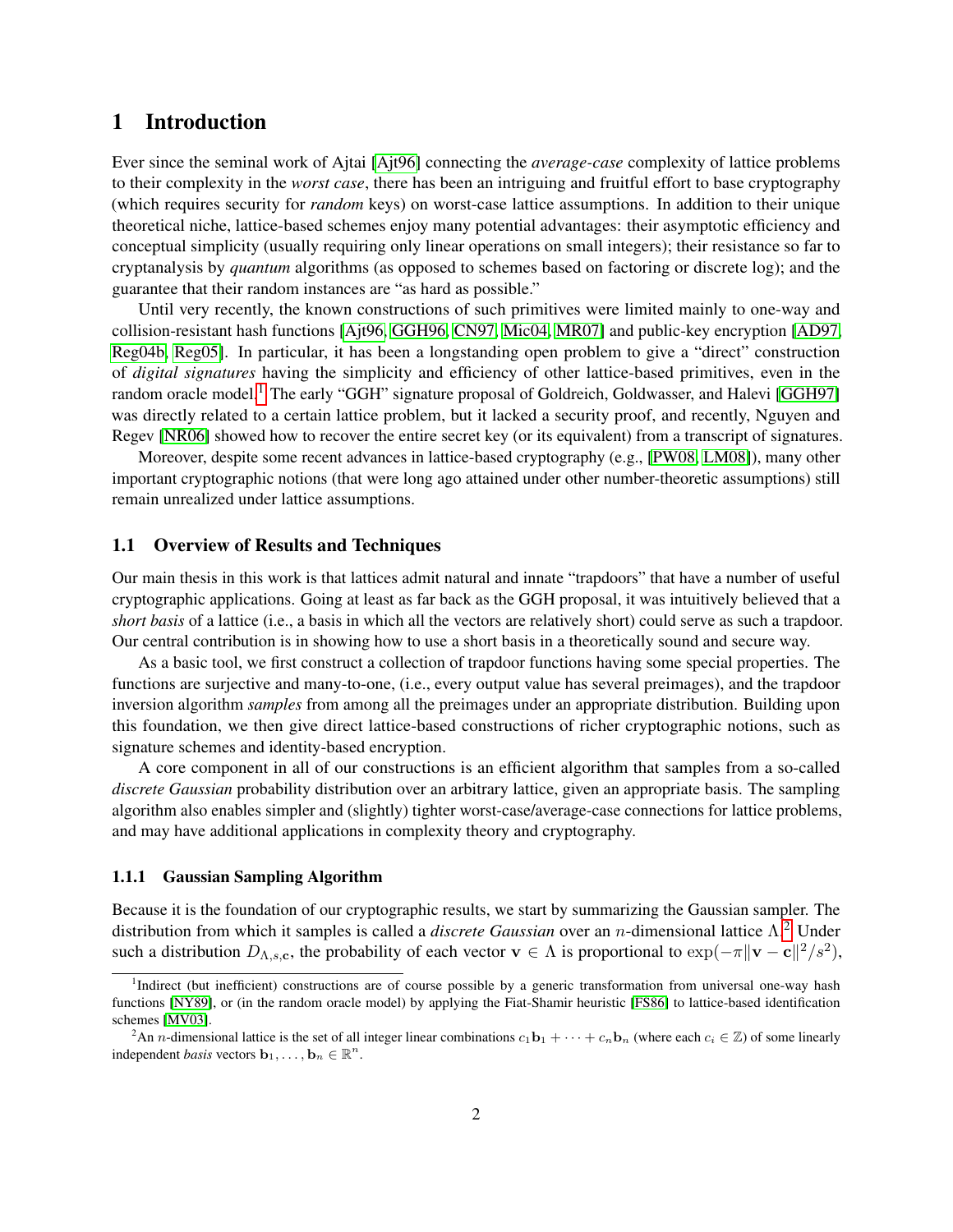# 1 Introduction

Ever since the seminal work of Ajtai [Ajt96] connecting the *average-case* complexity of lattice problems to their complexity in the *worst case*, there has been an intriguing and fruitful effort to base cryptography (which requires security for *random* keys) on worst-case lattice assumptions. In addition to their unique theoretical niche, lattice-based schemes enjoy many potential advantages: their asymptotic efficiency and conceptual simplicity (usually requiring only linear operations on small integers); their resistance so far to cryptanalysis by *quantum* algorithms (as opposed to schemes based on factoring or discrete log); and the guarantee that their random instances are "as hard as possible."

Until very recently, the known constructions of such primitives were limited mainly to one-way and collision-resistant hash functions [Ajt96, GGH96, CN97, Mic04, MR07] and public-key encryption [AD97, Reg04b, Reg05]. In particular, it has been a longstanding open problem to give a "direct" construction of *digital signatures* having the simplicity and efficiency of other lattice-based primitives, even in the random oracle model.[1] The early "GGH" signature proposal of Goldreich, Goldwasser, and Halevi [GGH97] was directly related to a certain lattice problem, but it lacked a security proof, and recently, Nguyen and Regev [NR06] showed how to recover the entire secret key (or its equivalent) from a transcript of signatures.

Moreover, despite some recent advances in lattice-based cryptography (e.g., [PW08, LM08]), many other important cryptographic notions (that were long ago attained under other number-theoretic assumptions) still remain unrealized under lattice assumptions.

## 1.1 Overview of Results and Techniques

Our main thesis in this work is that lattices admit natural and innate "trapdoors" that have a number of useful cryptographic applications. Going at least as far back as the GGH proposal, it was intuitively believed that a *short basis* of a lattice (i.e., a basis in which all the vectors are relatively short) could serve as such a trapdoor. Our central contribution is in showing how to use a short basis in a theoretically sound and secure way.

As a basic tool, we first construct a collection of trapdoor functions having some special properties. The functions are surjective and many-to-one, (i.e., every output value has several preimages), and the trapdoor inversion algorithm *samples* from among all the preimages under an appropriate distribution. Building upon this foundation, we then give direct lattice-based constructions of richer cryptographic notions, such as signature schemes and identity-based encryption.

A core component in all of our constructions is an efficient algorithm that samples from a so-called *discrete Gaussian* probability distribution over an arbitrary lattice, given an appropriate basis. The sampling algorithm also enables simpler and (slightly) tighter worst-case/average-case connections for lattice problems, and may have additional applications in complexity theory and cryptography.

### 1.1.1 Gaussian Sampling Algorithm

Because it is the foundation of our cryptographic results, we start by summarizing the Gaussian sampler. The distribution from which it samples is called a *discrete Gaussian* over an $n$-dimensional lattice $\Lambda$.[2] Under such a distribution $D_{\Lambda,s,\mathbf{c}}$, the probability of each vector $\mathbf{v} \in \Lambda$ is proportional to $\exp(-\pi\|\mathbf{v} - \mathbf{c}\|^2/s^2)$,

---

[1] Indirect (but inefficient) constructions are of course possible by a generic transformation from universal one-way hash functions [NY89], or (in the random oracle model) by applying the Fiat-Shamir heuristic [FS86] to lattice-based identification schemes [MV03].

[2] An $n$-dimensional lattice is the set of all integer linear combinations $c_1\mathbf{b}_1 + \cdots + c_n\mathbf{b}_n$ (where each $c_i \in \mathbb{Z}$) of some linearly independent *basis* vectors $\mathbf{b}_1, \ldots, \mathbf{b}_n \in \mathbb{R}^n$.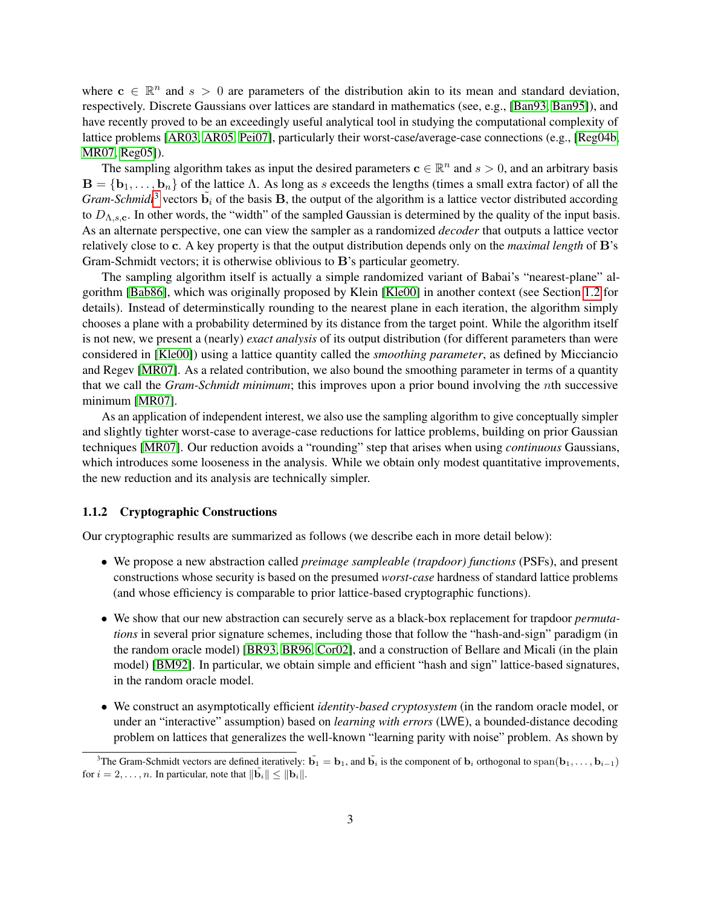where $\mathbf{c} \in \mathbb{R}^n$ and $s > 0$ are parameters of the distribution akin to its mean and standard deviation, respectively. Discrete Gaussians over lattices are standard in mathematics (see, e.g., [Ban93, Ban95]), and have recently proved to be an exceedingly useful analytical tool in studying the computational complexity of lattice problems [AR03, AR05, Pei07], particularly their worst-case/average-case connections (e.g., [Reg04b, MR07, Reg05]).

The sampling algorithm takes as input the desired parameters $\mathbf{c} \in \mathbb{R}^n$ and $s > 0$, and an arbitrary basis $\mathbf{B} = \{\mathbf{b}_1, \ldots, \mathbf{b}_n\}$ of the lattice $\Lambda$. As long as $s$ exceeds the lengths (times a small extra factor) of all the *Gram-Schmidt*[3] vectors $\tilde{\mathbf{b}}_i$ of the basis $\mathbf{B}$, the output of the algorithm is a lattice vector distributed according to $D_{\Lambda,s,\mathbf{c}}$. In other words, the "width" of the sampled Gaussian is determined by the quality of the input basis. As an alternate perspective, one can view the sampler as a randomized *decoder* that outputs a lattice vector relatively close to $\mathbf{c}$. A key property is that the output distribution depends only on the *maximal length* of $\mathbf{B}$'s Gram-Schmidt vectors; it is otherwise oblivious to $\mathbf{B}$'s particular geometry.

The sampling algorithm itself is actually a simple randomized variant of Babai's "nearest-plane" algorithm [Bab86], which was originally proposed by Klein [Kle00] in another context (see Section 1.2 for details). Instead of deterministically rounding to the nearest plane in each iteration, the algorithm simply chooses a plane with a probability determined by its distance from the target point. While the algorithm itself is not new, we present a (nearly) *exact analysis* of its output distribution (for different parameters than were considered in [Kle00]) using a lattice quantity called the *smoothing parameter*, as defined by Micciancio and Regev [MR07]. As a related contribution, we also bound the smoothing parameter in terms of a quantity that we call the *Gram-Schmidt minimum*; this improves upon a prior bound involving the $n$th successive minimum [MR07].

As an application of independent interest, we also use the sampling algorithm to give conceptually simpler and slightly tighter worst-case to average-case reductions for lattice problems, building on prior Gaussian techniques [MR07]. Our reduction avoids a "rounding" step that arises when using *continuous* Gaussians, which introduces some looseness in the analysis. While we obtain only modest quantitative improvements, the new reduction and its analysis are technically simpler.

### 1.1.2 Cryptographic Constructions

Our cryptographic results are summarized as follows (we describe each in more detail below):

- We propose a new abstraction called *preimage sampleable (trapdoor) functions* (PSFs), and present constructions whose security is based on the presumed *worst-case* hardness of standard lattice problems (and whose efficiency is comparable to prior lattice-based cryptographic functions).
- We show that our new abstraction can securely serve as a black-box replacement for trapdoor *permutations* in several prior signature schemes, including those that follow the "hash-and-sign" paradigm (in the random oracle model) [BR93, BR96, Cor02], and a construction of Bellare and Micali (in the plain model) [BM92]. In particular, we obtain simple and efficient "hash and sign" lattice-based signatures, in the random oracle model.
- We construct an asymptotically efficient *identity-based cryptosystem* (in the random oracle model, or under an "interactive" assumption) based on *learning with errors* (LWE), a bounded-distance decoding problem on lattices that generalizes the well-known "learning parity with noise" problem. As shown by

[3] The Gram-Schmidt vectors are defined iteratively: $\tilde{\mathbf{b}}_1 = \mathbf{b}_1$, and $\tilde{\mathbf{b}}_i$ is the component of $\mathbf{b}_i$ orthogonal to $\text{span}(\mathbf{b}_1, \ldots, \mathbf{b}_{i-1})$ for $i = 2, \ldots, n$. In particular, note that $\|\tilde{\mathbf{b}}_i\| \leq \|\mathbf{b}_i\|$.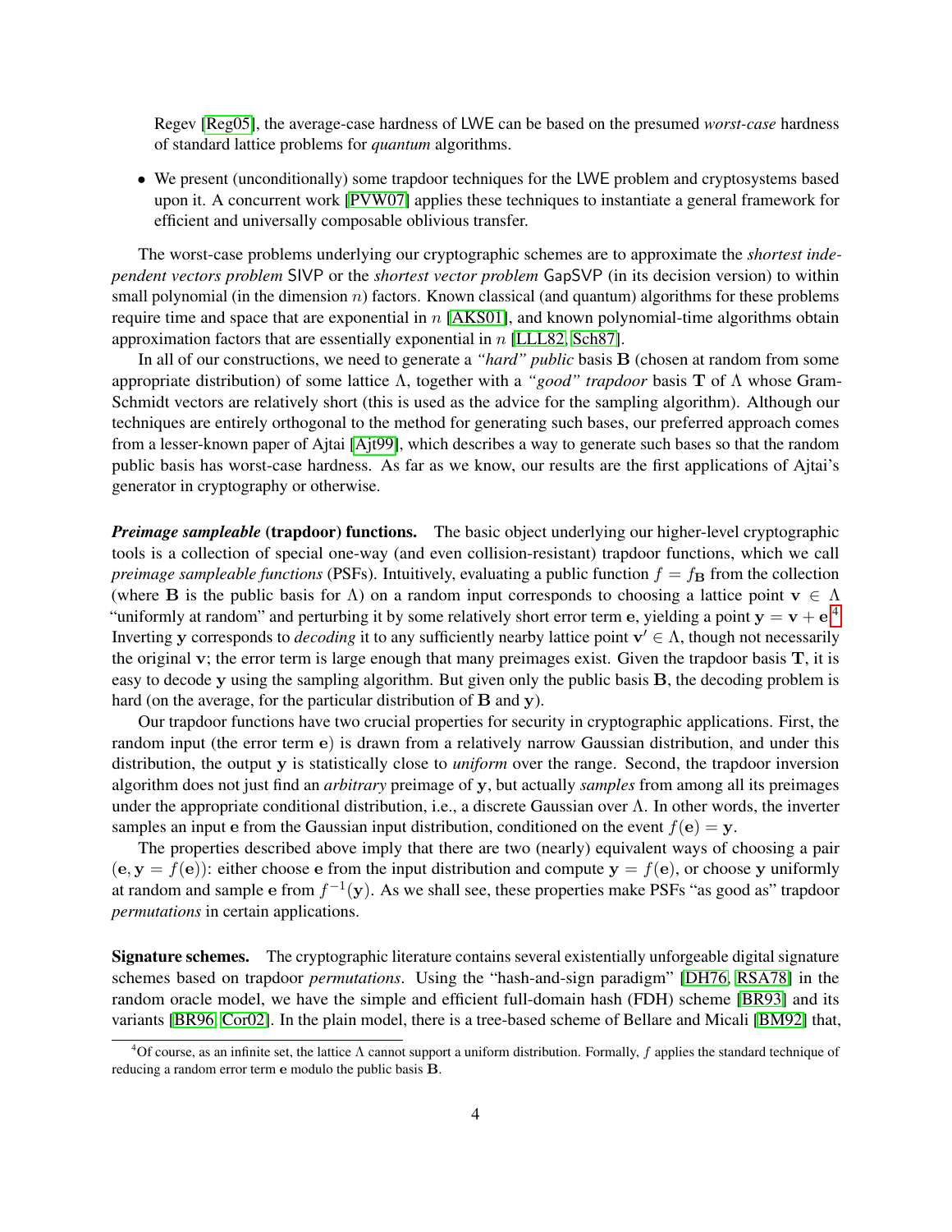Regev [Reg05], the average-case hardness of LWE can be based on the presumed *worst-case* hardness of standard lattice problems for *quantum* algorithms.

- We present (unconditionally) some trapdoor techniques for the LWE problem and cryptosystems based upon it. A concurrent work [PVW07] applies these techniques to instantiate a general framework for efficient and universally composable oblivious transfer.

The worst-case problems underlying our cryptographic schemes are to approximate the *shortest independent vectors problem* SIVP or the *shortest vector problem* GapSVP (in its decision version) to within small polynomial (in the dimension $n$) factors. Known classical (and quantum) algorithms for these problems require time and space that are exponential in $n$ [AKS01], and known polynomial-time algorithms obtain approximation factors that are essentially exponential in $n$ [LLL82, Sch87].

In all of our constructions, we need to generate a *"hard" public* basis $\mathbf{B}$ (chosen at random from some appropriate distribution) of some lattice $\Lambda$, together with a *"good" trapdoor* basis $\mathbf{T}$ of $\Lambda$ whose Gram-Schmidt vectors are relatively short (this is used as the advice for the sampling algorithm). Although our techniques are entirely orthogonal to the method for generating such bases, our preferred approach comes from a lesser-known paper of Ajtai [Ajt99], which describes a way to generate such bases so that the random public basis has worst-case hardness. As far as we know, our results are the first applications of Ajtai's generator in cryptography or otherwise.

***Preimage sampleable* (trapdoor) functions.** The basic object underlying our higher-level cryptographic tools is a collection of special one-way (and even collision-resistant) trapdoor functions, which we call *preimage sampleable functions* (PSFs). Intuitively, evaluating a public function $f = f_{\mathbf{B}}$ from the collection (where $\mathbf{B}$ is the public basis for $\Lambda$) on a random input corresponds to choosing a lattice point $\mathbf{v} \in \Lambda$ "uniformly at random" and perturbing it by some relatively short error term $\mathbf{e}$, yielding a point $\mathbf{y} = \mathbf{v} + \mathbf{e}$.[4] Inverting $\mathbf{y}$ corresponds to *decoding* it to any sufficiently nearby lattice point $\mathbf{v}' \in \Lambda$, though not necessarily the original $\mathbf{v}$; the error term is large enough that many preimages exist. Given the trapdoor basis $\mathbf{T}$, it is easy to decode $\mathbf{y}$ using the sampling algorithm. But given only the public basis $\mathbf{B}$, the decoding problem is hard (on the average, for the particular distribution of $\mathbf{B}$ and $\mathbf{y}$).

Our trapdoor functions have two crucial properties for security in cryptographic applications. First, the random input (the error term $\mathbf{e}$) is drawn from a relatively narrow Gaussian distribution, and under this distribution, the output $\mathbf{y}$ is statistically close to *uniform* over the range. Second, the trapdoor inversion algorithm does not just find an *arbitrary* preimage of $\mathbf{y}$, but actually *samples* from among all its preimages under the appropriate conditional distribution, i.e., a discrete Gaussian over $\Lambda$. In other words, the inverter samples an input $\mathbf{e}$ from the Gaussian input distribution, conditioned on the event $f(\mathbf{e}) = \mathbf{y}$.

The properties described above imply that there are two (nearly) equivalent ways of choosing a pair $(\mathbf{e}, \mathbf{y} = f(\mathbf{e}))$: either choose $\mathbf{e}$ from the input distribution and compute $\mathbf{y} = f(\mathbf{e})$, or choose $\mathbf{y}$ uniformly at random and sample $\mathbf{e}$ from $f^{-1}(\mathbf{y})$. As we shall see, these properties make PSFs "as good as" trapdoor *permutations* in certain applications.

**Signature schemes.** The cryptographic literature contains several existentially unforgeable digital signature schemes based on trapdoor *permutations*. Using the "hash-and-sign paradigm" [DH76, RSA78] in the random oracle model, we have the simple and efficient full-domain hash (FDH) scheme [BR93] and its variants [BR96, Cor02]. In the plain model, there is a tree-based scheme of Bellare and Micali [BM92] that,

[4] Of course, as an infinite set, the lattice $\Lambda$ cannot support a uniform distribution. Formally, $f$ applies the standard technique of reducing a random error term $\mathbf{e}$ modulo the public basis $\mathbf{B}$.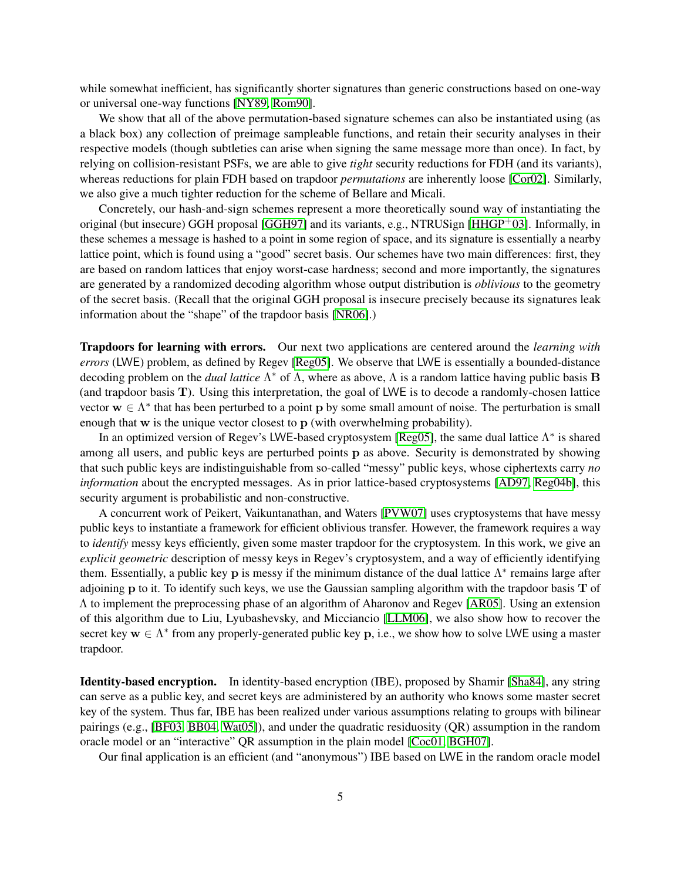while somewhat inefficient, has significantly shorter signatures than generic constructions based on one-way or universal one-way functions [NY89, Rom90].

We show that all of the above permutation-based signature schemes can also be instantiated using (as a black box) any collection of preimage sampleable functions, and retain their security analyses in their respective models (though subtleties can arise when signing the same message more than once). In fact, by relying on collision-resistant PSFs, we are able to give *tight* security reductions for FDH (and its variants), whereas reductions for plain FDH based on trapdoor *permutations* are inherently loose [Cor02]. Similarly, we also give a much tighter reduction for the scheme of Bellare and Micali.

Concretely, our hash-and-sign schemes represent a more theoretically sound way of instantiating the original (but insecure) GGH proposal [GGH97] and its variants, e.g., NTRUSign [HHGP$^+$03]. Informally, in these schemes a message is hashed to a point in some region of space, and its signature is essentially a nearby lattice point, which is found using a "good" secret basis. Our schemes have two main differences: first, they are based on random lattices that enjoy worst-case hardness; second and more importantly, the signatures are generated by a randomized decoding algorithm whose output distribution is *oblivious* to the geometry of the secret basis. (Recall that the original GGH proposal is insecure precisely because its signatures leak information about the "shape" of the trapdoor basis [NR06].)

**Trapdoors for learning with errors.** Our next two applications are centered around the *learning with errors* (LWE) problem, as defined by Regev [Reg05]. We observe that LWE is essentially a bounded-distance decoding problem on the *dual lattice* $\Lambda^*$ of $\Lambda$, where as above, $\Lambda$ is a random lattice having public basis $\mathbf{B}$ (and trapdoor basis $\mathbf{T}$). Using this interpretation, the goal of LWE is to decode a randomly-chosen lattice vector $\mathbf{w} \in \Lambda^*$ that has been perturbed to a point $\mathbf{p}$ by some small amount of noise. The perturbation is small enough that $\mathbf{w}$ is the unique vector closest to $\mathbf{p}$ (with overwhelming probability).

In an optimized version of Regev's LWE-based cryptosystem [Reg05], the same dual lattice $\Lambda^*$ is shared among all users, and public keys are perturbed points $\mathbf{p}$ as above. Security is demonstrated by showing that such public keys are indistinguishable from so-called "messy" public keys, whose ciphertexts carry *no information* about the encrypted messages. As in prior lattice-based cryptosystems [AD97, Reg04b], this security argument is probabilistic and non-constructive.

A concurrent work of Peikert, Vaikuntanathan, and Waters [PVW07] uses cryptosystems that have messy public keys to instantiate a framework for efficient oblivious transfer. However, the framework requires a way to *identify* messy keys efficiently, given some master trapdoor for the cryptosystem. In this work, we give an *explicit geometric* description of messy keys in Regev's cryptosystem, and a way of efficiently identifying them. Essentially, a public key $\mathbf{p}$ is messy if the minimum distance of the dual lattice $\Lambda^*$ remains large after adjoining $\mathbf{p}$ to it. To identify such keys, we use the Gaussian sampling algorithm with the trapdoor basis $\mathbf{T}$ of $\Lambda$ to implement the preprocessing phase of an algorithm of Aharonov and Regev [AR05]. Using an extension of this algorithm due to Liu, Lyubashevsky, and Micciancio [LLM06], we also show how to recover the secret key $\mathbf{w} \in \Lambda^*$ from any properly-generated public key $\mathbf{p}$, i.e., we show how to solve LWE using a master trapdoor.

**Identity-based encryption.** In identity-based encryption (IBE), proposed by Shamir [Sha84], any string can serve as a public key, and secret keys are administered by an authority who knows some master secret key of the system. Thus far, IBE has been realized under various assumptions relating to groups with bilinear pairings (e.g., [BF03, BB04, Wat05]), and under the quadratic residuosity (QR) assumption in the random oracle model or an "interactive" QR assumption in the plain model [Coc01, BGH07].

Our final application is an efficient (and "anonymous") IBE based on LWE in the random oracle model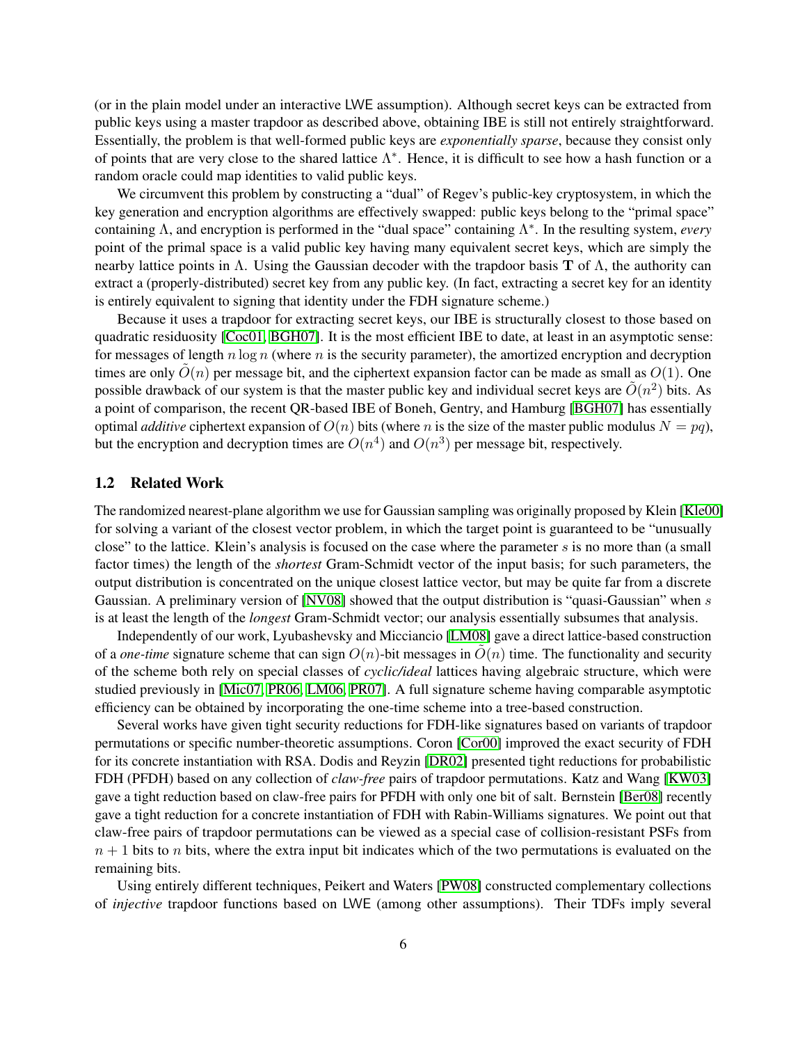(or in the plain model under an interactive LWE assumption). Although secret keys can be extracted from public keys using a master trapdoor as described above, obtaining IBE is still not entirely straightforward. Essentially, the problem is that well-formed public keys are *exponentially sparse*, because they consist only of points that are very close to the shared lattice $\Lambda^*$. Hence, it is difficult to see how a hash function or a random oracle could map identities to valid public keys.

We circumvent this problem by constructing a "dual" of Regev's public-key cryptosystem, in which the key generation and encryption algorithms are effectively swapped: public keys belong to the "primal space" containing $\Lambda$, and encryption is performed in the "dual space" containing $\Lambda^*$. In the resulting system, *every* point of the primal space is a valid public key having many equivalent secret keys, which are simply the nearby lattice points in $\Lambda$. Using the Gaussian decoder with the trapdoor basis $\mathbf{T}$ of $\Lambda$, the authority can extract a (properly-distributed) secret key from any public key. (In fact, extracting a secret key for an identity is entirely equivalent to signing that identity under the FDH signature scheme.)

Because it uses a trapdoor for extracting secret keys, our IBE is structurally closest to those based on quadratic residuosity [Coc01, BGH07]. It is the most efficient IBE to date, at least in an asymptotic sense: for messages of length $n \log n$ (where $n$ is the security parameter), the amortized encryption and decryption times are only $\tilde{O}(n)$ per message bit, and the ciphertext expansion factor can be made as small as $O(1)$. One possible drawback of our system is that the master public key and individual secret keys are $\tilde{O}(n^2)$ bits. As a point of comparison, the recent QR-based IBE of Boneh, Gentry, and Hamburg [BGH07] has essentially optimal *additive* ciphertext expansion of $O(n)$ bits (where $n$ is the size of the master public modulus $N = pq$), but the encryption and decryption times are $O(n^4)$ and $O(n^3)$ per message bit, respectively.

### 1.2 Related Work

The randomized nearest-plane algorithm we use for Gaussian sampling was originally proposed by Klein [Kle00] for solving a variant of the closest vector problem, in which the target point is guaranteed to be "unusually close" to the lattice. Klein's analysis is focused on the case where the parameter $s$ is no more than (a small factor times) the length of the *shortest* Gram-Schmidt vector of the input basis; for such parameters, the output distribution is concentrated on the unique closest lattice vector, but may be quite far from a discrete Gaussian. A preliminary version of [NV08] showed that the output distribution is "quasi-Gaussian" when $s$ is at least the length of the *longest* Gram-Schmidt vector; our analysis essentially subsumes that analysis.

Independently of our work, Lyubashevsky and Micciancio [LM08] gave a direct lattice-based construction of a *one-time* signature scheme that can sign $O(n)$-bit messages in $\tilde{O}(n)$ time. The functionality and security of the scheme both rely on special classes of *cyclic/ideal* lattices having algebraic structure, which were studied previously in [Mic07, PR06, LM06, PR07]. A full signature scheme having comparable asymptotic efficiency can be obtained by incorporating the one-time scheme into a tree-based construction.

Several works have given tight security reductions for FDH-like signatures based on variants of trapdoor permutations or specific number-theoretic assumptions. Coron [Cor00] improved the exact security of FDH for its concrete instantiation with RSA. Dodis and Reyzin [DR02] presented tight reductions for probabilistic FDH (PFDH) based on any collection of *claw-free* pairs of trapdoor permutations. Katz and Wang [KW03] gave a tight reduction based on claw-free pairs for PFDH with only one bit of salt. Bernstein [Ber08] recently gave a tight reduction for a concrete instantiation of FDH with Rabin-Williams signatures. We point out that claw-free pairs of trapdoor permutations can be viewed as a special case of collision-resistant PSFs from $n + 1$ bits to $n$ bits, where the extra input bit indicates which of the two permutations is evaluated on the remaining bits.

Using entirely different techniques, Peikert and Waters [PW08] constructed complementary collections of *injective* trapdoor functions based on LWE (among other assumptions). Their TDFs imply several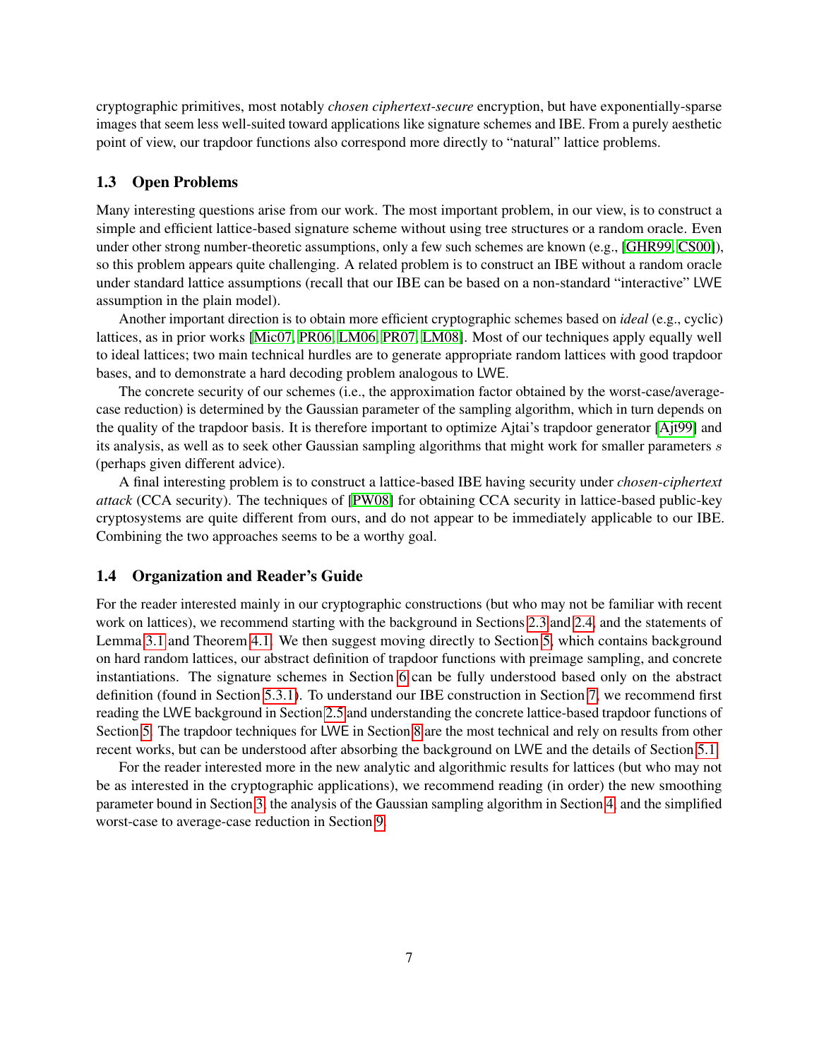cryptographic primitives, most notably *chosen ciphertext-secure* encryption, but have exponentially-sparse images that seem less well-suited toward applications like signature schemes and IBE. From a purely aesthetic point of view, our trapdoor functions also correspond more directly to "natural" lattice problems.

### 1.3 Open Problems

Many interesting questions arise from our work. The most important problem, in our view, is to construct a simple and efficient lattice-based signature scheme without using tree structures or a random oracle. Even under other strong number-theoretic assumptions, only a few such schemes are known (e.g., [GHR99, CS00]), so this problem appears quite challenging. A related problem is to construct an IBE without a random oracle under standard lattice assumptions (recall that our IBE can be based on a non-standard "interactive" LWE assumption in the plain model).

Another important direction is to obtain more efficient cryptographic schemes based on *ideal* (e.g., cyclic) lattices, as in prior works [Mic07, PR06, LM06, PR07, LM08]. Most of our techniques apply equally well to ideal lattices; two main technical hurdles are to generate appropriate random lattices with good trapdoor bases, and to demonstrate a hard decoding problem analogous to LWE.

The concrete security of our schemes (i.e., the approximation factor obtained by the worst-case/average-case reduction) is determined by the Gaussian parameter of the sampling algorithm, which in turn depends on the quality of the trapdoor basis. It is therefore important to optimize Ajtai's trapdoor generator [Ajt99] and its analysis, as well as to seek other Gaussian sampling algorithms that might work for smaller parameters $s$ (perhaps given different advice).

A final interesting problem is to construct a lattice-based IBE having security under *chosen-ciphertext attack* (CCA security). The techniques of [PW08] for obtaining CCA security in lattice-based public-key cryptosystems are quite different from ours, and do not appear to be immediately applicable to our IBE. Combining the two approaches seems to be a worthy goal.

### 1.4 Organization and Reader's Guide

For the reader interested mainly in our cryptographic constructions (but who may not be familiar with recent work on lattices), we recommend starting with the background in Sections 2.3 and 2.4, and the statements of Lemma 3.1 and Theorem 4.1. We then suggest moving directly to Section 5, which contains background on hard random lattices, our abstract definition of trapdoor functions with preimage sampling, and concrete instantiations. The signature schemes in Section 6 can be fully understood based only on the abstract definition (found in Section 5.3.1). To understand our IBE construction in Section 7, we recommend first reading the LWE background in Section 2.5 and understanding the concrete lattice-based trapdoor functions of Section 5. The trapdoor techniques for LWE in Section 8 are the most technical and rely on results from other recent works, but can be understood after absorbing the background on LWE and the details of Section 5.1.

For the reader interested more in the new analytic and algorithmic results for lattices (but who may not be as interested in the cryptographic applications), we recommend reading (in order) the new smoothing parameter bound in Section 3, the analysis of the Gaussian sampling algorithm in Section 4, and the simplified worst-case to average-case reduction in Section 9.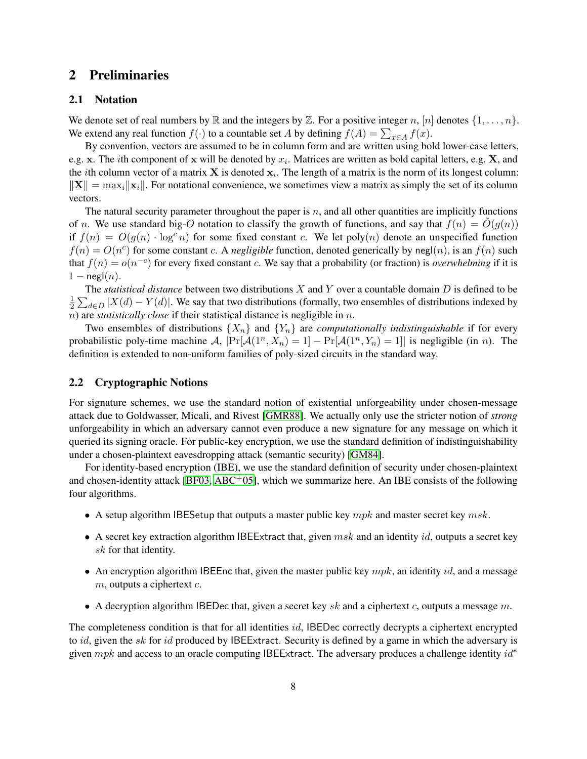## 2 Preliminaries

### 2.1 Notation

We denote set of real numbers by $\mathbb{R}$ and the integers by $\mathbb{Z}$. For a positive integer $n$, $[n]$ denotes $\{1, \ldots, n\}$. We extend any real function $f(\cdot)$ to a countable set $A$ by defining $f(A) = \sum_{x \in A} f(x)$.

By convention, vectors are assumed to be in column form and are written using bold lower-case letters, e.g. $\mathbf{x}$. The $i$th component of $\mathbf{x}$ will be denoted by $x_i$. Matrices are written as bold capital letters, e.g. $\mathbf{X}$, and the $i$th column vector of a matrix $\mathbf{X}$ is denoted $\mathbf{x}_i$. The length of a matrix is the norm of its longest column: $\|\mathbf{X}\| = \max_i \|\mathbf{x}_i\|$. For notational convenience, we sometimes view a matrix as simply the set of its column vectors.

The natural security parameter throughout the paper is $n$, and all other quantities are implicitly functions of $n$. We use standard big-$O$ notation to classify the growth of functions, and say that $f(n) = \tilde{O}(g(n))$ if $f(n) = O(g(n) \cdot \log^c n)$ for some fixed constant $c$. We let $\text{poly}(n)$ denote an unspecified function $f(n) = O(n^c)$ for some constant $c$. A *negligible* function, denoted generically by $\mathsf{negl}(n)$, is an $f(n)$ such that $f(n) = o(n^{-c})$ for every fixed constant $c$. We say that a probability (or fraction) is *overwhelming* if it is $1 - \mathsf{negl}(n)$.

The *statistical distance* between two distributions $X$ and $Y$ over a countable domain $D$ is defined to be $\frac{1}{2} \sum_{d \in D} |X(d) - Y(d)|$. We say that two distributions (formally, two ensembles of distributions indexed by $n$) are *statistically close* if their statistical distance is negligible in $n$.

Two ensembles of distributions $\{X_n\}$ and $\{Y_n\}$ are *computationally indistinguishable* if for every probabilistic poly-time machine $\mathcal{A}$, $|\Pr[\mathcal{A}(1^n, X_n) = 1] - \Pr[\mathcal{A}(1^n, Y_n) = 1]|$ is negligible (in $n$). The definition is extended to non-uniform families of poly-sized circuits in the standard way.

### 2.2 Cryptographic Notions

For signature schemes, we use the standard notion of existential unforgeability under chosen-message attack due to Goldwasser, Micali, and Rivest [GMR88]. We actually only use the stricter notion of *strong* unforgeability in which an adversary cannot even produce a new signature for any message on which it queried its signing oracle. For public-key encryption, we use the standard definition of indistinguishability under a chosen-plaintext eavesdropping attack (semantic security) [GM84].

For identity-based encryption (IBE), we use the standard definition of security under chosen-plaintext and chosen-identity attack [BF03, ABC+05], which we summarize here. An IBE consists of the following four algorithms.

- A setup algorithm $\mathsf{IBESetup}$ that outputs a master public key $mpk$ and master secret key $msk$.
- A secret key extraction algorithm $\mathsf{IBEExtract}$ that, given $msk$ and an identity $id$, outputs a secret key $sk$ for that identity.
- An encryption algorithm $\mathsf{IBEEnc}$ that, given the master public key $mpk$, an identity $id$, and a message $m$, outputs a ciphertext $c$.
- A decryption algorithm $\mathsf{IBEDec}$ that, given a secret key $sk$ and a ciphertext $c$, outputs a message $m$.

The completeness condition is that for all identities $id$, $\mathsf{IBEDec}$ correctly decrypts a ciphertext encrypted to $id$, given the $sk$ for $id$ produced by $\mathsf{IBEExtract}$. Security is defined by a game in which the adversary is given $mpk$ and access to an oracle computing $\mathsf{IBEExtract}$. The adversary produces a challenge identity $id^*$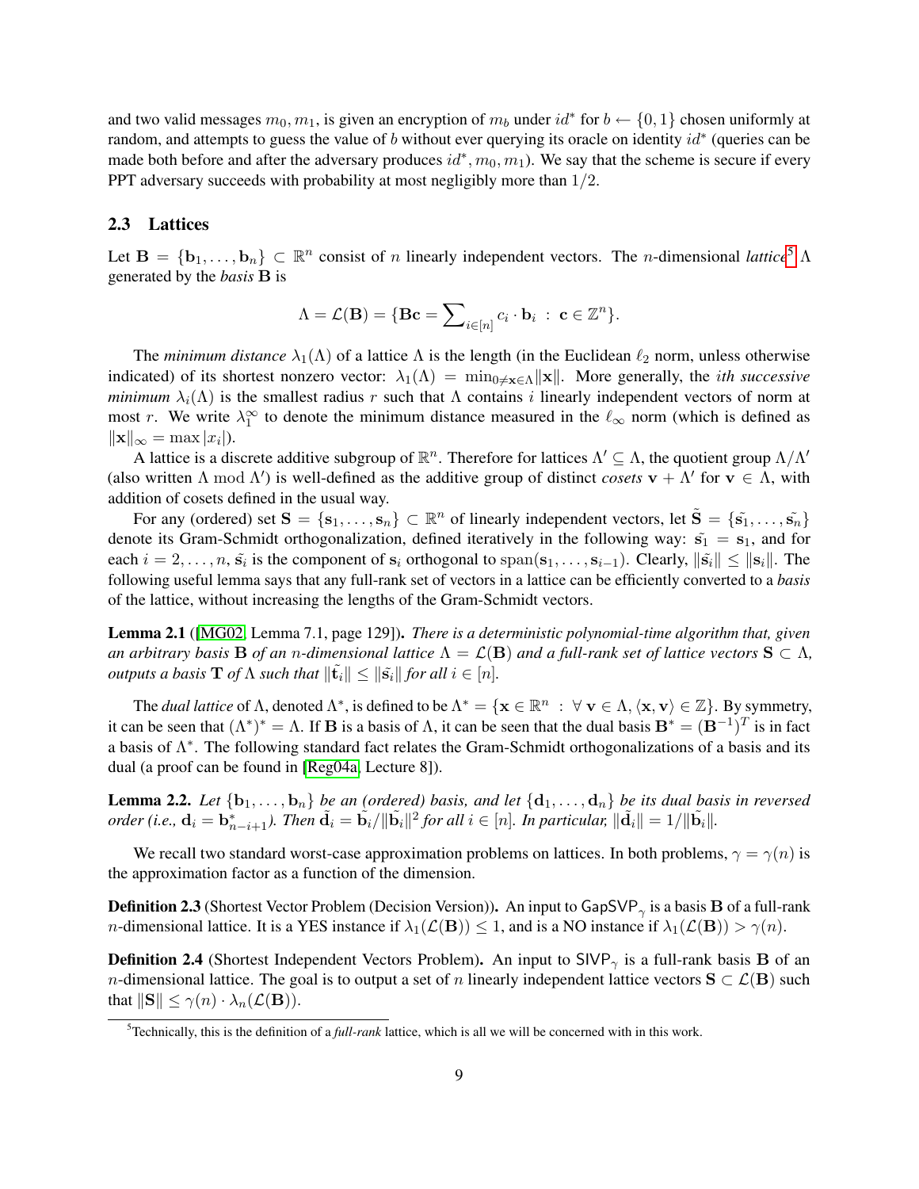and two valid messages $m_0, m_1$, is given an encryption of $m_b$ under $id^*$ for $b \leftarrow \{0,1\}$ chosen uniformly at random, and attempts to guess the value of $b$ without ever querying its oracle on identity $id^*$ (queries can be made both before and after the adversary produces $id^*, m_0, m_1$). We say that the scheme is secure if every PPT adversary succeeds with probability at most negligibly more than $1/2$.

## 2.3 Lattices

Let $\mathbf{B} = \{\mathbf{b}_1, \ldots, \mathbf{b}_n\} \subset \mathbb{R}^n$ consist of $n$ linearly independent vectors. The $n$-dimensional *lattice*[5] $\Lambda$ generated by the *basis* $\mathbf{B}$ is

$$\Lambda = \mathcal{L}(\mathbf{B}) = \{\mathbf{B}\mathbf{c} = \sum\nolimits_{i\in[n]} c_i \cdot \mathbf{b}_i \ : \ \mathbf{c} \in \mathbb{Z}^n\}.$$

The *minimum distance* $\lambda_1(\Lambda)$ of a lattice $\Lambda$ is the length (in the Euclidean $\ell_2$ norm, unless otherwise indicated) of its shortest nonzero vector: $\lambda_1(\Lambda) = \min_{0\neq\mathbf{x}\in\Lambda}\|\mathbf{x}\|$. More generally, the *ith successive minimum* $\lambda_i(\Lambda)$ is the smallest radius $r$ such that $\Lambda$ contains $i$ linearly independent vectors of norm at most $r$. We write $\lambda_1^\infty$ to denote the minimum distance measured in the $\ell_\infty$ norm (which is defined as $\|\mathbf{x}\|_\infty = \max|x_i|$).

A lattice is a discrete additive subgroup of $\mathbb{R}^n$. Therefore for lattices $\Lambda' \subseteq \Lambda$, the quotient group $\Lambda/\Lambda'$ (also written $\Lambda \bmod \Lambda'$) is well-defined as the additive group of distinct *cosets* $\mathbf{v} + \Lambda'$ for $\mathbf{v} \in \Lambda$, with addition of cosets defined in the usual way.

For any (ordered) set $\mathbf{S} = \{\mathbf{s}_1, \ldots, \mathbf{s}_n\} \subset \mathbb{R}^n$ of linearly independent vectors, let $\tilde{\mathbf{S}} = \{\tilde{\mathbf{s}_1}, \ldots, \tilde{\mathbf{s}_n}\}$ denote its Gram-Schmidt orthogonalization, defined iteratively in the following way: $\tilde{\mathbf{s}_1} = \mathbf{s}_1$, and for each $i = 2, \ldots, n$, $\tilde{\mathbf{s}_i}$ is the component of $\mathbf{s}_i$ orthogonal to $\mathrm{span}(\mathbf{s}_1, \ldots, \mathbf{s}_{i-1})$. Clearly, $\|\tilde{\mathbf{s}_i}\| \leq \|\mathbf{s}_i\|$. The following useful lemma says that any full-rank set of vectors in a lattice can be efficiently converted to a *basis* of the lattice, without increasing the lengths of the Gram-Schmidt vectors.

**Lemma 2.1** ([MG02, Lemma 7.1, page 129]). *There is a deterministic polynomial-time algorithm that, given an arbitrary basis $\mathbf{B}$ of an $n$-dimensional lattice $\Lambda = \mathcal{L}(\mathbf{B})$ and a full-rank set of lattice vectors $\mathbf{S} \subset \Lambda$, outputs a basis $\mathbf{T}$ of $\Lambda$ such that $\|\tilde{\mathbf{t}_i}\| \leq \|\tilde{\mathbf{s}_i}\|$ for all $i \in [n]$.*

The *dual lattice* of $\Lambda$, denoted $\Lambda^*$, is defined to be $\Lambda^* = \{\mathbf{x} \in \mathbb{R}^n \ : \ \forall\, \mathbf{v} \in \Lambda, \langle \mathbf{x}, \mathbf{v}\rangle \in \mathbb{Z}\}$. By symmetry, it can be seen that $(\Lambda^*)^* = \Lambda$. If $\mathbf{B}$ is a basis of $\Lambda$, it can be seen that the dual basis $\mathbf{B}^* = (\mathbf{B}^{-1})^T$ is in fact a basis of $\Lambda^*$. The following standard fact relates the Gram-Schmidt orthogonalizations of a basis and its dual (a proof can be found in [Reg04a, Lecture 8]).

**Lemma 2.2.** *Let $\{\mathbf{b}_1, \ldots, \mathbf{b}_n\}$ be an (ordered) basis, and let $\{\mathbf{d}_1, \ldots, \mathbf{d}_n\}$ be its dual basis in reversed order (i.e., $\mathbf{d}_i = \mathbf{b}^*_{n-i+1}$). Then $\tilde{\mathbf{d}}_i = \tilde{\mathbf{b}_i}/\|\tilde{\mathbf{b}_i}\|^2$ for all $i \in [n]$. In particular, $\|\tilde{\mathbf{d}_i}\| = 1/\|\tilde{\mathbf{b}_i}\|$.*

We recall two standard worst-case approximation problems on lattices. In both problems, $\gamma = \gamma(n)$ is the approximation factor as a function of the dimension.

**Definition 2.3** (Shortest Vector Problem (Decision Version)). An input to $\mathsf{GapSVP}_\gamma$ is a basis $\mathbf{B}$ of a full-rank $n$-dimensional lattice. It is a YES instance if $\lambda_1(\mathcal{L}(\mathbf{B})) \leq 1$, and is a NO instance if $\lambda_1(\mathcal{L}(\mathbf{B})) > \gamma(n)$.

**Definition 2.4** (Shortest Independent Vectors Problem). An input to $\mathsf{SIVP}_\gamma$ is a full-rank basis $\mathbf{B}$ of an $n$-dimensional lattice. The goal is to output a set of $n$ linearly independent lattice vectors $\mathbf{S} \subset \mathcal{L}(\mathbf{B})$ such that $\|\mathbf{S}\| \leq \gamma(n) \cdot \lambda_n(\mathcal{L}(\mathbf{B}))$.

[5] Technically, this is the definition of a *full-rank* lattice, which is all we will be concerned with in this work.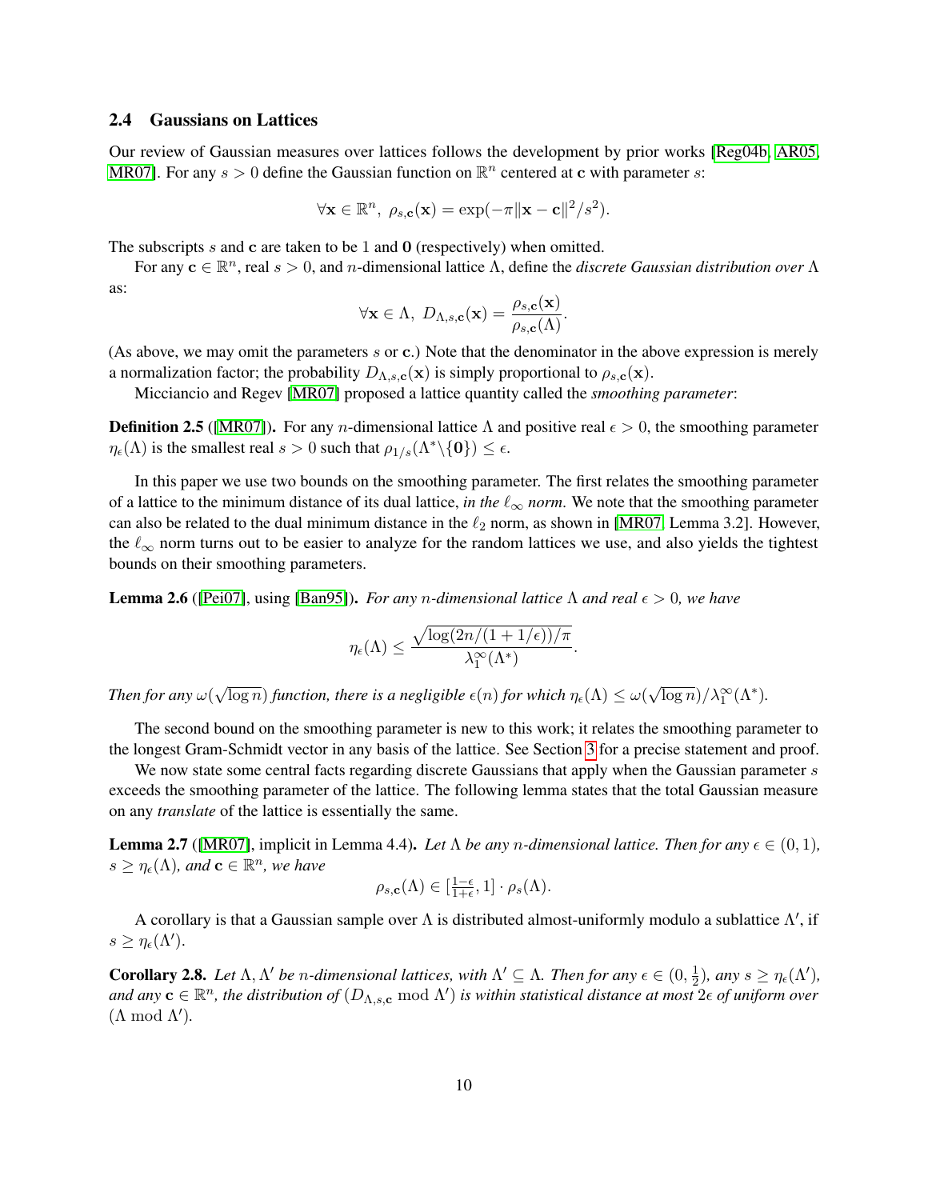### 2.4 Gaussians on Lattices

Our review of Gaussian measures over lattices follows the development by prior works [Reg04b, AR05, MR07]. For any $s > 0$ define the Gaussian function on $\mathbb{R}^n$ centered at $\mathbf{c}$ with parameter $s$:

$$\forall \mathbf{x} \in \mathbb{R}^n,\ \rho_{s,\mathbf{c}}(\mathbf{x}) = \exp(-\pi \|\mathbf{x} - \mathbf{c}\|^2 / s^2).$$

The subscripts $s$ and $\mathbf{c}$ are taken to be 1 and $\mathbf{0}$ (respectively) when omitted.

For any $\mathbf{c} \in \mathbb{R}^n$, real $s > 0$, and $n$-dimensional lattice $\Lambda$, define the *discrete Gaussian distribution over* $\Lambda$ as:

$$\forall \mathbf{x} \in \Lambda,\ D_{\Lambda,s,\mathbf{c}}(\mathbf{x}) = \frac{\rho_{s,\mathbf{c}}(\mathbf{x})}{\rho_{s,\mathbf{c}}(\Lambda)}.$$

(As above, we may omit the parameters $s$ or $\mathbf{c}$.) Note that the denominator in the above expression is merely a normalization factor; the probability $D_{\Lambda,s,\mathbf{c}}(\mathbf{x})$ is simply proportional to $\rho_{s,\mathbf{c}}(\mathbf{x})$.

Micciancio and Regev [MR07] proposed a lattice quantity called the *smoothing parameter*:

**Definition 2.5** ([MR07]). For any $n$-dimensional lattice $\Lambda$ and positive real $\epsilon > 0$, the smoothing parameter $\eta_\epsilon(\Lambda)$ is the smallest real $s > 0$ such that $\rho_{1/s}(\Lambda^* \backslash \{\mathbf{0}\}) \leq \epsilon$.

In this paper we use two bounds on the smoothing parameter. The first relates the smoothing parameter of a lattice to the minimum distance of its dual lattice, *in the $\ell_\infty$ norm*. We note that the smoothing parameter can also be related to the dual minimum distance in the $\ell_2$ norm, as shown in [MR07, Lemma 3.2]. However, the $\ell_\infty$ norm turns out to be easier to analyze for the random lattices we use, and also yields the tightest bounds on their smoothing parameters.

**Lemma 2.6** ([Pei07], using [Ban95]). *For any $n$-dimensional lattice $\Lambda$ and real $\epsilon > 0$, we have*

$$\eta_\epsilon(\Lambda) \leq \frac{\sqrt{\log(2n/(1 + 1/\epsilon))/\pi}}{\lambda_1^\infty(\Lambda^*)}.$$

*Then for any $\omega(\sqrt{\log n})$ function, there is a negligible $\epsilon(n)$ for which $\eta_\epsilon(\Lambda) \leq \omega(\sqrt{\log n})/\lambda_1^\infty(\Lambda^*)$.*

The second bound on the smoothing parameter is new to this work; it relates the smoothing parameter to the longest Gram-Schmidt vector in any basis of the lattice. See Section 3 for a precise statement and proof.

We now state some central facts regarding discrete Gaussians that apply when the Gaussian parameter $s$ exceeds the smoothing parameter of the lattice. The following lemma states that the total Gaussian measure on any *translate* of the lattice is essentially the same.

**Lemma 2.7** ([MR07], implicit in Lemma 4.4). *Let $\Lambda$ be any $n$-dimensional lattice. Then for any $\epsilon \in (0, 1)$, $s \geq \eta_\epsilon(\Lambda)$, and $\mathbf{c} \in \mathbb{R}^n$, we have*

$$\rho_{s,\mathbf{c}}(\Lambda) \in [\tfrac{1-\epsilon}{1+\epsilon}, 1] \cdot \rho_s(\Lambda).$$

A corollary is that a Gaussian sample over $\Lambda$ is distributed almost-uniformly modulo a sublattice $\Lambda'$, if $s \geq \eta_\epsilon(\Lambda')$.

**Corollary 2.8.** *Let $\Lambda, \Lambda'$ be $n$-dimensional lattices, with $\Lambda' \subseteq \Lambda$. Then for any $\epsilon \in (0, \frac{1}{2})$, any $s \geq \eta_\epsilon(\Lambda')$, and any $\mathbf{c} \in \mathbb{R}^n$, the distribution of $(D_{\Lambda,s,\mathbf{c}} \bmod \Lambda')$ is within statistical distance at most $2\epsilon$ of uniform over $(\Lambda \bmod \Lambda')$.*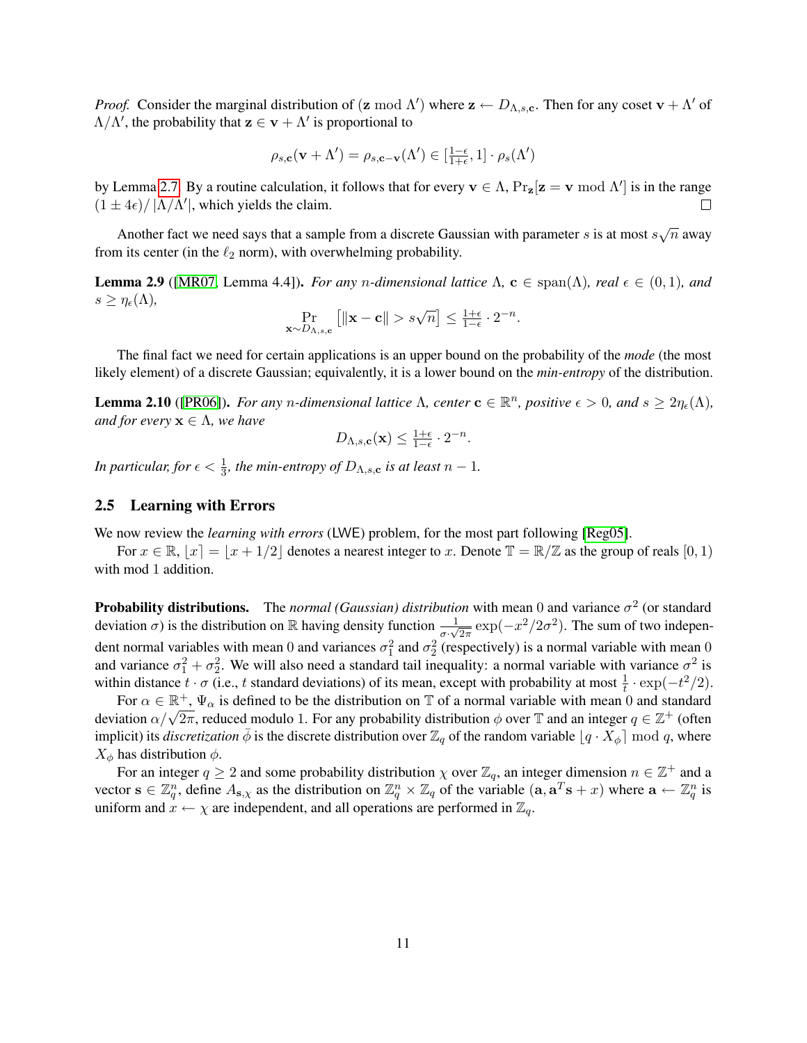*Proof.* Consider the marginal distribution of $(\mathbf{z} \bmod \Lambda')$ where $\mathbf{z} \leftarrow D_{\Lambda,s,\mathbf{c}}$. Then for any coset $\mathbf{v} + \Lambda'$ of $\Lambda/\Lambda'$, the probability that $\mathbf{z} \in \mathbf{v} + \Lambda'$ is proportional to

$$\rho_{s,\mathbf{c}}(\mathbf{v} + \Lambda') = \rho_{s,\mathbf{c}-\mathbf{v}}(\Lambda') \in [\tfrac{1-\epsilon}{1+\epsilon}, 1] \cdot \rho_s(\Lambda')$$

by Lemma 2.7. By a routine calculation, it follows that for every $\mathbf{v} \in \Lambda$, $\Pr_{\mathbf{z}}[\mathbf{z} = \mathbf{v} \bmod \Lambda']$ is in the range $(1 \pm 4\epsilon)/|\Lambda/\Lambda'|$, which yields the claim. □

Another fact we need says that a sample from a discrete Gaussian with parameter $s$ is at most $s\sqrt{n}$ away from its center (in the $\ell_2$ norm), with overwhelming probability.

**Lemma 2.9** ([MR07, Lemma 4.4]). *For any $n$-dimensional lattice $\Lambda$, $\mathbf{c} \in \text{span}(\Lambda)$, real $\epsilon \in (0,1)$, and $s \geq \eta_\epsilon(\Lambda)$,*

$$\Pr_{\mathbf{x} \sim D_{\Lambda,s,\mathbf{c}}} \left[ \|\mathbf{x} - \mathbf{c}\| > s\sqrt{n} \right] \leq \tfrac{1+\epsilon}{1-\epsilon} \cdot 2^{-n}.$$

The final fact we need for certain applications is an upper bound on the probability of the *mode* (the most likely element) of a discrete Gaussian; equivalently, it is a lower bound on the *min-entropy* of the distribution.

**Lemma 2.10** ([PR06]). *For any $n$-dimensional lattice $\Lambda$, center $\mathbf{c} \in \mathbb{R}^n$, positive $\epsilon > 0$, and $s \geq 2\eta_\epsilon(\Lambda)$, and for every $\mathbf{x} \in \Lambda$, we have*

$$D_{\Lambda,s,\mathbf{c}}(\mathbf{x}) \leq \tfrac{1+\epsilon}{1-\epsilon} \cdot 2^{-n}.$$

*In particular, for $\epsilon < \frac{1}{3}$, the min-entropy of $D_{\Lambda,s,\mathbf{c}}$ is at least $n-1$.*

## 2.5 Learning with Errors

We now review the *learning with errors* (LWE) problem, for the most part following [Reg05].

For $x \in \mathbb{R}$, $\lfloor x \rceil = \lfloor x + 1/2 \rfloor$ denotes a nearest integer to $x$. Denote $\mathbb{T} = \mathbb{R}/\mathbb{Z}$ as the group of reals $[0,1)$ with mod 1 addition.

**Probability distributions.** The *normal (Gaussian) distribution* with mean 0 and variance $\sigma^2$ (or standard deviation $\sigma$) is the distribution on $\mathbb{R}$ having density function $\frac{1}{\sigma \cdot \sqrt{2\pi}} \exp(-x^2/2\sigma^2)$. The sum of two independent normal variables with mean 0 and variances $\sigma_1^2$ and $\sigma_2^2$ (respectively) is a normal variable with mean 0 and variance $\sigma_1^2 + \sigma_2^2$. We will also need a standard tail inequality: a normal variable with variance $\sigma^2$ is within distance $t \cdot \sigma$ (i.e., $t$ standard deviations) of its mean, except with probability at most $\frac{1}{t} \cdot \exp(-t^2/2)$.

For $\alpha \in \mathbb{R}^+$, $\Psi_\alpha$ is defined to be the distribution on $\mathbb{T}$ of a normal variable with mean 0 and standard deviation $\alpha/\sqrt{2\pi}$, reduced modulo 1. For any probability distribution $\phi$ over $\mathbb{T}$ and an integer $q \in \mathbb{Z}^+$ (often implicit) its *discretization* $\bar{\phi}$ is the discrete distribution over $\mathbb{Z}_q$ of the random variable $\lfloor q \cdot X_\phi \rceil \bmod q$, where $X_\phi$ has distribution $\phi$.

For an integer $q \geq 2$ and some probability distribution $\chi$ over $\mathbb{Z}_q$, an integer dimension $n \in \mathbb{Z}^+$ and a vector $\mathbf{s} \in \mathbb{Z}_q^n$, define $A_{\mathbf{s},\chi}$ as the distribution on $\mathbb{Z}_q^n \times \mathbb{Z}_q$ of the variable $(\mathbf{a}, \mathbf{a}^T\mathbf{s} + x)$ where $\mathbf{a} \leftarrow \mathbb{Z}_q^n$ is uniform and $x \leftarrow \chi$ are independent, and all operations are performed in $\mathbb{Z}_q$.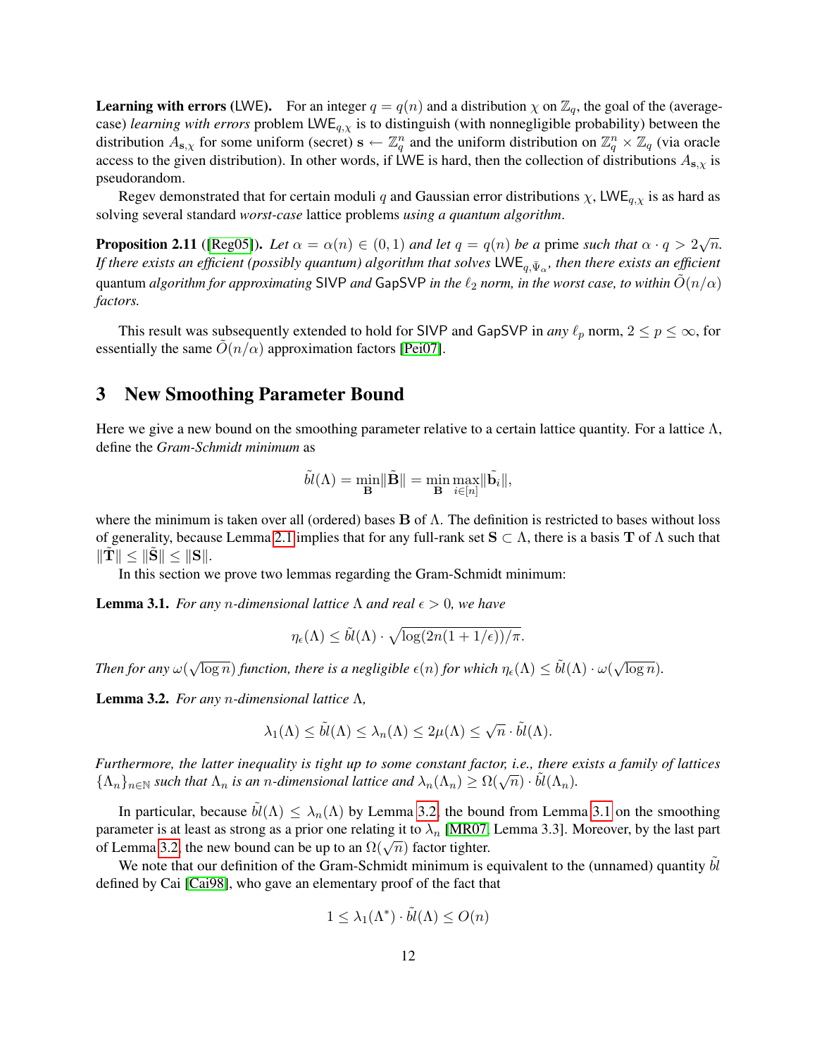**Learning with errors (LWE).** For an integer $q = q(n)$ and a distribution $\chi$ on $\mathbb{Z}_q$, the goal of the (average-case) *learning with errors* problem $\mathsf{LWE}_{q,\chi}$ is to distinguish (with nonnegligible probability) between the distribution $A_{\mathbf{s},\chi}$ for some uniform (secret) $\mathbf{s} \leftarrow \mathbb{Z}_q^n$ and the uniform distribution on $\mathbb{Z}_q^n \times \mathbb{Z}_q$ (via oracle access to the given distribution). In other words, if LWE is hard, then the collection of distributions $A_{\mathbf{s},\chi}$ is pseudorandom.

Regev demonstrated that for certain moduli $q$ and Gaussian error distributions $\chi$, $\mathsf{LWE}_{q,\chi}$ is as hard as solving several standard *worst-case* lattice problems *using a quantum algorithm*.

**Proposition 2.11** ([Reg05]). *Let $\alpha = \alpha(n) \in (0, 1)$ and let $q = q(n)$ be a* prime *such that $\alpha \cdot q > 2\sqrt{n}$. If there exists an efficient (possibly quantum) algorithm that solves $\mathsf{LWE}_{q,\bar{\Psi}_\alpha}$, then there exists an efficient* quantum *algorithm for approximating* SIVP *and* GapSVP *in the $\ell_2$ norm, in the worst case, to within $\tilde{O}(n/\alpha)$ factors.*

This result was subsequently extended to hold for SIVP and GapSVP in *any* $\ell_p$ norm, $2 \le p \le \infty$, for essentially the same $\tilde{O}(n/\alpha)$ approximation factors [Pei07].

## 3 New Smoothing Parameter Bound

Here we give a new bound on the smoothing parameter relative to a certain lattice quantity. For a lattice $\Lambda$, define the *Gram-Schmidt minimum* as

$$\tilde{bl}(\Lambda) = \min_{\mathbf{B}} \|\tilde{\mathbf{B}}\| = \min_{\mathbf{B}} \max_{i \in [n]} \|\tilde{\mathbf{b}}_i\|,$$

where the minimum is taken over all (ordered) bases $\mathbf{B}$ of $\Lambda$. The definition is restricted to bases without loss of generality, because Lemma 2.1 implies that for any full-rank set $\mathbf{S} \subset \Lambda$, there is a basis $\mathbf{T}$ of $\Lambda$ such that $\|\tilde{\mathbf{T}}\| \le \|\tilde{\mathbf{S}}\| \le \|\mathbf{S}\|$.

In this section we prove two lemmas regarding the Gram-Schmidt minimum:

**Lemma 3.1.** *For any $n$-dimensional lattice $\Lambda$ and real $\epsilon > 0$, we have*

$$\eta_\epsilon(\Lambda) \le \tilde{bl}(\Lambda) \cdot \sqrt{\log(2n(1 + 1/\epsilon))/\pi}.$$

*Then for any $\omega(\sqrt{\log n})$ function, there is a negligible $\epsilon(n)$ for which $\eta_\epsilon(\Lambda) \le \tilde{bl}(\Lambda) \cdot \omega(\sqrt{\log n})$.*

**Lemma 3.2.** *For any $n$-dimensional lattice $\Lambda$,*

$$\lambda_1(\Lambda) \le \tilde{bl}(\Lambda) \le \lambda_n(\Lambda) \le 2\mu(\Lambda) \le \sqrt{n} \cdot \tilde{bl}(\Lambda).$$

*Furthermore, the latter inequality is tight up to some constant factor, i.e., there exists a family of lattices $\{\Lambda_n\}_{n \in \mathbb{N}}$ such that $\Lambda_n$ is an $n$-dimensional lattice and $\lambda_n(\Lambda_n) \ge \Omega(\sqrt{n}) \cdot \tilde{bl}(\Lambda_n)$.*

In particular, because $\tilde{bl}(\Lambda) \le \lambda_n(\Lambda)$ by Lemma 3.2, the bound from Lemma 3.1 on the smoothing parameter is at least as strong as a prior one relating it to $\lambda_n$ [MR07, Lemma 3.3]. Moreover, by the last part of Lemma 3.2, the new bound can be up to an $\Omega(\sqrt{n})$ factor tighter.

We note that our definition of the Gram-Schmidt minimum is equivalent to the (unnamed) quantity $\tilde{bl}$ defined by Cai [Cai98], who gave an elementary proof of the fact that

$$1 \le \lambda_1(\Lambda^*) \cdot \tilde{bl}(\Lambda) \le O(n)$$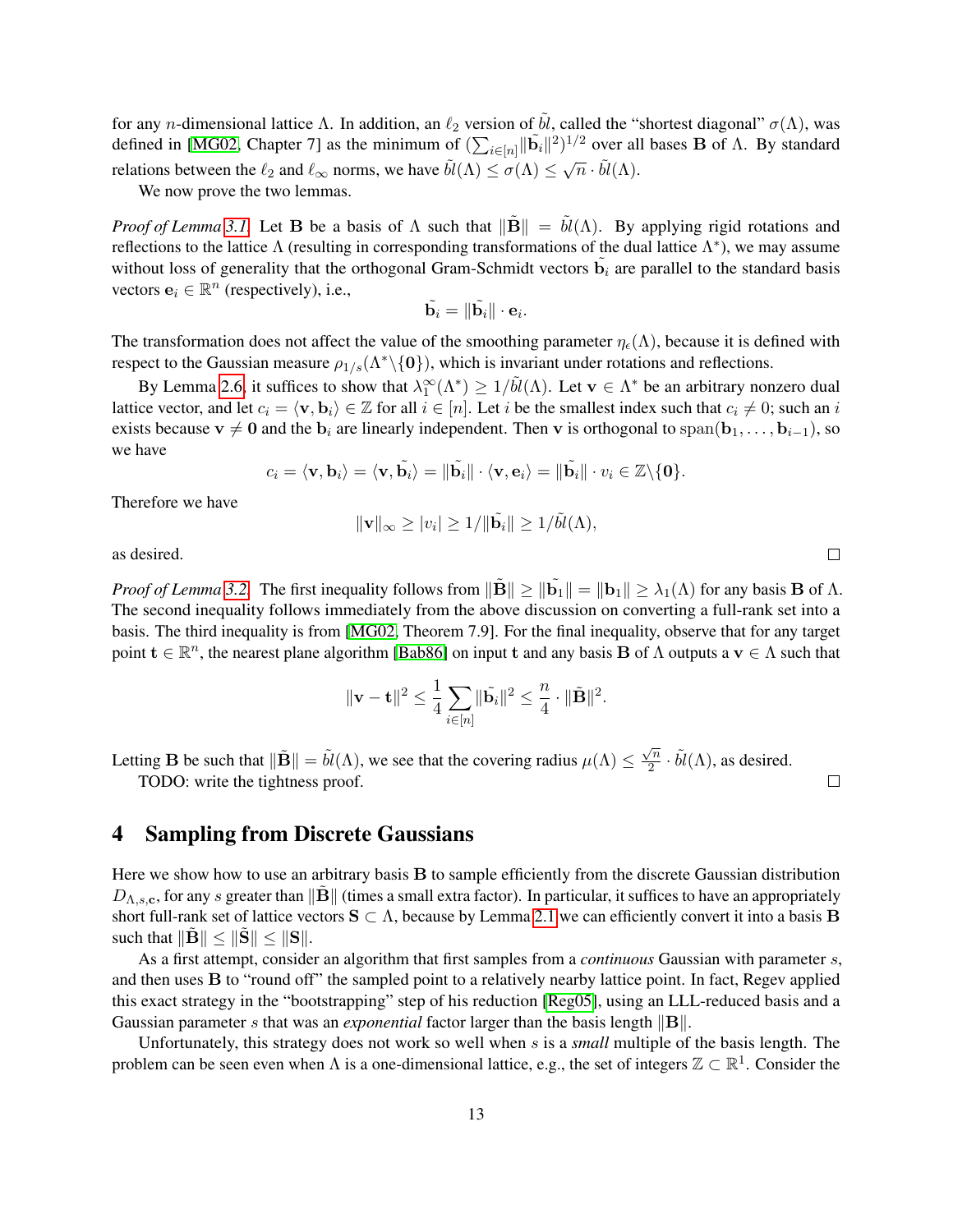for any $n$-dimensional lattice $\Lambda$. In addition, an $\ell_2$ version of $\tilde{bl}$, called the "shortest diagonal" $\sigma(\Lambda)$, was defined in [MG02, Chapter 7] as the minimum of $(\sum_{i\in[n]} \|\tilde{\mathbf{b}}_i\|^2)^{1/2}$ over all bases $\mathbf{B}$ of $\Lambda$. By standard relations between the $\ell_2$ and $\ell_\infty$ norms, we have $\tilde{bl}(\Lambda) \leq \sigma(\Lambda) \leq \sqrt{n} \cdot \tilde{bl}(\Lambda)$.

We now prove the two lemmas.

*Proof of Lemma 3.1.* Let $\mathbf{B}$ be a basis of $\Lambda$ such that $\|\tilde{\mathbf{B}}\| = \tilde{bl}(\Lambda)$. By applying rigid rotations and reflections to the lattice $\Lambda$ (resulting in corresponding transformations of the dual lattice $\Lambda^*$), we may assume without loss of generality that the orthogonal Gram-Schmidt vectors $\tilde{\mathbf{b}}_i$ are parallel to the standard basis vectors $\mathbf{e}_i \in \mathbb{R}^n$ (respectively), i.e.,

$$\tilde{\mathbf{b}}_i = \|\tilde{\mathbf{b}}_i\| \cdot \mathbf{e}_i.$$

The transformation does not affect the value of the smoothing parameter $\eta_\epsilon(\Lambda)$, because it is defined with respect to the Gaussian measure $\rho_{1/s}(\Lambda^* \backslash \{\mathbf{0}\})$, which is invariant under rotations and reflections.

By Lemma 2.6, it suffices to show that $\lambda_1^\infty(\Lambda^*) \geq 1/\tilde{bl}(\Lambda)$. Let $\mathbf{v} \in \Lambda^*$ be an arbitrary nonzero dual lattice vector, and let $c_i = \langle \mathbf{v}, \mathbf{b}_i \rangle \in \mathbb{Z}$ for all $i \in [n]$. Let $i$ be the smallest index such that $c_i \neq 0$; such an $i$ exists because $\mathbf{v} \neq \mathbf{0}$ and the $\mathbf{b}_i$ are linearly independent. Then $\mathbf{v}$ is orthogonal to $\mathrm{span}(\mathbf{b}_1, \ldots, \mathbf{b}_{i-1})$, so we have

$$c_i = \langle \mathbf{v}, \mathbf{b}_i \rangle = \langle \mathbf{v}, \tilde{\mathbf{b}}_i \rangle = \|\tilde{\mathbf{b}}_i\| \cdot \langle \mathbf{v}, \mathbf{e}_i \rangle = \|\tilde{\mathbf{b}}_i\| \cdot v_i \in \mathbb{Z} \backslash \{\mathbf{0}\}.$$

Therefore we have

$$\|\mathbf{v}\|_\infty \geq |v_i| \geq 1/\|\tilde{\mathbf{b}}_i\| \geq 1/\tilde{bl}(\Lambda),$$

as desired. □

*Proof of Lemma 3.2.* The first inequality follows from $\|\tilde{\mathbf{B}}\| \geq \|\tilde{\mathbf{b}}_1\| = \|\mathbf{b}_1\| \geq \lambda_1(\Lambda)$ for any basis $\mathbf{B}$ of $\Lambda$. The second inequality follows immediately from the above discussion on converting a full-rank set into a basis. The third inequality is from [MG02, Theorem 7.9]. For the final inequality, observe that for any target point $\mathbf{t} \in \mathbb{R}^n$, the nearest plane algorithm [Bab86] on input $\mathbf{t}$ and any basis $\mathbf{B}$ of $\Lambda$ outputs a $\mathbf{v} \in \Lambda$ such that

$$\|\mathbf{v} - \mathbf{t}\|^2 \leq \frac{1}{4} \sum_{i\in[n]} \|\tilde{\mathbf{b}}_i\|^2 \leq \frac{n}{4} \cdot \|\tilde{\mathbf{B}}\|^2.$$

Letting $\mathbf{B}$ be such that $\|\tilde{\mathbf{B}}\| = \tilde{bl}(\Lambda)$, we see that the covering radius $\mu(\Lambda) \leq \frac{\sqrt{n}}{2} \cdot \tilde{bl}(\Lambda)$, as desired.

TODO: write the tightness proof. □

# 4 Sampling from Discrete Gaussians

Here we show how to use an arbitrary basis $\mathbf{B}$ to sample efficiently from the discrete Gaussian distribution $D_{\Lambda,s,\mathbf{c}}$, for any $s$ greater than $\|\tilde{\mathbf{B}}\|$ (times a small extra factor). In particular, it suffices to have an appropriately short full-rank set of lattice vectors $\mathbf{S} \subset \Lambda$, because by Lemma 2.1 we can efficiently convert it into a basis $\mathbf{B}$ such that $\|\tilde{\mathbf{B}}\| \leq \|\tilde{\mathbf{S}}\| \leq \|\mathbf{S}\|$.

As a first attempt, consider an algorithm that first samples from a *continuous* Gaussian with parameter $s$, and then uses $\mathbf{B}$ to "round off" the sampled point to a relatively nearby lattice point. In fact, Regev applied this exact strategy in the "bootstrapping" step of his reduction [Reg05], using an LLL-reduced basis and a Gaussian parameter $s$ that was an *exponential* factor larger than the basis length $\|\mathbf{B}\|$.

Unfortunately, this strategy does not work so well when $s$ is a *small* multiple of the basis length. The problem can be seen even when $\Lambda$ is a one-dimensional lattice, e.g., the set of integers $\mathbb{Z} \subset \mathbb{R}^1$. Consider the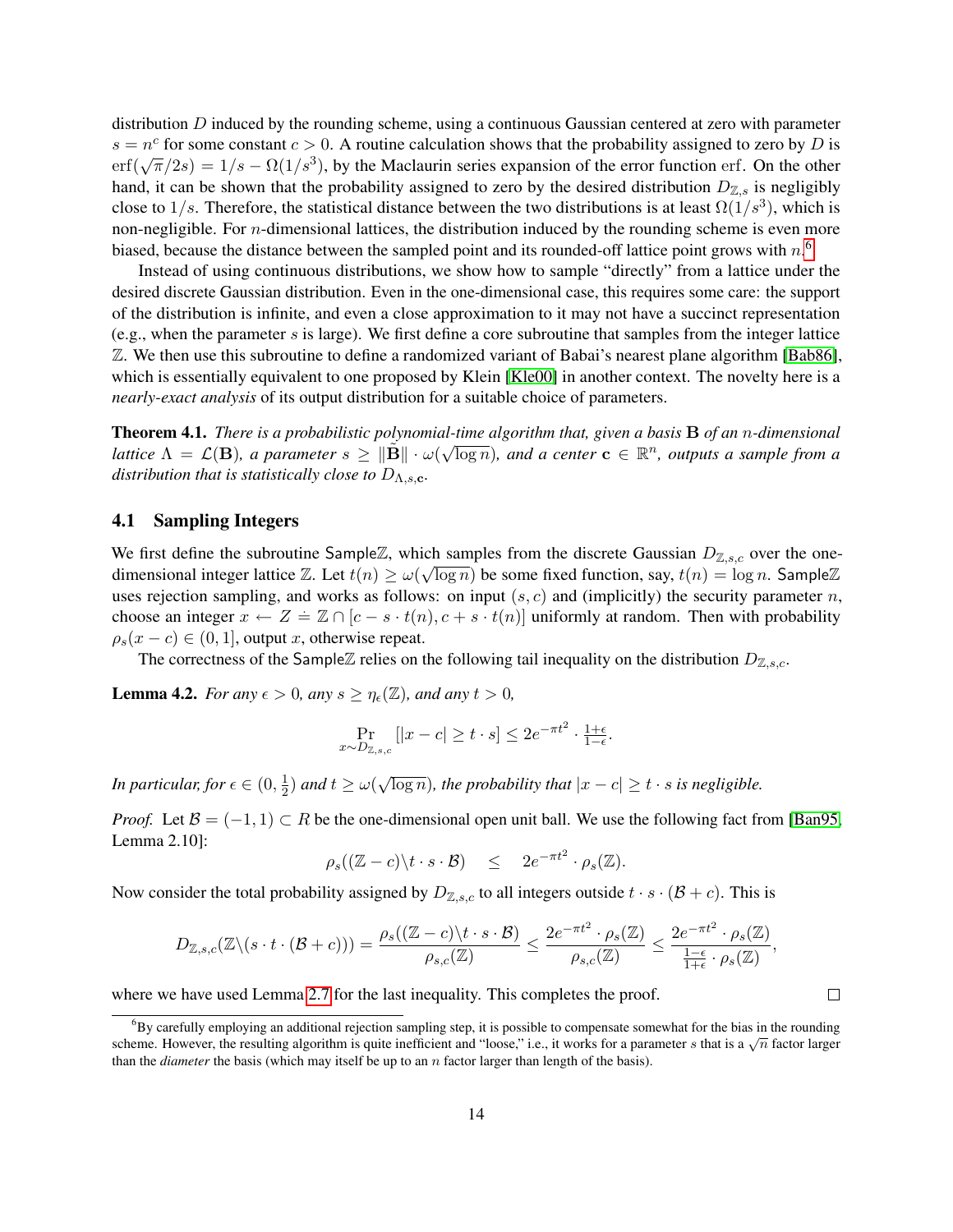distribution $D$ induced by the rounding scheme, using a continuous Gaussian centered at zero with parameter $s = n^c$ for some constant $c > 0$. A routine calculation shows that the probability assigned to zero by $D$ is $\mathrm{erf}(\sqrt{\pi}/2s) = 1/s - \Omega(1/s^3)$, by the Maclaurin series expansion of the error function erf. On the other hand, it can be shown that the probability assigned to zero by the desired distribution $D_{\mathbb{Z},s}$ is negligibly close to $1/s$. Therefore, the statistical distance between the two distributions is at least $\Omega(1/s^3)$, which is non-negligible. For $n$-dimensional lattices, the distribution induced by the rounding scheme is even more biased, because the distance between the sampled point and its rounded-off lattice point grows with $n$.[6]

Instead of using continuous distributions, we show how to sample "directly" from a lattice under the desired discrete Gaussian distribution. Even in the one-dimensional case, this requires some care: the support of the distribution is infinite, and even a close approximation to it may not have a succinct representation (e.g., when the parameter $s$ is large). We first define a core subroutine that samples from the integer lattice $\mathbb{Z}$. We then use this subroutine to define a randomized variant of Babai's nearest plane algorithm [Bab86], which is essentially equivalent to one proposed by Klein [Kle00] in another context. The novelty here is a *nearly-exact analysis* of its output distribution for a suitable choice of parameters.

**Theorem 4.1.** *There is a probabilistic polynomial-time algorithm that, given a basis $\mathbf{B}$ of an $n$-dimensional lattice $\Lambda = \mathcal{L}(\mathbf{B})$, a parameter $s \geq \|\tilde{\mathbf{B}}\| \cdot \omega(\sqrt{\log n})$, and a center $\mathbf{c} \in \mathbb{R}^n$, outputs a sample from a distribution that is statistically close to $D_{\Lambda,s,\mathbf{c}}$.*

## 4.1 Sampling Integers

We first define the subroutine $\mathsf{Sample}\mathbb{Z}$, which samples from the discrete Gaussian $D_{\mathbb{Z},s,c}$ over the one-dimensional integer lattice $\mathbb{Z}$. Let $t(n) \geq \omega(\sqrt{\log n})$ be some fixed function, say, $t(n) = \log n$. $\mathsf{Sample}\mathbb{Z}$ uses rejection sampling, and works as follows: on input $(s, c)$ and (implicitly) the security parameter $n$, choose an integer $x \leftarrow Z \doteq \mathbb{Z} \cap [c - s \cdot t(n), c + s \cdot t(n)]$ uniformly at random. Then with probability $\rho_s(x - c) \in (0, 1]$, output $x$, otherwise repeat.

The correctness of the $\mathsf{Sample}\mathbb{Z}$ relies on the following tail inequality on the distribution $D_{\mathbb{Z},s,c}$.

**Lemma 4.2.** *For any $\epsilon > 0$, any $s \geq \eta_\epsilon(\mathbb{Z})$, and any $t > 0$,*

$$\Pr_{x \sim D_{\mathbb{Z},s,c}}[|x - c| \geq t \cdot s] \leq 2e^{-\pi t^2} \cdot \tfrac{1+\epsilon}{1-\epsilon}.$$

*In particular, for $\epsilon \in (0, \frac{1}{2})$ and $t \geq \omega(\sqrt{\log n})$, the probability that $|x - c| \geq t \cdot s$ is negligible.*

*Proof.* Let $\mathcal{B} = (-1, 1) \subset R$ be the one-dimensional open unit ball. We use the following fact from [Ban95, Lemma 2.10]:

$$\rho_s((\mathbb{Z} - c) \backslash t \cdot s \cdot \mathcal{B}) \quad \leq \quad 2e^{-\pi t^2} \cdot \rho_s(\mathbb{Z}).$$

Now consider the total probability assigned by $D_{\mathbb{Z},s,c}$ to all integers outside $t \cdot s \cdot (\mathcal{B} + c)$. This is

$$D_{\mathbb{Z},s,c}(\mathbb{Z} \backslash (s \cdot t \cdot (\mathcal{B} + c))) = \frac{\rho_s((\mathbb{Z} - c) \backslash t \cdot s \cdot \mathcal{B})}{\rho_{s,c}(\mathbb{Z})} \leq \frac{2e^{-\pi t^2} \cdot \rho_s(\mathbb{Z})}{\rho_{s,c}(\mathbb{Z})} \leq \frac{2e^{-\pi t^2} \cdot \rho_s(\mathbb{Z})}{\frac{1-\epsilon}{1+\epsilon} \cdot \rho_s(\mathbb{Z})},$$

where we have used Lemma 2.7 for the last inequality. This completes the proof. $\square$

---

[6] By carefully employing an additional rejection sampling step, it is possible to compensate somewhat for the bias in the rounding scheme. However, the resulting algorithm is quite inefficient and "loose," i.e., it works for a parameter $s$ that is a $\sqrt{n}$ factor larger than the *diameter* the basis (which may itself be up to an $n$ factor larger than length of the basis).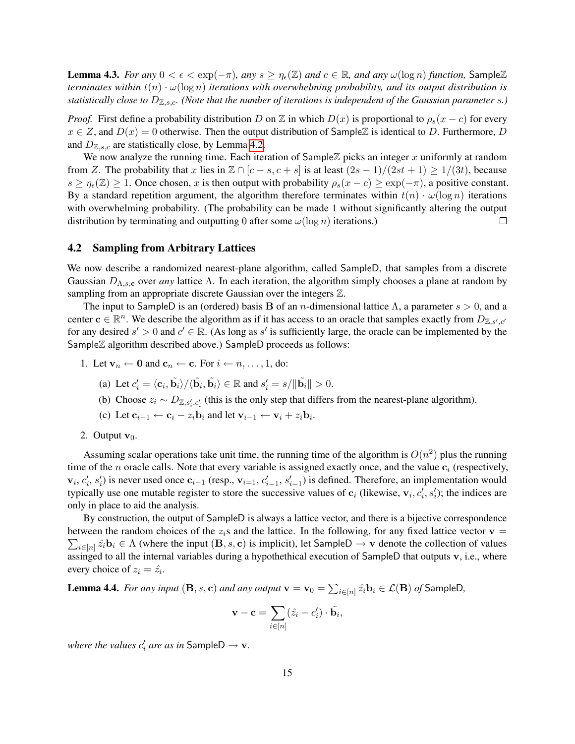**Lemma 4.3.** *For any $0 < \epsilon < \exp(-\pi)$, any $s \geq \eta_\epsilon(\mathbb{Z})$ and $c \in \mathbb{R}$, and any $\omega(\log n)$ function,* $\mathsf{Sample}\mathbb{Z}$ *terminates within $t(n) \cdot \omega(\log n)$ iterations with overwhelming probability, and its output distribution is statistically close to $D_{\mathbb{Z},s,c}$. (Note that the number of iterations is independent of the Gaussian parameter $s$.)*

*Proof.* First define a probability distribution $D$ on $\mathbb{Z}$ in which $D(x)$ is proportional to $\rho_s(x - c)$ for every $x \in Z$, and $D(x) = 0$ otherwise. Then the output distribution of $\mathsf{Sample}\mathbb{Z}$ is identical to $D$. Furthermore, $D$ and $D_{\mathbb{Z},s,c}$ are statistically close, by Lemma 4.2.

We now analyze the running time. Each iteration of $\mathsf{Sample}\mathbb{Z}$ picks an integer $x$ uniformly at random from $Z$. The probability that $x$ lies in $\mathbb{Z} \cap [c - s, c + s]$ is at least $(2s - 1)/(2st + 1) \geq 1/(3t)$, because $s \geq \eta_\epsilon(\mathbb{Z}) \geq 1$. Once chosen, $x$ is then output with probability $\rho_s(x - c) \geq \exp(-\pi)$, a positive constant. By a standard repetition argument, the algorithm therefore terminates within $t(n) \cdot \omega(\log n)$ iterations with overwhelming probability. (The probability can be made 1 without significantly altering the output distribution by terminating and outputting 0 after some $\omega(\log n)$ iterations.) ∎

## 4.2 Sampling from Arbitrary Lattices

We now describe a randomized nearest-plane algorithm, called $\mathsf{SampleD}$, that samples from a discrete Gaussian $D_{\Lambda,s,\mathbf{c}}$ over *any* lattice $\Lambda$. In each iteration, the algorithm simply chooses a plane at random by sampling from an appropriate discrete Gaussian over the integers $\mathbb{Z}$.

The input to $\mathsf{SampleD}$ is an (ordered) basis $\mathbf{B}$ of an $n$-dimensional lattice $\Lambda$, a parameter $s > 0$, and a center $\mathbf{c} \in \mathbb{R}^n$. We describe the algorithm as if it has access to an oracle that samples exactly from $D_{\mathbb{Z},s',c'}$ for any desired $s' > 0$ and $c' \in \mathbb{R}$. (As long as $s'$ is sufficiently large, the oracle can be implemented by the $\mathsf{Sample}\mathbb{Z}$ algorithm described above.) $\mathsf{SampleD}$ proceeds as follows:

1. Let $\mathbf{v}_n \leftarrow \mathbf{0}$ and $\mathbf{c}_n \leftarrow \mathbf{c}$. For $i \leftarrow n, \ldots, 1$, do:
   (a) Let $c'_i = \langle \mathbf{c}_i, \tilde{\mathbf{b}}_i \rangle / \langle \tilde{\mathbf{b}}_i, \tilde{\mathbf{b}}_i \rangle \in \mathbb{R}$ and $s'_i = s / \|\tilde{\mathbf{b}}_i\| > 0$.
   (b) Choose $z_i \sim D_{\mathbb{Z},s'_i,c'_i}$ (this is the only step that differs from the nearest-plane algorithm).
   (c) Let $\mathbf{c}_{i-1} \leftarrow \mathbf{c}_i - z_i \mathbf{b}_i$ and let $\mathbf{v}_{i-1} \leftarrow \mathbf{v}_i + z_i \mathbf{b}_i$.
2. Output $\mathbf{v}_0$.

Assuming scalar operations take unit time, the running time of the algorithm is $O(n^2)$ plus the running time of the $n$ oracle calls. Note that every variable is assigned exactly once, and the value $\mathbf{c}_i$ (respectively, $\mathbf{v}_i$, $c'_i$, $s'_i$) is never used once $\mathbf{c}_{i-1}$ (resp., $\mathbf{v}_{i=1}$, $c'_{i-1}$, $s'_{i-1}$) is defined. Therefore, an implementation would typically use one mutable register to store the successive values of $\mathbf{c}_i$ (likewise, $\mathbf{v}_i, c'_i, s'_i$); the indices are only in place to aid the analysis.

By construction, the output of $\mathsf{SampleD}$ is always a lattice vector, and there is a bijective correspondence between the random choices of the $z_i$s and the lattice. In the following, for any fixed lattice vector $\mathbf{v} = \sum_{i \in [n]} \hat{z}_i \mathbf{b}_i \in \Lambda$ (where the input $(\mathbf{B}, s, \mathbf{c})$ is implicit), let $\mathsf{SampleD} \to \mathbf{v}$ denote the collection of values assinged to all the internal variables during a hypothethical execution of $\mathsf{SampleD}$ that outputs $\mathbf{v}$, i.e., where every choice of $z_i = \hat{z}_i$.

**Lemma 4.4.** *For any input $(\mathbf{B}, s, \mathbf{c})$ and any output $\mathbf{v} = \mathbf{v}_0 = \sum_{i \in [n]} \hat{z}_i \mathbf{b}_i \in \mathcal{L}(\mathbf{B})$ of* $\mathsf{SampleD}$*,*

$$\mathbf{v} - \mathbf{c} = \sum_{i \in [n]} (\hat{z}_i - c'_i) \cdot \tilde{\mathbf{b}}_i,$$

*where the values $c'_i$ are as in* $\mathsf{SampleD} \to \mathbf{v}$.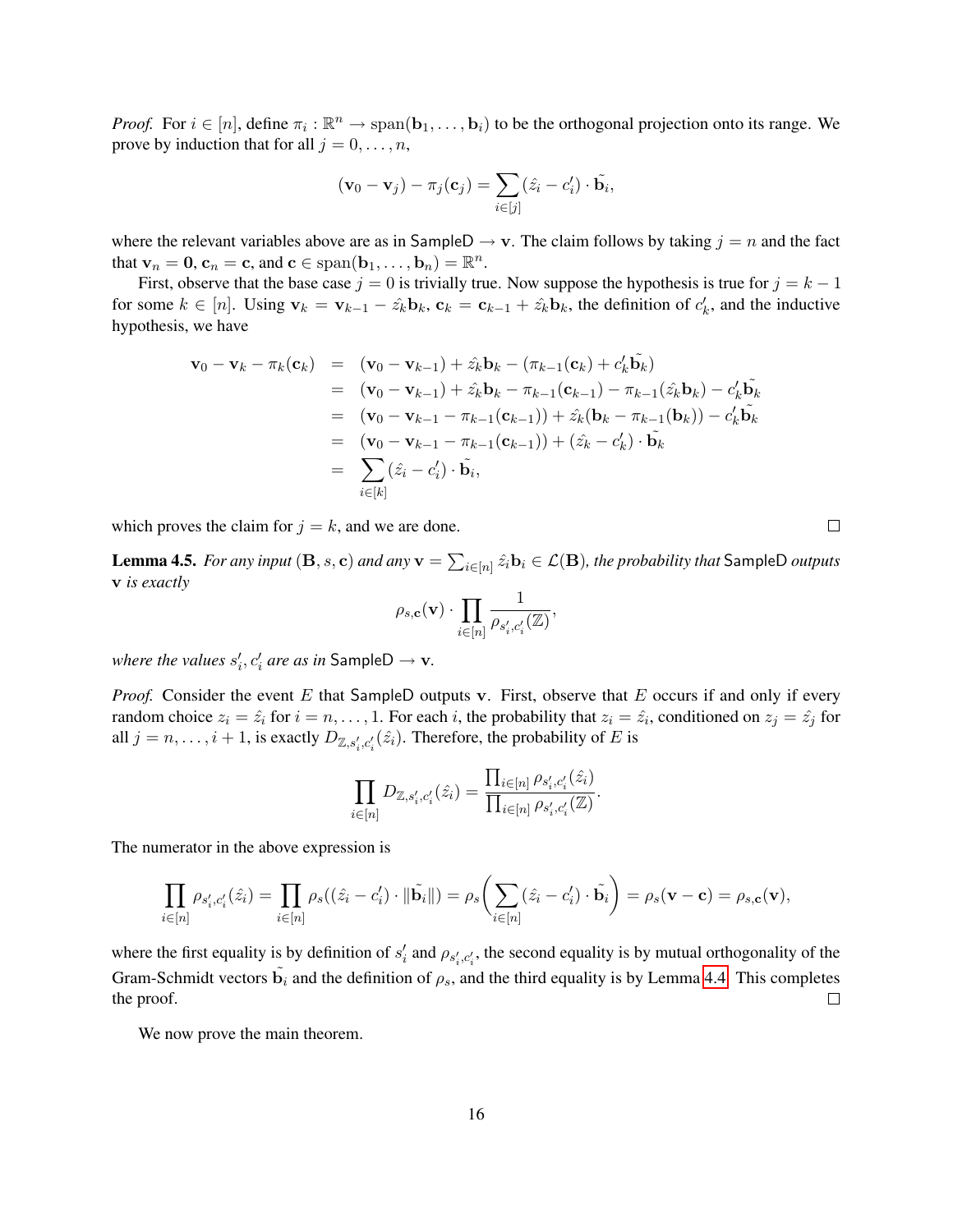*Proof.* For $i \in [n]$, define $\pi_i : \mathbb{R}^n \to \text{span}(\mathbf{b}_1, \ldots, \mathbf{b}_i)$ to be the orthogonal projection onto its range. We prove by induction that for all $j = 0, \ldots, n$,

$$(\mathbf{v}_0 - \mathbf{v}_j) - \pi_j(\mathbf{c}_j) = \sum_{i \in [j]} (\hat{z}_i - c'_i) \cdot \tilde{\mathbf{b}_i},$$

where the relevant variables above are as in $\mathsf{SampleD} \to \mathbf{v}$. The claim follows by taking $j = n$ and the fact that $\mathbf{v}_n = \mathbf{0}$, $\mathbf{c}_n = \mathbf{c}$, and $\mathbf{c} \in \text{span}(\mathbf{b}_1, \ldots, \mathbf{b}_n) = \mathbb{R}^n$.

First, observe that the base case $j = 0$ is trivially true. Now suppose the hypothesis is true for $j = k - 1$ for some $k \in [n]$. Using $\mathbf{v}_k = \mathbf{v}_{k-1} - \hat{z}_k \mathbf{b}_k$, $\mathbf{c}_k = \mathbf{c}_{k-1} + \hat{z}_k \mathbf{b}_k$, the definition of $c'_k$, and the inductive hypothesis, we have

$$\begin{aligned}
\mathbf{v}_0 - \mathbf{v}_k - \pi_k(\mathbf{c}_k) &= (\mathbf{v}_0 - \mathbf{v}_{k-1}) + \hat{z}_k \mathbf{b}_k - (\pi_{k-1}(\mathbf{c}_k) + c'_k \tilde{\mathbf{b}_k}) \\
&= (\mathbf{v}_0 - \mathbf{v}_{k-1}) + \hat{z}_k \mathbf{b}_k - \pi_{k-1}(\mathbf{c}_{k-1}) - \pi_{k-1}(\hat{z}_k \mathbf{b}_k) - c'_k \tilde{\mathbf{b}_k} \\
&= (\mathbf{v}_0 - \mathbf{v}_{k-1} - \pi_{k-1}(\mathbf{c}_{k-1})) + \hat{z}_k(\mathbf{b}_k - \pi_{k-1}(\mathbf{b}_k)) - c'_k \tilde{\mathbf{b}_k} \\
&= (\mathbf{v}_0 - \mathbf{v}_{k-1} - \pi_{k-1}(\mathbf{c}_{k-1})) + (\hat{z}_k - c'_k) \cdot \tilde{\mathbf{b}_k} \\
&= \sum_{i \in [k]} (\hat{z}_i - c'_i) \cdot \tilde{\mathbf{b}_i},
\end{aligned}$$

which proves the claim for $j = k$, and we are done. $\square$

**Lemma 4.5.** *For any input $(\mathbf{B}, s, \mathbf{c})$ and any $\mathbf{v} = \sum_{i \in [n]} \hat{z}_i \mathbf{b}_i \in \mathcal{L}(\mathbf{B})$, the probability that* $\mathsf{SampleD}$ *outputs $\mathbf{v}$ is exactly*

$$\rho_{s,\mathbf{c}}(\mathbf{v}) \cdot \prod_{i \in [n]} \frac{1}{\rho_{s'_i, c'_i}(\mathbb{Z})},$$

*where the values $s'_i, c'_i$ are as in* $\mathsf{SampleD} \to \mathbf{v}$.

*Proof.* Consider the event $E$ that $\mathsf{SampleD}$ outputs $\mathbf{v}$. First, observe that $E$ occurs if and only if every random choice $z_i = \hat{z}_i$ for $i = n, \ldots, 1$. For each $i$, the probability that $z_i = \hat{z}_i$, conditioned on $z_j = \hat{z}_j$ for all $j = n, \ldots, i + 1$, is exactly $D_{\mathbb{Z}, s'_i, c'_i}(\hat{z}_i)$. Therefore, the probability of $E$ is

$$\prod_{i \in [n]} D_{\mathbb{Z}, s'_i, c'_i}(\hat{z}_i) = \frac{\prod_{i \in [n]} \rho_{s'_i, c'_i}(\hat{z}_i)}{\prod_{i \in [n]} \rho_{s'_i, c'_i}(\mathbb{Z})}.$$

The numerator in the above expression is

$$\prod_{i \in [n]} \rho_{s'_i, c'_i}(\hat{z}_i) = \prod_{i \in [n]} \rho_s((\hat{z}_i - c'_i) \cdot \|\tilde{\mathbf{b}_i}\|) = \rho_s\left(\sum_{i \in [n]} (\hat{z}_i - c'_i) \cdot \tilde{\mathbf{b}_i}\right) = \rho_s(\mathbf{v} - \mathbf{c}) = \rho_{s,\mathbf{c}}(\mathbf{v}),$$

where the first equality is by definition of $s'_i$ and $\rho_{s'_i, c'_i}$, the second equality is by mutual orthogonality of the Gram-Schmidt vectors $\tilde{\mathbf{b}_i}$ and the definition of $\rho_s$, and the third equality is by Lemma 4.4. This completes the proof. $\square$

We now prove the main theorem.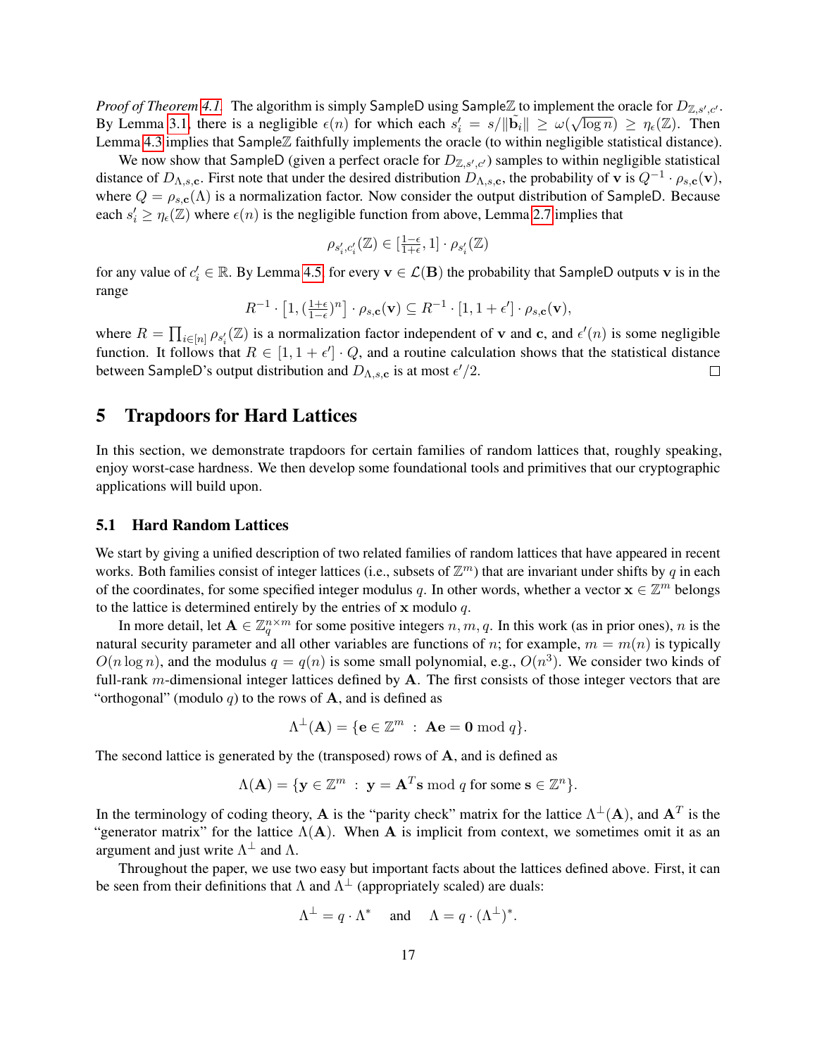*Proof of Theorem 4.1.* The algorithm is simply SampleD using Sample$\mathbb{Z}$ to implement the oracle for $D_{\mathbb{Z},s',c'}$. By Lemma 3.1, there is a negligible $\epsilon(n)$ for which each $s'_i = s/\|\tilde{\mathbf{b}}_i\| \geq \omega(\sqrt{\log n}) \geq \eta_\epsilon(\mathbb{Z})$. Then Lemma 4.3 implies that Sample$\mathbb{Z}$ faithfully implements the oracle (to within negligible statistical distance).

We now show that SampleD (given a perfect oracle for $D_{\mathbb{Z},s',c'}$) samples to within negligible statistical distance of $D_{\Lambda,s,\mathbf{c}}$. First note that under the desired distribution $D_{\Lambda,s,\mathbf{c}}$, the probability of $\mathbf{v}$ is $Q^{-1} \cdot \rho_{s,\mathbf{c}}(\mathbf{v})$, where $Q = \rho_{s,\mathbf{c}}(\Lambda)$ is a normalization factor. Now consider the output distribution of SampleD. Because each $s'_i \geq \eta_\epsilon(\mathbb{Z})$ where $\epsilon(n)$ is the negligible function from above, Lemma 2.7 implies that

$$\rho_{s'_i,c'_i}(\mathbb{Z}) \in [\tfrac{1-\epsilon}{1+\epsilon}, 1] \cdot \rho_{s'_i}(\mathbb{Z})$$

for any value of $c'_i \in \mathbb{R}$. By Lemma 4.5, for every $\mathbf{v} \in \mathcal{L}(\mathbf{B})$ the probability that SampleD outputs $\mathbf{v}$ is in the range

$$R^{-1} \cdot \left[1, (\tfrac{1+\epsilon}{1-\epsilon})^n\right] \cdot \rho_{s,\mathbf{c}}(\mathbf{v}) \subseteq R^{-1} \cdot [1, 1+\epsilon'] \cdot \rho_{s,\mathbf{c}}(\mathbf{v}),$$

where $R = \prod_{i \in [n]} \rho_{s'_i}(\mathbb{Z})$ is a normalization factor independent of $\mathbf{v}$ and $\mathbf{c}$, and $\epsilon'(n)$ is some negligible function. It follows that $R \in [1, 1+\epsilon'] \cdot Q$, and a routine calculation shows that the statistical distance between SampleD's output distribution and $D_{\Lambda,s,\mathbf{c}}$ is at most $\epsilon'/2$. □

# 5 Trapdoors for Hard Lattices

In this section, we demonstrate trapdoors for certain families of random lattices that, roughly speaking, enjoy worst-case hardness. We then develop some foundational tools and primitives that our cryptographic applications will build upon.

## 5.1 Hard Random Lattices

We start by giving a unified description of two related families of random lattices that have appeared in recent works. Both families consist of integer lattices (i.e., subsets of $\mathbb{Z}^m$) that are invariant under shifts by $q$ in each of the coordinates, for some specified integer modulus $q$. In other words, whether a vector $\mathbf{x} \in \mathbb{Z}^m$ belongs to the lattice is determined entirely by the entries of $\mathbf{x}$ modulo $q$.

In more detail, let $\mathbf{A} \in \mathbb{Z}_q^{n \times m}$ for some positive integers $n, m, q$. In this work (as in prior ones), $n$ is the natural security parameter and all other variables are functions of $n$; for example, $m = m(n)$ is typically $O(n \log n)$, and the modulus $q = q(n)$ is some small polynomial, e.g., $O(n^3)$. We consider two kinds of full-rank $m$-dimensional integer lattices defined by $\mathbf{A}$. The first consists of those integer vectors that are "orthogonal" (modulo $q$) to the rows of $\mathbf{A}$, and is defined as

$$\Lambda^\perp(\mathbf{A}) = \{\mathbf{e} \in \mathbb{Z}^m \; : \; \mathbf{A}\mathbf{e} = \mathbf{0} \bmod q\}.$$

The second lattice is generated by the (transposed) rows of $\mathbf{A}$, and is defined as

$$\Lambda(\mathbf{A}) = \{\mathbf{y} \in \mathbb{Z}^m \; : \; \mathbf{y} = \mathbf{A}^T\mathbf{s} \bmod q \text{ for some } \mathbf{s} \in \mathbb{Z}^n\}.$$

In the terminology of coding theory, $\mathbf{A}$ is the "parity check" matrix for the lattice $\Lambda^\perp(\mathbf{A})$, and $\mathbf{A}^T$ is the "generator matrix" for the lattice $\Lambda(\mathbf{A})$. When $\mathbf{A}$ is implicit from context, we sometimes omit it as an argument and just write $\Lambda^\perp$ and $\Lambda$.

Throughout the paper, we use two easy but important facts about the lattices defined above. First, it can be seen from their definitions that $\Lambda$ and $\Lambda^\perp$ (appropriately scaled) are duals:

$$\Lambda^\perp = q \cdot \Lambda^* \quad \text{and} \quad \Lambda = q \cdot (\Lambda^\perp)^*.$$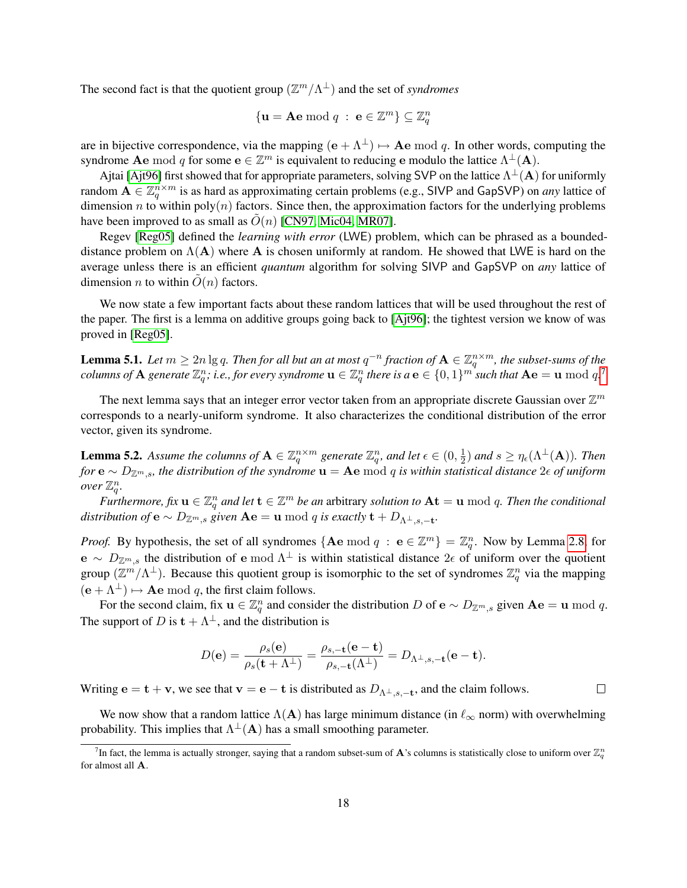The second fact is that the quotient group $(\mathbb{Z}^m/\Lambda^\perp)$ and the set of *syndromes*

$$\{\mathbf{u} = \mathbf{A}\mathbf{e} \bmod q \;:\; \mathbf{e} \in \mathbb{Z}^m\} \subseteq \mathbb{Z}_q^n$$

are in bijective correspondence, via the mapping $(\mathbf{e} + \Lambda^\perp) \mapsto \mathbf{A}\mathbf{e} \bmod q$. In other words, computing the syndrome $\mathbf{A}\mathbf{e} \bmod q$ for some $\mathbf{e} \in \mathbb{Z}^m$ is equivalent to reducing $\mathbf{e}$ modulo the lattice $\Lambda^\perp(\mathbf{A})$.

Ajtai [Ajt96] first showed that for appropriate parameters, solving SVP on the lattice $\Lambda^\perp(\mathbf{A})$ for uniformly random $\mathbf{A} \in \mathbb{Z}_q^{n\times m}$ is as hard as approximating certain problems (e.g., SIVP and GapSVP) on *any* lattice of dimension $n$ to within $\mathrm{poly}(n)$ factors. Since then, the approximation factors for the underlying problems have been improved to as small as $\tilde{O}(n)$ [CN97, Mic04, MR07].

Regev [Reg05] defined the *learning with error* (LWE) problem, which can be phrased as a bounded-distance problem on $\Lambda(\mathbf{A})$ where $\mathbf{A}$ is chosen uniformly at random. He showed that LWE is hard on the average unless there is an efficient *quantum* algorithm for solving SIVP and GapSVP on *any* lattice of dimension $n$ to within $\tilde{O}(n)$ factors.

We now state a few important facts about these random lattices that will be used throughout the rest of the paper. The first is a lemma on additive groups going back to [Ajt96]; the tightest version we know of was proved in [Reg05].

**Lemma 5.1.** *Let $m \geq 2n \lg q$. Then for all but an at most $q^{-n}$ fraction of $\mathbf{A} \in \mathbb{Z}_q^{n\times m}$, the subset-sums of the columns of $\mathbf{A}$ generate $\mathbb{Z}_q^n$; i.e., for every syndrome $\mathbf{u} \in \mathbb{Z}_q^n$ there is a $\mathbf{e} \in \{0,1\}^m$ such that $\mathbf{A}\mathbf{e} = \mathbf{u} \bmod q$.*[7]

The next lemma says that an integer error vector taken from an appropriate discrete Gaussian over $\mathbb{Z}^m$ corresponds to a nearly-uniform syndrome. It also characterizes the conditional distribution of the error vector, given its syndrome.

**Lemma 5.2.** *Assume the columns of $\mathbf{A} \in \mathbb{Z}_q^{n\times m}$ generate $\mathbb{Z}_q^n$, and let $\epsilon \in (0, \frac{1}{2})$ and $s \geq \eta_\epsilon(\Lambda^\perp(\mathbf{A}))$. Then for $\mathbf{e} \sim D_{\mathbb{Z}^m,s}$, the distribution of the syndrome $\mathbf{u} = \mathbf{A}\mathbf{e} \bmod q$ is within statistical distance $2\epsilon$ of uniform over $\mathbb{Z}_q^n$.*

*Furthermore, fix $\mathbf{u} \in \mathbb{Z}_q^n$ and let $\mathbf{t} \in \mathbb{Z}^m$ be an* arbitrary *solution to $\mathbf{A}\mathbf{t} = \mathbf{u} \bmod q$. Then the conditional distribution of $\mathbf{e} \sim D_{\mathbb{Z}^m,s}$ given $\mathbf{A}\mathbf{e} = \mathbf{u} \bmod q$ is exactly $\mathbf{t} + D_{\Lambda^\perp,s,-\mathbf{t}}$.*

*Proof.* By hypothesis, the set of all syndromes $\{\mathbf{A}\mathbf{e} \bmod q \;:\; \mathbf{e} \in \mathbb{Z}^m\} = \mathbb{Z}_q^n$. Now by Lemma 2.8, for $\mathbf{e} \sim D_{\mathbb{Z}^m,s}$ the distribution of $\mathbf{e} \bmod \Lambda^\perp$ is within statistical distance $2\epsilon$ of uniform over the quotient group $(\mathbb{Z}^m/\Lambda^\perp)$. Because this quotient group is isomorphic to the set of syndromes $\mathbb{Z}_q^n$ via the mapping $(\mathbf{e} + \Lambda^\perp) \mapsto \mathbf{A}\mathbf{e} \bmod q$, the first claim follows.

For the second claim, fix $\mathbf{u} \in \mathbb{Z}_q^n$ and consider the distribution $D$ of $\mathbf{e} \sim D_{\mathbb{Z}^m,s}$ given $\mathbf{A}\mathbf{e} = \mathbf{u} \bmod q$. The support of $D$ is $\mathbf{t} + \Lambda^\perp$, and the distribution is

$$D(\mathbf{e}) = \frac{\rho_s(\mathbf{e})}{\rho_s(\mathbf{t} + \Lambda^\perp)} = \frac{\rho_{s,-\mathbf{t}}(\mathbf{e} - \mathbf{t})}{\rho_{s,-\mathbf{t}}(\Lambda^\perp)} = D_{\Lambda^\perp,s,-\mathbf{t}}(\mathbf{e} - \mathbf{t}).$$

Writing $\mathbf{e} = \mathbf{t} + \mathbf{v}$, we see that $\mathbf{v} = \mathbf{e} - \mathbf{t}$ is distributed as $D_{\Lambda^\perp,s,-\mathbf{t}}$, and the claim follows. $\square$

We now show that a random lattice $\Lambda(\mathbf{A})$ has large minimum distance (in $\ell_\infty$ norm) with overwhelming probability. This implies that $\Lambda^\perp(\mathbf{A})$ has a small smoothing parameter.

---

[7] In fact, the lemma is actually stronger, saying that a random subset-sum of $\mathbf{A}$'s columns is statistically close to uniform over $\mathbb{Z}_q^n$ for almost all $\mathbf{A}$.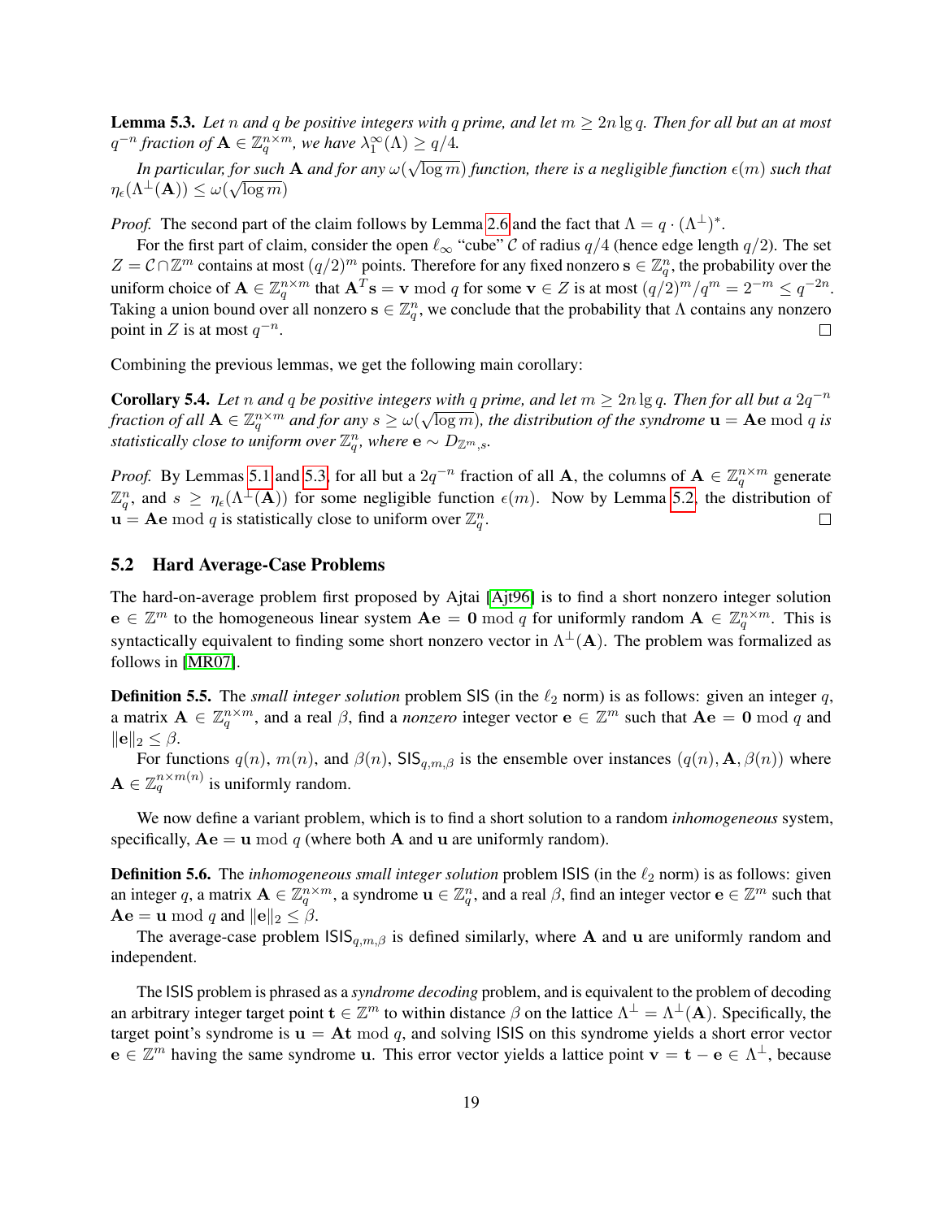**Lemma 5.3.** *Let $n$ and $q$ be positive integers with $q$ prime, and let $m \geq 2n \lg q$. Then for all but an at most $q^{-n}$ fraction of $\mathbf{A} \in \mathbb{Z}_q^{n \times m}$, we have $\lambda_1^\infty(\Lambda) \geq q/4$.*

*In particular, for such $\mathbf{A}$ and for any $\omega(\sqrt{\log m})$ function, there is a negligible function $\epsilon(m)$ such that $\eta_\epsilon(\Lambda^\perp(\mathbf{A})) \leq \omega(\sqrt{\log m})$*

*Proof.* The second part of the claim follows by Lemma 2.6 and the fact that $\Lambda = q \cdot (\Lambda^\perp)^*$.

For the first part of claim, consider the open $\ell_\infty$ "cube" $\mathcal{C}$ of radius $q/4$ (hence edge length $q/2$). The set $Z = \mathcal{C} \cap \mathbb{Z}^m$ contains at most $(q/2)^m$ points. Therefore for any fixed nonzero $\mathbf{s} \in \mathbb{Z}_q^n$, the probability over the uniform choice of $\mathbf{A} \in \mathbb{Z}_q^{n \times m}$ that $\mathbf{A}^T\mathbf{s} = \mathbf{v} \bmod q$ for some $\mathbf{v} \in Z$ is at most $(q/2)^m/q^m = 2^{-m} \leq q^{-2n}$. Taking a union bound over all nonzero $\mathbf{s} \in \mathbb{Z}_q^n$, we conclude that the probability that $\Lambda$ contains any nonzero point in $Z$ is at most $q^{-n}$. □

Combining the previous lemmas, we get the following main corollary:

**Corollary 5.4.** *Let $n$ and $q$ be positive integers with $q$ prime, and let $m \geq 2n \lg q$. Then for all but a $2q^{-n}$ fraction of all $\mathbf{A} \in \mathbb{Z}_q^{n \times m}$ and for any $s \geq \omega(\sqrt{\log m})$, the distribution of the syndrome $\mathbf{u} = \mathbf{A}\mathbf{e} \bmod q$ is statistically close to uniform over $\mathbb{Z}_q^n$, where $\mathbf{e} \sim D_{\mathbb{Z}^m, s}$.*

*Proof.* By Lemmas 5.1 and 5.3, for all but a $2q^{-n}$ fraction of all $\mathbf{A}$, the columns of $\mathbf{A} \in \mathbb{Z}_q^{n \times m}$ generate $\mathbb{Z}_q^n$, and $s \geq \eta_\epsilon(\Lambda^\perp(\mathbf{A}))$ for some negligible function $\epsilon(m)$. Now by Lemma 5.2, the distribution of $\mathbf{u} = \mathbf{A}\mathbf{e} \bmod q$ is statistically close to uniform over $\mathbb{Z}_q^n$. □

## 5.2 Hard Average-Case Problems

The hard-on-average problem first proposed by Ajtai [Ajt96] is to find a short nonzero integer solution $\mathbf{e} \in \mathbb{Z}^m$ to the homogeneous linear system $\mathbf{A}\mathbf{e} = \mathbf{0} \bmod q$ for uniformly random $\mathbf{A} \in \mathbb{Z}_q^{n \times m}$. This is syntactically equivalent to finding some short nonzero vector in $\Lambda^\perp(\mathbf{A})$. The problem was formalized as follows in [MR07].

**Definition 5.5.** The *small integer solution* problem SIS (in the $\ell_2$ norm) is as follows: given an integer $q$, a matrix $\mathbf{A} \in \mathbb{Z}_q^{n \times m}$, and a real $\beta$, find a *nonzero* integer vector $\mathbf{e} \in \mathbb{Z}^m$ such that $\mathbf{A}\mathbf{e} = \mathbf{0} \bmod q$ and $\|\mathbf{e}\|_2 \leq \beta$.

For functions $q(n)$, $m(n)$, and $\beta(n)$, $\mathsf{SIS}_{q,m,\beta}$ is the ensemble over instances $(q(n), \mathbf{A}, \beta(n))$ where $\mathbf{A} \in \mathbb{Z}_q^{n \times m(n)}$ is uniformly random.

We now define a variant problem, which is to find a short solution to a random *inhomogeneous* system, specifically, $\mathbf{A}\mathbf{e} = \mathbf{u} \bmod q$ (where both $\mathbf{A}$ and $\mathbf{u}$ are uniformly random).

**Definition 5.6.** The *inhomogeneous small integer solution* problem ISIS (in the $\ell_2$ norm) is as follows: given an integer $q$, a matrix $\mathbf{A} \in \mathbb{Z}_q^{n \times m}$, a syndrome $\mathbf{u} \in \mathbb{Z}_q^n$, and a real $\beta$, find an integer vector $\mathbf{e} \in \mathbb{Z}^m$ such that $\mathbf{A}\mathbf{e} = \mathbf{u} \bmod q$ and $\|\mathbf{e}\|_2 \leq \beta$.

The average-case problem $\mathsf{ISIS}_{q,m,\beta}$ is defined similarly, where $\mathbf{A}$ and $\mathbf{u}$ are uniformly random and independent.

The ISIS problem is phrased as a *syndrome decoding* problem, and is equivalent to the problem of decoding an arbitrary integer target point $\mathbf{t} \in \mathbb{Z}^m$ to within distance $\beta$ on the lattice $\Lambda^\perp = \Lambda^\perp(\mathbf{A})$. Specifically, the target point's syndrome is $\mathbf{u} = \mathbf{A}\mathbf{t} \bmod q$, and solving ISIS on this syndrome yields a short error vector $\mathbf{e} \in \mathbb{Z}^m$ having the same syndrome $\mathbf{u}$. This error vector yields a lattice point $\mathbf{v} = \mathbf{t} - \mathbf{e} \in \Lambda^\perp$, because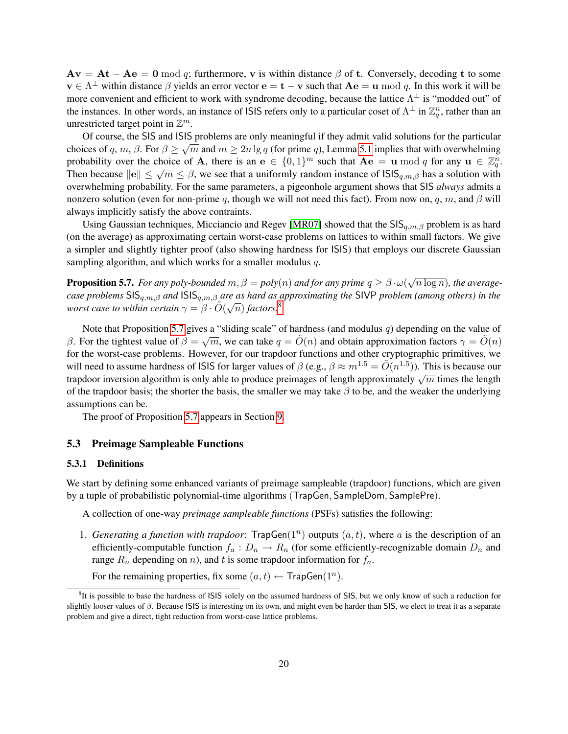$\mathbf{Av} = \mathbf{At} - \mathbf{Ae} = \mathbf{0} \bmod q$; furthermore, $\mathbf{v}$ is within distance $\beta$ of $\mathbf{t}$. Conversely, decoding $\mathbf{t}$ to some $\mathbf{v} \in \Lambda^\perp$ within distance $\beta$ yields an error vector $\mathbf{e} = \mathbf{t} - \mathbf{v}$ such that $\mathbf{Ae} = \mathbf{u} \bmod q$. In this work it will be more convenient and efficient to work with syndrome decoding, because the lattice $\Lambda^\perp$ is "modded out" of the instances. In other words, an instance of $\mathsf{ISIS}$ refers only to a particular coset of $\Lambda^\perp$ in $\mathbb{Z}_q^n$, rather than an unrestricted target point in $\mathbb{Z}^m$.

Of course, the $\mathsf{SIS}$ and $\mathsf{ISIS}$ problems are only meaningful if they admit valid solutions for the particular choices of $q, m, \beta$. For $\beta \geq \sqrt{m}$ and $m \geq 2n \lg q$ (for prime $q$), Lemma 5.1 implies that with overwhelming probability over the choice of $\mathbf{A}$, there is an $\mathbf{e} \in \{0,1\}^m$ such that $\mathbf{Ae} = \mathbf{u} \bmod q$ for any $\mathbf{u} \in \mathbb{Z}_q^n$. Then because $\|\mathbf{e}\| \leq \sqrt{m} \leq \beta$, we see that a uniformly random instance of $\mathsf{ISIS}_{q,m,\beta}$ has a solution with overwhelming probability. For the same parameters, a pigeonhole argument shows that $\mathsf{SIS}$ *always* admits a nonzero solution (even for non-prime $q$, though we will not need this fact). From now on, $q$, $m$, and $\beta$ will always implicitly satisfy the above contraints.

Using Gaussian techniques, Micciancio and Regev [MR07] showed that the $\mathsf{SIS}_{q,m,\beta}$ problem is as hard (on the average) as approximating certain worst-case problems on lattices to within small factors. We give a simpler and slightly tighter proof (also showing hardness for $\mathsf{ISIS}$) that employs our discrete Gaussian sampling algorithm, and which works for a smaller modulus $q$.

**Proposition 5.7.** *For any poly-bounded $m, \beta = poly(n)$ and for any prime $q \geq \beta \cdot \omega(\sqrt{n \log n})$, the average-case problems $\mathsf{SIS}_{q,m,\beta}$ and $\mathsf{ISIS}_{q,m,\beta}$ are as hard as approximating the $\mathsf{SIVP}$ problem (among others) in the worst case to within certain $\gamma = \beta \cdot \tilde{O}(\sqrt{n})$ factors.*[8]

Note that Proposition 5.7 gives a "sliding scale" of hardness (and modulus $q$) depending on the value of $\beta$. For the tightest value of $\beta = \sqrt{m}$, we can take $q = \tilde{O}(n)$ and obtain approximation factors $\gamma = \tilde{O}(n)$ for the worst-case problems. However, for our trapdoor functions and other cryptographic primitives, we will need to assume hardness of $\mathsf{ISIS}$ for larger values of $\beta$ (e.g., $\beta \approx m^{1.5} = \tilde{O}(n^{1.5})$). This is because our trapdoor inversion algorithm is only able to produce preimages of length approximately $\sqrt{m}$ times the length of the trapdoor basis; the shorter the basis, the smaller we may take $\beta$ to be, and the weaker the underlying assumptions can be.

The proof of Proposition 5.7 appears in Section 9.

## 5.3 Preimage Sampleable Functions

### 5.3.1 Definitions

We start by defining some enhanced variants of preimage sampleable (trapdoor) functions, which are given by a tuple of probabilistic polynomial-time algorithms ($\mathsf{TrapGen}$, $\mathsf{SampleDom}$, $\mathsf{SamplePre}$).

A collection of one-way *preimage sampleable functions* (PSFs) satisfies the following:

1. *Generating a function with trapdoor*: $\mathsf{TrapGen}(1^n)$ outputs $(a, t)$, where $a$ is the description of an efficiently-computable function $f_a : D_n \to R_n$ (for some efficiently-recognizable domain $D_n$ and range $R_n$ depending on $n$), and $t$ is some trapdoor information for $f_a$.

   For the remaining properties, fix some $(a, t) \leftarrow \mathsf{TrapGen}(1^n)$.

[8] It is possible to base the hardness of $\mathsf{ISIS}$ solely on the assumed hardness of $\mathsf{SIS}$, but we only know of such a reduction for slightly looser values of $\beta$. Because $\mathsf{ISIS}$ is interesting on its own, and might even be harder than $\mathsf{SIS}$, we elect to treat it as a separate problem and give a direct, tight reduction from worst-case lattice problems.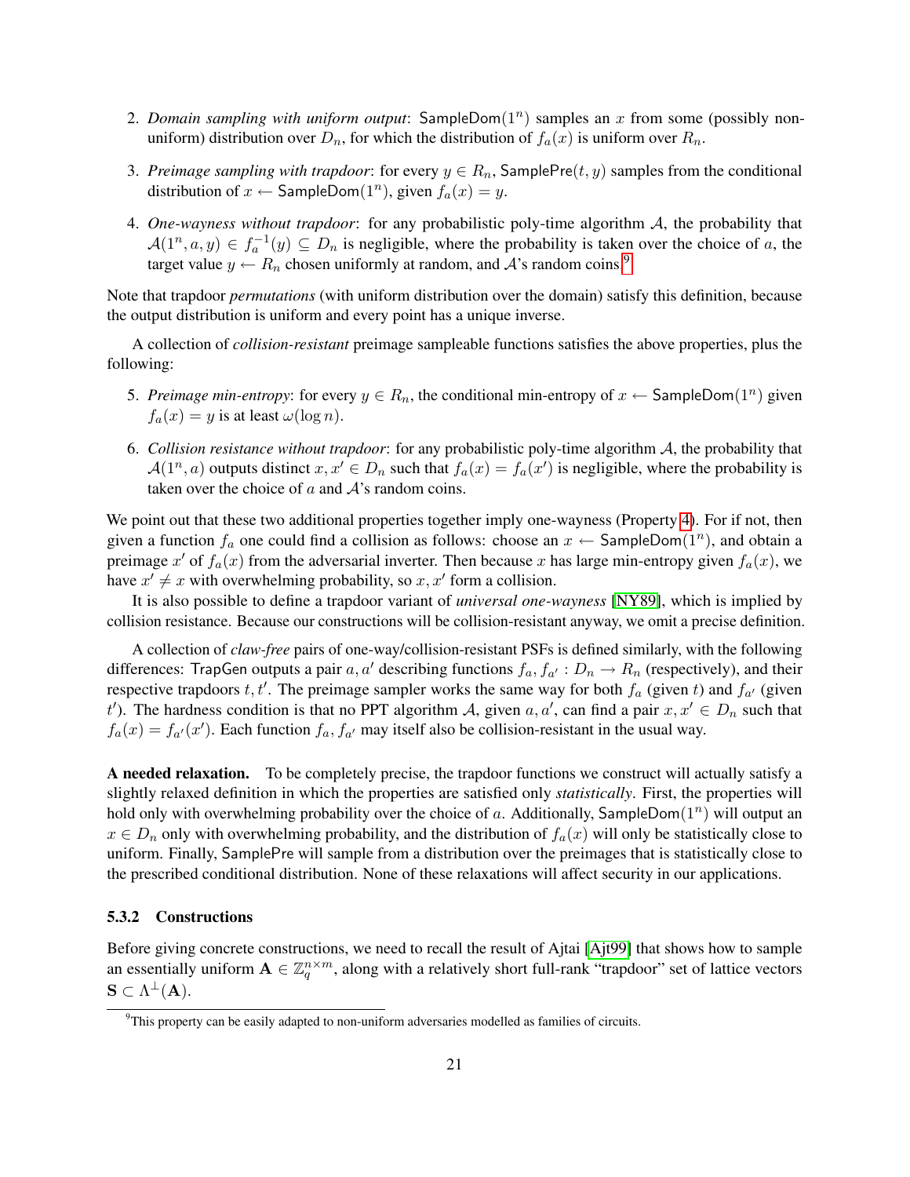2. *Domain sampling with uniform output*: $\mathsf{SampleDom}(1^n)$ samples an $x$ from some (possibly non-uniform) distribution over $D_n$, for which the distribution of $f_a(x)$ is uniform over $R_n$.

3. *Preimage sampling with trapdoor*: for every $y \in R_n$, $\mathsf{SamplePre}(t, y)$ samples from the conditional distribution of $x \leftarrow \mathsf{SampleDom}(1^n)$, given $f_a(x) = y$.

4. *One-wayness without trapdoor*: for any probabilistic poly-time algorithm $\mathcal{A}$, the probability that $\mathcal{A}(1^n, a, y) \in f_a^{-1}(y) \subseteq D_n$ is negligible, where the probability is taken over the choice of $a$, the target value $y \leftarrow R_n$ chosen uniformly at random, and $\mathcal{A}$'s random coins.[9]

Note that trapdoor *permutations* (with uniform distribution over the domain) satisfy this definition, because the output distribution is uniform and every point has a unique inverse.

A collection of *collision-resistant* preimage sampleable functions satisfies the above properties, plus the following:

5. *Preimage min-entropy*: for every $y \in R_n$, the conditional min-entropy of $x \leftarrow \mathsf{SampleDom}(1^n)$ given $f_a(x) = y$ is at least $\omega(\log n)$.

6. *Collision resistance without trapdoor*: for any probabilistic poly-time algorithm $\mathcal{A}$, the probability that $\mathcal{A}(1^n, a)$ outputs distinct $x, x' \in D_n$ such that $f_a(x) = f_a(x')$ is negligible, where the probability is taken over the choice of $a$ and $\mathcal{A}$'s random coins.

We point out that these two additional properties together imply one-wayness (Property 4). For if not, then given a function $f_a$ one could find a collision as follows: choose an $x \leftarrow \mathsf{SampleDom}(1^n)$, and obtain a preimage $x'$ of $f_a(x)$ from the adversarial inverter. Then because $x$ has large min-entropy given $f_a(x)$, we have $x' \neq x$ with overwhelming probability, so $x, x'$ form a collision.

It is also possible to define a trapdoor variant of *universal one-wayness* [NY89], which is implied by collision resistance. Because our constructions will be collision-resistant anyway, we omit a precise definition.

A collection of *claw-free* pairs of one-way/collision-resistant PSFs is defined similarly, with the following differences: $\mathsf{TrapGen}$ outputs a pair $a, a'$ describing functions $f_a, f_{a'} : D_n \to R_n$ (respectively), and their respective trapdoors $t, t'$. The preimage sampler works the same way for both $f_a$ (given $t$) and $f_{a'}$ (given $t'$). The hardness condition is that no PPT algorithm $\mathcal{A}$, given $a, a'$, can find a pair $x, x' \in D_n$ such that $f_a(x) = f_{a'}(x')$. Each function $f_a, f_{a'}$ may itself also be collision-resistant in the usual way.

**A needed relaxation.** To be completely precise, the trapdoor functions we construct will actually satisfy a slightly relaxed definition in which the properties are satisfied only *statistically*. First, the properties will hold only with overwhelming probability over the choice of $a$. Additionally, $\mathsf{SampleDom}(1^n)$ will output an $x \in D_n$ only with overwhelming probability, and the distribution of $f_a(x)$ will only be statistically close to uniform. Finally, $\mathsf{SamplePre}$ will sample from a distribution over the preimages that is statistically close to the prescribed conditional distribution. None of these relaxations will affect security in our applications.

### 5.3.2 Constructions

Before giving concrete constructions, we need to recall the result of Ajtai [Ajt99] that shows how to sample an essentially uniform $\mathbf{A} \in \mathbb{Z}_q^{n \times m}$, along with a relatively short full-rank "trapdoor" set of lattice vectors $\mathbf{S} \subset \Lambda^{\perp}(\mathbf{A})$.

[9] This property can be easily adapted to non-uniform adversaries modelled as families of circuits.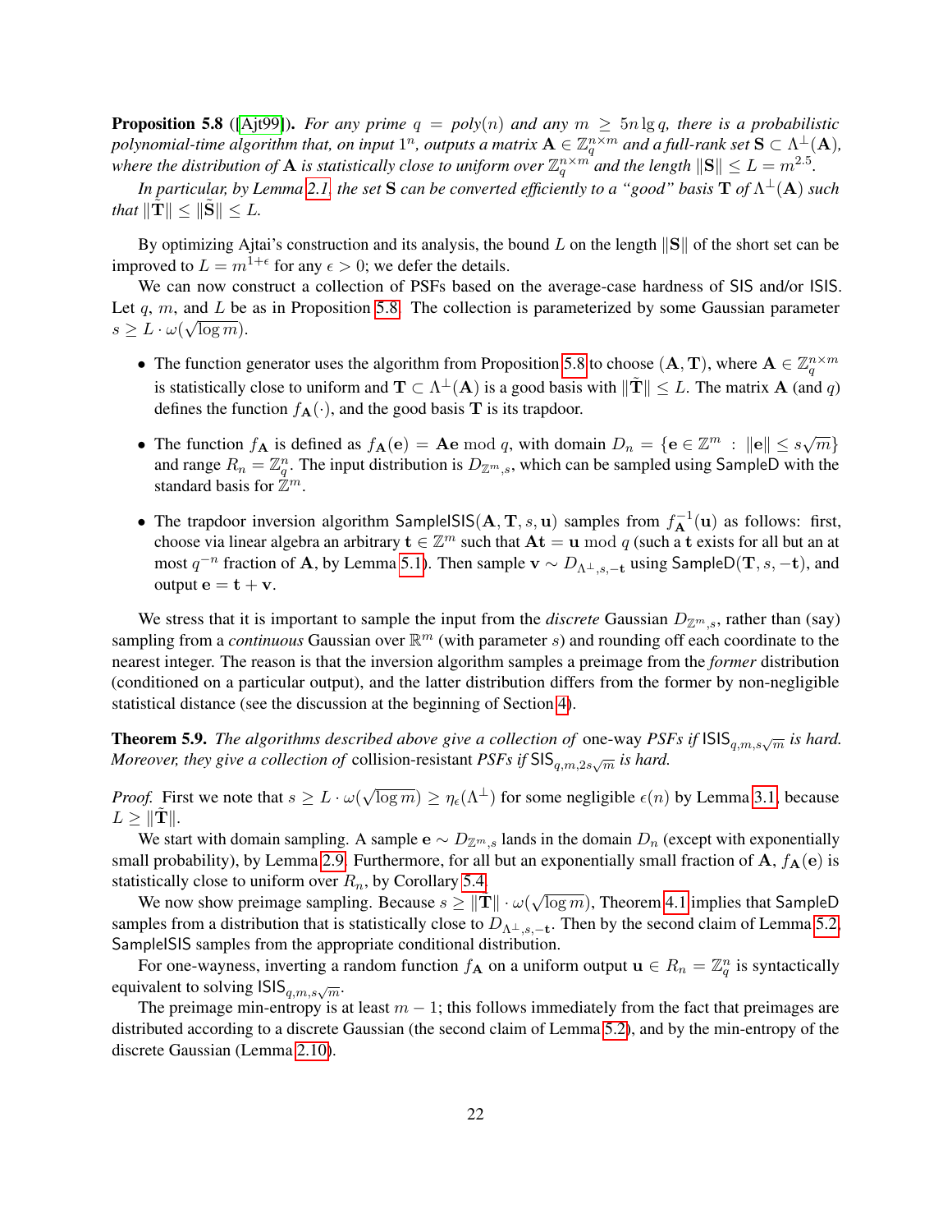**Proposition 5.8** ([Ajt99]). *For any prime $q = poly(n)$ and any $m \geq 5n \lg q$, there is a probabilistic polynomial-time algorithm that, on input $1^n$, outputs a matrix $\mathbf{A} \in \mathbb{Z}_q^{n \times m}$ and a full-rank set $\mathbf{S} \subset \Lambda^\perp(\mathbf{A})$, where the distribution of $\mathbf{A}$ is statistically close to uniform over $\mathbb{Z}_q^{n \times m}$ and the length $\|\mathbf{S}\| \leq L = m^{2.5}$.*

*In particular, by Lemma 2.1, the set $\mathbf{S}$ can be converted efficiently to a "good" basis $\mathbf{T}$ of $\Lambda^\perp(\mathbf{A})$ such that $\|\tilde{\mathbf{T}}\| \leq \|\tilde{\mathbf{S}}\| \leq L$.*

By optimizing Ajtai's construction and its analysis, the bound $L$ on the length $\|\mathbf{S}\|$ of the short set can be improved to $L = m^{1+\epsilon}$ for any $\epsilon > 0$; we defer the details.

We can now construct a collection of PSFs based on the average-case hardness of SIS and/or ISIS. Let $q$, $m$, and $L$ be as in Proposition 5.8. The collection is parameterized by some Gaussian parameter $s \geq L \cdot \omega(\sqrt{\log m})$.

- The function generator uses the algorithm from Proposition 5.8 to choose $(\mathbf{A}, \mathbf{T})$, where $\mathbf{A} \in \mathbb{Z}_q^{n \times m}$ is statistically close to uniform and $\mathbf{T} \subset \Lambda^\perp(\mathbf{A})$ is a good basis with $\|\tilde{\mathbf{T}}\| \leq L$. The matrix $\mathbf{A}$ (and $q$) defines the function $f_\mathbf{A}(\cdot)$, and the good basis $\mathbf{T}$ is its trapdoor.
- The function $f_\mathbf{A}$ is defined as $f_\mathbf{A}(\mathbf{e}) = \mathbf{A}\mathbf{e} \bmod q$, with domain $D_n = \{\mathbf{e} \in \mathbb{Z}^m : \|\mathbf{e}\| \leq s\sqrt{m}\}$ and range $R_n = \mathbb{Z}_q^n$. The input distribution is $D_{\mathbb{Z}^m, s}$, which can be sampled using SampleD with the standard basis for $\mathbb{Z}^m$.
- The trapdoor inversion algorithm SampleISIS$(\mathbf{A}, \mathbf{T}, s, \mathbf{u})$ samples from $f_\mathbf{A}^{-1}(\mathbf{u})$ as follows: first, choose via linear algebra an arbitrary $\mathbf{t} \in \mathbb{Z}^m$ such that $\mathbf{A}\mathbf{t} = \mathbf{u} \bmod q$ (such a $\mathbf{t}$ exists for all but an at most $q^{-n}$ fraction of $\mathbf{A}$, by Lemma 5.1). Then sample $\mathbf{v} \sim D_{\Lambda^\perp, s, -\mathbf{t}}$ using SampleD$(\mathbf{T}, s, -\mathbf{t})$, and output $\mathbf{e} = \mathbf{t} + \mathbf{v}$.

We stress that it is important to sample the input from the *discrete* Gaussian $D_{\mathbb{Z}^m, s}$, rather than (say) sampling from a *continuous* Gaussian over $\mathbb{R}^m$ (with parameter $s$) and rounding off each coordinate to the nearest integer. The reason is that the inversion algorithm samples a preimage from the *former* distribution (conditioned on a particular output), and the latter distribution differs from the former by non-negligible statistical distance (see the discussion at the beginning of Section 4).

**Theorem 5.9.** *The algorithms described above give a collection of* one-way *PSFs if* $\mathsf{ISIS}_{q,m,s\sqrt{m}}$ *is hard. Moreover, they give a collection of* collision-resistant *PSFs if* $\mathsf{SIS}_{q,m,2s\sqrt{m}}$ *is hard.*

*Proof.* First we note that $s \geq L \cdot \omega(\sqrt{\log m}) \geq \eta_\epsilon(\Lambda^\perp)$ for some negligible $\epsilon(n)$ by Lemma 3.1, because $L \geq \|\tilde{\mathbf{T}}\|$.

We start with domain sampling. A sample $\mathbf{e} \sim D_{\mathbb{Z}^m, s}$ lands in the domain $D_n$ (except with exponentially small probability), by Lemma 2.9. Furthermore, for all but an exponentially small fraction of $\mathbf{A}$, $f_\mathbf{A}(\mathbf{e})$ is statistically close to uniform over $R_n$, by Corollary 5.4.

We now show preimage sampling. Because $s \geq \|\tilde{\mathbf{T}}\| \cdot \omega(\sqrt{\log m})$, Theorem 4.1 implies that SampleD samples from a distribution that is statistically close to $D_{\Lambda^\perp, s, -\mathbf{t}}$. Then by the second claim of Lemma 5.2, SampleISIS samples from the appropriate conditional distribution.

For one-wayness, inverting a random function $f_\mathbf{A}$ on a uniform output $\mathbf{u} \in R_n = \mathbb{Z}_q^n$ is syntactically equivalent to solving $\mathsf{ISIS}_{q,m,s\sqrt{m}}$.

The preimage min-entropy is at least $m - 1$; this follows immediately from the fact that preimages are distributed according to a discrete Gaussian (the second claim of Lemma 5.2), and by the min-entropy of the discrete Gaussian (Lemma 2.10).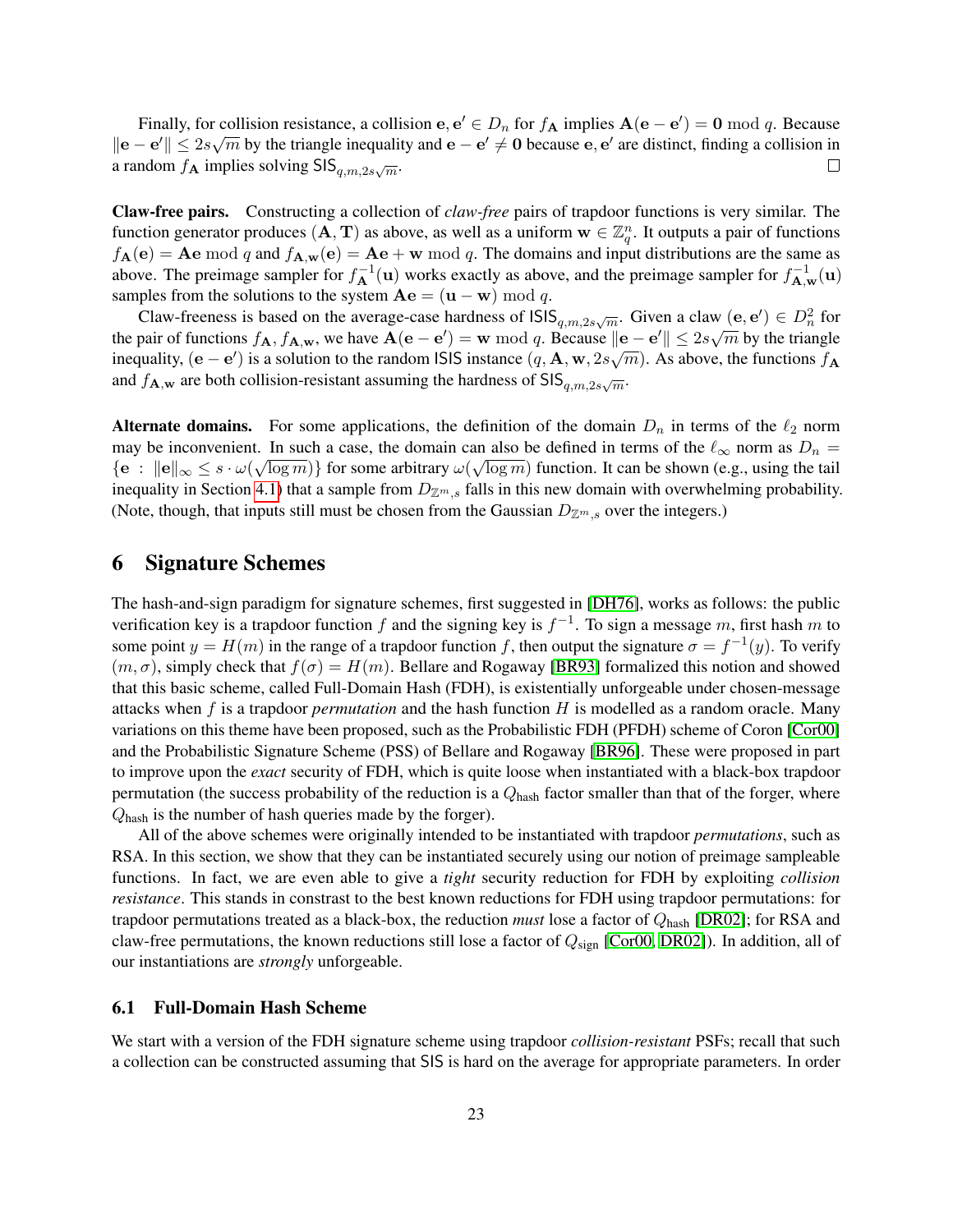Finally, for collision resistance, a collision $\mathbf{e}, \mathbf{e}' \in D_n$ for $f_{\mathbf{A}}$ implies $\mathbf{A}(\mathbf{e} - \mathbf{e}') = \mathbf{0} \bmod q$. Because $\|\mathbf{e} - \mathbf{e}'\| \leq 2s\sqrt{m}$ by the triangle inequality and $\mathbf{e} - \mathbf{e}' \neq \mathbf{0}$ because $\mathbf{e}, \mathbf{e}'$ are distinct, finding a collision in a random $f_{\mathbf{A}}$ implies solving $\mathsf{SIS}_{q,m,2s\sqrt{m}}$. □

**Claw-free pairs.** Constructing a collection of *claw-free* pairs of trapdoor functions is very similar. The function generator produces $(\mathbf{A}, \mathbf{T})$ as above, as well as a uniform $\mathbf{w} \in \mathbb{Z}_q^n$. It outputs a pair of functions $f_{\mathbf{A}}(\mathbf{e}) = \mathbf{A}\mathbf{e} \bmod q$ and $f_{\mathbf{A},\mathbf{w}}(\mathbf{e}) = \mathbf{A}\mathbf{e} + \mathbf{w} \bmod q$. The domains and input distributions are the same as above. The preimage sampler for $f_{\mathbf{A}}^{-1}(\mathbf{u})$ works exactly as above, and the preimage sampler for $f_{\mathbf{A},\mathbf{w}}^{-1}(\mathbf{u})$ samples from the solutions to the system $\mathbf{A}\mathbf{e} = (\mathbf{u} - \mathbf{w}) \bmod q$.

Claw-freeness is based on the average-case hardness of $\mathsf{ISIS}_{q,m,2s\sqrt{m}}$. Given a claw $(\mathbf{e}, \mathbf{e}') \in D_n^2$ for the pair of functions $f_{\mathbf{A}}, f_{\mathbf{A},\mathbf{w}}$, we have $\mathbf{A}(\mathbf{e} - \mathbf{e}') = \mathbf{w} \bmod q$. Because $\|\mathbf{e} - \mathbf{e}'\| \leq 2s\sqrt{m}$ by the triangle inequality, $(\mathbf{e} - \mathbf{e}')$ is a solution to the random $\mathsf{ISIS}$ instance $(q, \mathbf{A}, \mathbf{w}, 2s\sqrt{m})$. As above, the functions $f_{\mathbf{A}}$ and $f_{\mathbf{A},\mathbf{w}}$ are both collision-resistant assuming the hardness of $\mathsf{SIS}_{q,m,2s\sqrt{m}}$.

**Alternate domains.** For some applications, the definition of the domain $D_n$ in terms of the $\ell_2$ norm may be inconvenient. In such a case, the domain can also be defined in terms of the $\ell_\infty$ norm as $D_n = \{\mathbf{e} : \|\mathbf{e}\|_\infty \leq s \cdot \omega(\sqrt{\log m})\}$ for some arbitrary $\omega(\sqrt{\log m})$ function. It can be shown (e.g., using the tail inequality in Section 4.1) that a sample from $D_{\mathbb{Z}^m,s}$ falls in this new domain with overwhelming probability. (Note, though, that inputs still must be chosen from the Gaussian $D_{\mathbb{Z}^m,s}$ over the integers.)

# 6 Signature Schemes

The hash-and-sign paradigm for signature schemes, first suggested in [DH76], works as follows: the public verification key is a trapdoor function $f$ and the signing key is $f^{-1}$. To sign a message $m$, first hash $m$ to some point $y = H(m)$ in the range of a trapdoor function $f$, then output the signature $\sigma = f^{-1}(y)$. To verify $(m, \sigma)$, simply check that $f(\sigma) = H(m)$. Bellare and Rogaway [BR93] formalized this notion and showed that this basic scheme, called Full-Domain Hash (FDH), is existentially unforgeable under chosen-message attacks when $f$ is a trapdoor *permutation* and the hash function $H$ is modelled as a random oracle. Many variations on this theme have been proposed, such as the Probabilistic FDH (PFDH) scheme of Coron [Cor00] and the Probabilistic Signature Scheme (PSS) of Bellare and Rogaway [BR96]. These were proposed in part to improve upon the *exact* security of FDH, which is quite loose when instantiated with a black-box trapdoor permutation (the success probability of the reduction is a $Q_{\text{hash}}$ factor smaller than that of the forger, where $Q_{\text{hash}}$ is the number of hash queries made by the forger).

All of the above schemes were originally intended to be instantiated with trapdoor *permutations*, such as RSA. In this section, we show that they can be instantiated securely using our notion of preimage sampleable functions. In fact, we are even able to give a *tight* security reduction for FDH by exploiting *collision resistance*. This stands in constrast to the best known reductions for FDH using trapdoor permutations: for trapdoor permutations treated as a black-box, the reduction *must* lose a factor of $Q_{\text{hash}}$ [DR02]; for RSA and claw-free permutations, the known reductions still lose a factor of $Q_{\text{sign}}$ [Cor00, DR02]). In addition, all of our instantiations are *strongly* unforgeable.

## 6.1 Full-Domain Hash Scheme

We start with a version of the FDH signature scheme using trapdoor *collision-resistant* PSFs; recall that such a collection can be constructed assuming that SIS is hard on the average for appropriate parameters. In order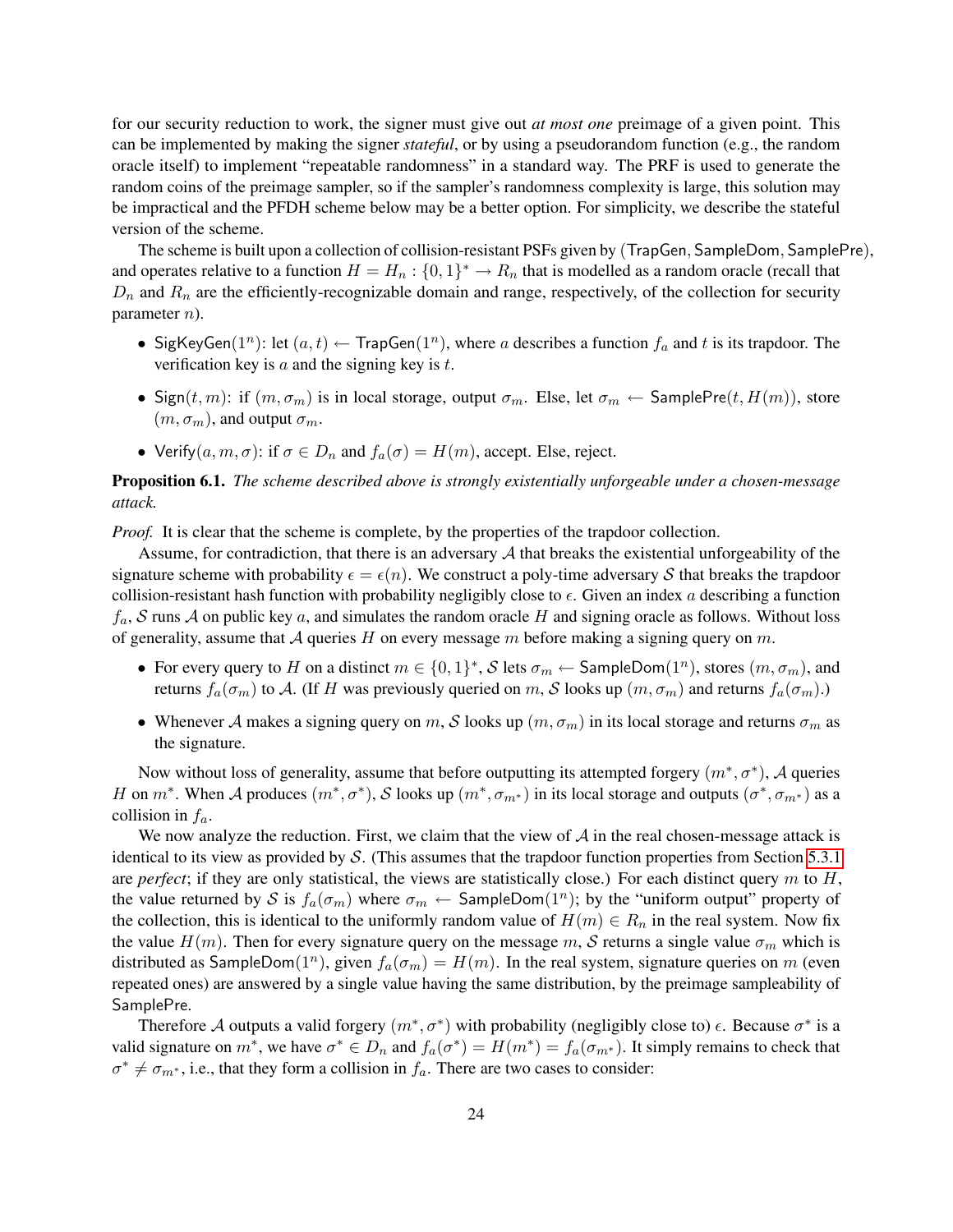for our security reduction to work, the signer must give out *at most one* preimage of a given point. This can be implemented by making the signer *stateful*, or by using a pseudorandom function (e.g., the random oracle itself) to implement "repeatable randomness" in a standard way. The PRF is used to generate the random coins of the preimage sampler, so if the sampler's randomness complexity is large, this solution may be impractical and the PFDH scheme below may be a better option. For simplicity, we describe the stateful version of the scheme.

The scheme is built upon a collection of collision-resistant PSFs given by (TrapGen, SampleDom, SamplePre), and operates relative to a function $H = H_n : \{0,1\}^* \to R_n$ that is modelled as a random oracle (recall that $D_n$ and $R_n$ are the efficiently-recognizable domain and range, respectively, of the collection for security parameter $n$).

- SigKeyGen$(1^n)$: let $(a, t) \leftarrow$ TrapGen$(1^n)$, where $a$ describes a function $f_a$ and $t$ is its trapdoor. The verification key is $a$ and the signing key is $t$.
- Sign$(t, m)$: if $(m, \sigma_m)$ is in local storage, output $\sigma_m$. Else, let $\sigma_m \leftarrow$ SamplePre$(t, H(m))$, store $(m, \sigma_m)$, and output $\sigma_m$.
- Verify$(a, m, \sigma)$: if $\sigma \in D_n$ and $f_a(\sigma) = H(m)$, accept. Else, reject.

**Proposition 6.1.** *The scheme described above is strongly existentially unforgeable under a chosen-message attack.*

*Proof.* It is clear that the scheme is complete, by the properties of the trapdoor collection.

Assume, for contradiction, that there is an adversary $\mathcal{A}$ that breaks the existential unforgeability of the signature scheme with probability $\epsilon = \epsilon(n)$. We construct a poly-time adversary $\mathcal{S}$ that breaks the trapdoor collision-resistant hash function with probability negligibly close to $\epsilon$. Given an index $a$ describing a function $f_a$, $\mathcal{S}$ runs $\mathcal{A}$ on public key $a$, and simulates the random oracle $H$ and signing oracle as follows. Without loss of generality, assume that $\mathcal{A}$ queries $H$ on every message $m$ before making a signing query on $m$.

- For every query to $H$ on a distinct $m \in \{0,1\}^*$, $\mathcal{S}$ lets $\sigma_m \leftarrow$ SampleDom$(1^n)$, stores $(m, \sigma_m)$, and returns $f_a(\sigma_m)$ to $\mathcal{A}$. (If $H$ was previously queried on $m$, $\mathcal{S}$ looks up $(m, \sigma_m)$ and returns $f_a(\sigma_m)$.)
- Whenever $\mathcal{A}$ makes a signing query on $m$, $\mathcal{S}$ looks up $(m, \sigma_m)$ in its local storage and returns $\sigma_m$ as the signature.

Now without loss of generality, assume that before outputting its attempted forgery $(m^*, \sigma^*)$, $\mathcal{A}$ queries $H$ on $m^*$. When $\mathcal{A}$ produces $(m^*, \sigma^*)$, $\mathcal{S}$ looks up $(m^*, \sigma_{m^*})$ in its local storage and outputs $(\sigma^*, \sigma_{m^*})$ as a collision in $f_a$.

We now analyze the reduction. First, we claim that the view of $\mathcal{A}$ in the real chosen-message attack is identical to its view as provided by $\mathcal{S}$. (This assumes that the trapdoor function properties from Section 5.3.1 are *perfect*; if they are only statistical, the views are statistically close.) For each distinct query $m$ to $H$, the value returned by $\mathcal{S}$ is $f_a(\sigma_m)$ where $\sigma_m \leftarrow$ SampleDom$(1^n)$; by the "uniform output" property of the collection, this is identical to the uniformly random value of $H(m) \in R_n$ in the real system. Now fix the value $H(m)$. Then for every signature query on the message $m$, $\mathcal{S}$ returns a single value $\sigma_m$ which is distributed as SampleDom$(1^n)$, given $f_a(\sigma_m) = H(m)$. In the real system, signature queries on $m$ (even repeated ones) are answered by a single value having the same distribution, by the preimage sampleability of SamplePre.

Therefore $\mathcal{A}$ outputs a valid forgery $(m^*, \sigma^*)$ with probability (negligibly close to) $\epsilon$. Because $\sigma^*$ is a valid signature on $m^*$, we have $\sigma^* \in D_n$ and $f_a(\sigma^*) = H(m^*) = f_a(\sigma_{m^*})$. It simply remains to check that $\sigma^* \neq \sigma_{m^*}$, i.e., that they form a collision in $f_a$. There are two cases to consider: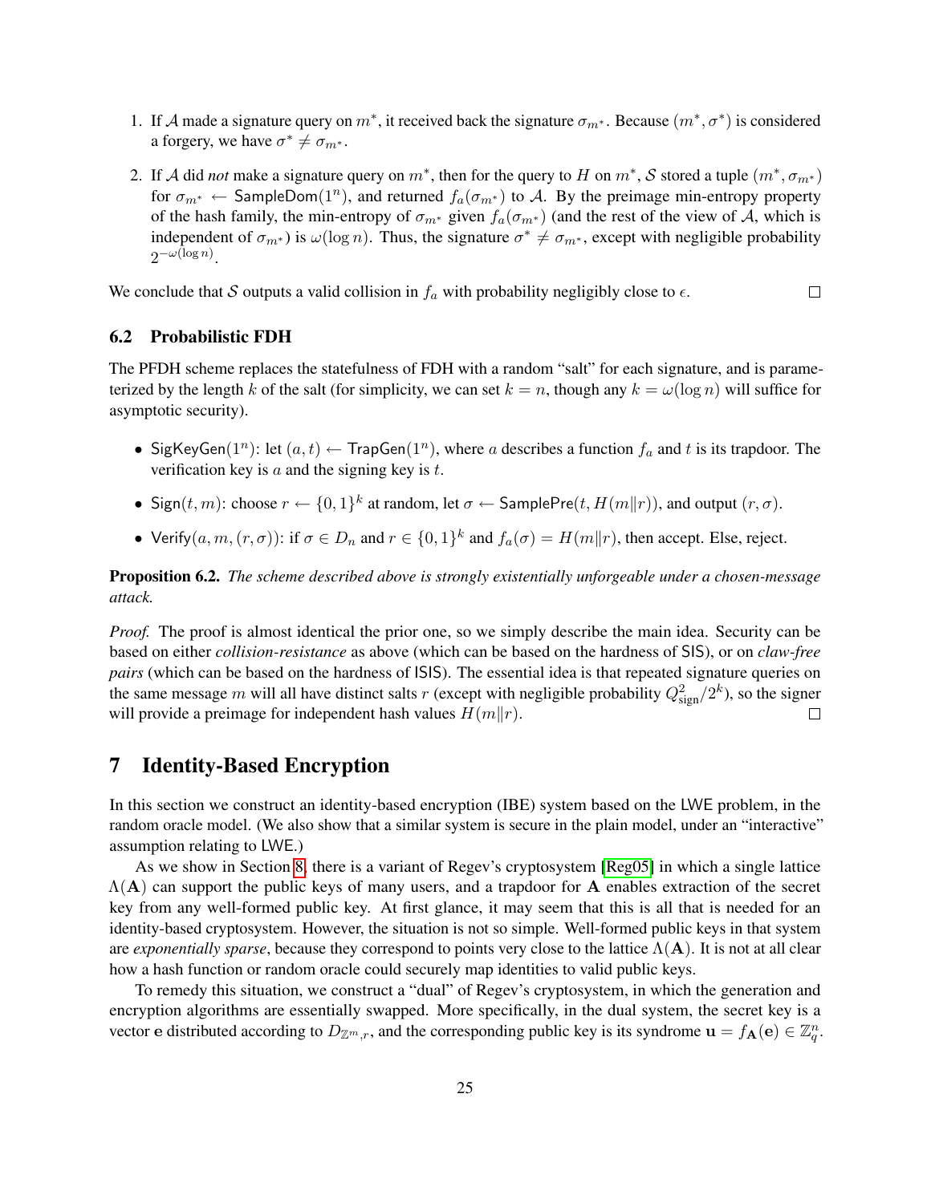1. If $\mathcal{A}$ made a signature query on $m^*$, it received back the signature $\sigma_{m^*}$. Because $(m^*, \sigma^*)$ is considered a forgery, we have $\sigma^* \neq \sigma_{m^*}$.

2. If $\mathcal{A}$ did *not* make a signature query on $m^*$, then for the query to $H$ on $m^*$, $\mathcal{S}$ stored a tuple $(m^*, \sigma_{m^*})$ for $\sigma_{m^*} \leftarrow \mathsf{SampleDom}(1^n)$, and returned $f_a(\sigma_{m^*})$ to $\mathcal{A}$. By the preimage min-entropy property of the hash family, the min-entropy of $\sigma_{m^*}$ given $f_a(\sigma_{m^*})$ (and the rest of the view of $\mathcal{A}$, which is independent of $\sigma_{m^*}$) is $\omega(\log n)$. Thus, the signature $\sigma^* \neq \sigma_{m^*}$, except with negligible probability $2^{-\omega(\log n)}$.

We conclude that $\mathcal{S}$ outputs a valid collision in $f_a$ with probability negligibly close to $\epsilon$. □

### 6.2 Probabilistic FDH

The PFDH scheme replaces the statefulness of FDH with a random "salt" for each signature, and is parameterized by the length $k$ of the salt (for simplicity, we can set $k = n$, though any $k = \omega(\log n)$ will suffice for asymptotic security).

- $\mathsf{SigKeyGen}(1^n)$: let $(a, t) \leftarrow \mathsf{TrapGen}(1^n)$, where $a$ describes a function $f_a$ and $t$ is its trapdoor. The verification key is $a$ and the signing key is $t$.
- $\mathsf{Sign}(t, m)$: choose $r \leftarrow \{0,1\}^k$ at random, let $\sigma \leftarrow \mathsf{SamplePre}(t, H(m\|r))$, and output $(r, \sigma)$.
- $\mathsf{Verify}(a, m, (r, \sigma))$: if $\sigma \in D_n$ and $r \in \{0,1\}^k$ and $f_a(\sigma) = H(m\|r)$, then accept. Else, reject.

**Proposition 6.2.** *The scheme described above is strongly existentially unforgeable under a chosen-message attack.*

*Proof.* The proof is almost identical the prior one, so we simply describe the main idea. Security can be based on either *collision-resistance* as above (which can be based on the hardness of SIS), or on *claw-free pairs* (which can be based on the hardness of ISIS). The essential idea is that repeated signature queries on the same message $m$ will all have distinct salts $r$ (except with negligible probability $Q_{\text{sign}}^2/2^k$), so the signer will provide a preimage for independent hash values $H(m\|r)$. □

## 7 Identity-Based Encryption

In this section we construct an identity-based encryption (IBE) system based on the LWE problem, in the random oracle model. (We also show that a similar system is secure in the plain model, under an "interactive" assumption relating to LWE.)

As we show in Section 8, there is a variant of Regev's cryptosystem [Reg05] in which a single lattice $\Lambda(\mathbf{A})$ can support the public keys of many users, and a trapdoor for $\mathbf{A}$ enables extraction of the secret key from any well-formed public key. At first glance, it may seem that this is all that is needed for an identity-based cryptosystem. However, the situation is not so simple. Well-formed public keys in that system are *exponentially sparse*, because they correspond to points very close to the lattice $\Lambda(\mathbf{A})$. It is not at all clear how a hash function or random oracle could securely map identities to valid public keys.

To remedy this situation, we construct a "dual" of Regev's cryptosystem, in which the generation and encryption algorithms are essentially swapped. More specifically, in the dual system, the secret key is a vector $\mathbf{e}$ distributed according to $D_{\mathbb{Z}^m,r}$, and the corresponding public key is its syndrome $\mathbf{u} = f_{\mathbf{A}}(\mathbf{e}) \in \mathbb{Z}_q^n$.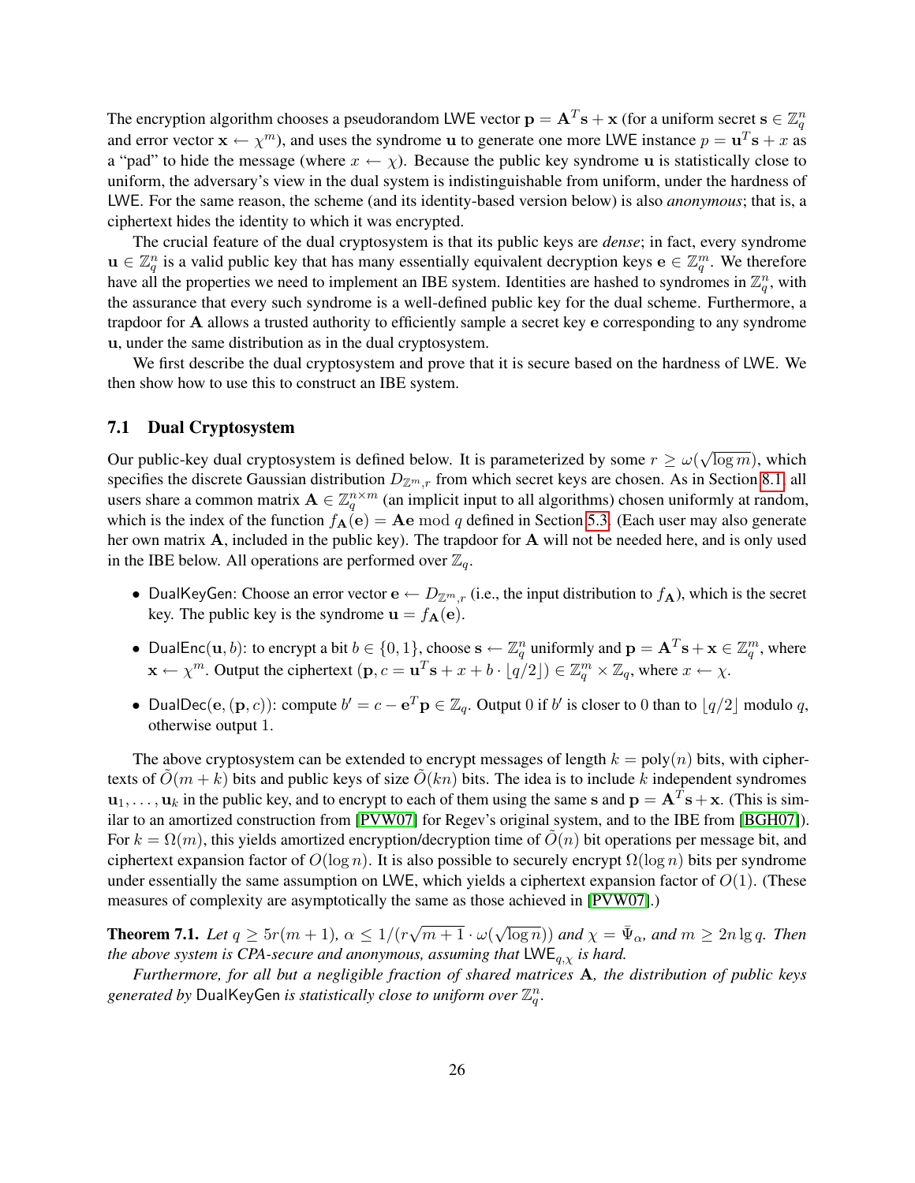The encryption algorithm chooses a pseudorandom LWE vector $\mathbf{p} = \mathbf{A}^T\mathbf{s} + \mathbf{x}$ (for a uniform secret $\mathbf{s} \in \mathbb{Z}_q^n$ and error vector $\mathbf{x} \leftarrow \chi^m$), and uses the syndrome $\mathbf{u}$ to generate one more LWE instance $p = \mathbf{u}^T\mathbf{s} + x$ as a "pad" to hide the message (where $x \leftarrow \chi$). Because the public key syndrome $\mathbf{u}$ is statistically close to uniform, the adversary's view in the dual system is indistinguishable from uniform, under the hardness of LWE. For the same reason, the scheme (and its identity-based version below) is also *anonymous*; that is, a ciphertext hides the identity to which it was encrypted.

The crucial feature of the dual cryptosystem is that its public keys are *dense*; in fact, every syndrome $\mathbf{u} \in \mathbb{Z}_q^n$ is a valid public key that has many essentially equivalent decryption keys $\mathbf{e} \in \mathbb{Z}_q^m$. We therefore have all the properties we need to implement an IBE system. Identities are hashed to syndromes in $\mathbb{Z}_q^n$, with the assurance that every such syndrome is a well-defined public key for the dual scheme. Furthermore, a trapdoor for $\mathbf{A}$ allows a trusted authority to efficiently sample a secret key $\mathbf{e}$ corresponding to any syndrome $\mathbf{u}$, under the same distribution as in the dual cryptosystem.

We first describe the dual cryptosystem and prove that it is secure based on the hardness of LWE. We then show how to use this to construct an IBE system.

### 7.1 Dual Cryptosystem

Our public-key dual cryptosystem is defined below. It is parameterized by some $r \geq \omega(\sqrt{\log m})$, which specifies the discrete Gaussian distribution $D_{\mathbb{Z}^m,r}$ from which secret keys are chosen. As in Section 8.1, all users share a common matrix $\mathbf{A} \in \mathbb{Z}_q^{n\times m}$ (an implicit input to all algorithms) chosen uniformly at random, which is the index of the function $f_{\mathbf{A}}(\mathbf{e}) = \mathbf{A}\mathbf{e} \bmod q$ defined in Section 5.3. (Each user may also generate her own matrix $\mathbf{A}$, included in the public key). The trapdoor for $\mathbf{A}$ will not be needed here, and is only used in the IBE below. All operations are performed over $\mathbb{Z}_q$.

- DualKeyGen: Choose an error vector $\mathbf{e} \leftarrow D_{\mathbb{Z}^m,r}$ (i.e., the input distribution to $f_{\mathbf{A}}$), which is the secret key. The public key is the syndrome $\mathbf{u} = f_{\mathbf{A}}(\mathbf{e})$.
- DualEnc$(\mathbf{u}, b)$: to encrypt a bit $b \in \{0,1\}$, choose $\mathbf{s} \leftarrow \mathbb{Z}_q^n$ uniformly and $\mathbf{p} = \mathbf{A}^T\mathbf{s} + \mathbf{x} \in \mathbb{Z}_q^m$, where $\mathbf{x} \leftarrow \chi^m$. Output the ciphertext $(\mathbf{p}, c = \mathbf{u}^T\mathbf{s} + x + b \cdot \lfloor q/2 \rfloor) \in \mathbb{Z}_q^m \times \mathbb{Z}_q$, where $x \leftarrow \chi$.
- DualDec$(\mathbf{e}, (\mathbf{p}, c))$: compute $b' = c - \mathbf{e}^T\mathbf{p} \in \mathbb{Z}_q$. Output 0 if $b'$ is closer to 0 than to $\lfloor q/2 \rfloor$ modulo $q$, otherwise output 1.

The above cryptosystem can be extended to encrypt messages of length $k = \text{poly}(n)$ bits, with ciphertexts of $\tilde{O}(m + k)$ bits and public keys of size $\tilde{O}(kn)$ bits. The idea is to include $k$ independent syndromes $\mathbf{u}_1, \ldots, \mathbf{u}_k$ in the public key, and to encrypt to each of them using the same $\mathbf{s}$ and $\mathbf{p} = \mathbf{A}^T\mathbf{s} + \mathbf{x}$. (This is similar to an amortized construction from [PVW07] for Regev's original system, and to the IBE from [BGH07]). For $k = \Omega(m)$, this yields amortized encryption/decryption time of $\tilde{O}(n)$ bit operations per message bit, and ciphertext expansion factor of $O(\log n)$. It is also possible to securely encrypt $\Omega(\log n)$ bits per syndrome under essentially the same assumption on LWE, which yields a ciphertext expansion factor of $O(1)$. (These measures of complexity are asymptotically the same as those achieved in [PVW07].)

**Theorem 7.1.** *Let $q \geq 5r(m+1)$, $\alpha \leq 1/(r\sqrt{m+1} \cdot \omega(\sqrt{\log n}))$ and $\chi = \bar{\Psi}_\alpha$, and $m \geq 2n \lg q$. Then the above system is CPA-secure and anonymous, assuming that $\mathsf{LWE}_{q,\chi}$ is hard.*

*Furthermore, for all but a negligible fraction of shared matrices $\mathbf{A}$, the distribution of public keys generated by* DualKeyGen *is statistically close to uniform over $\mathbb{Z}_q^n$.*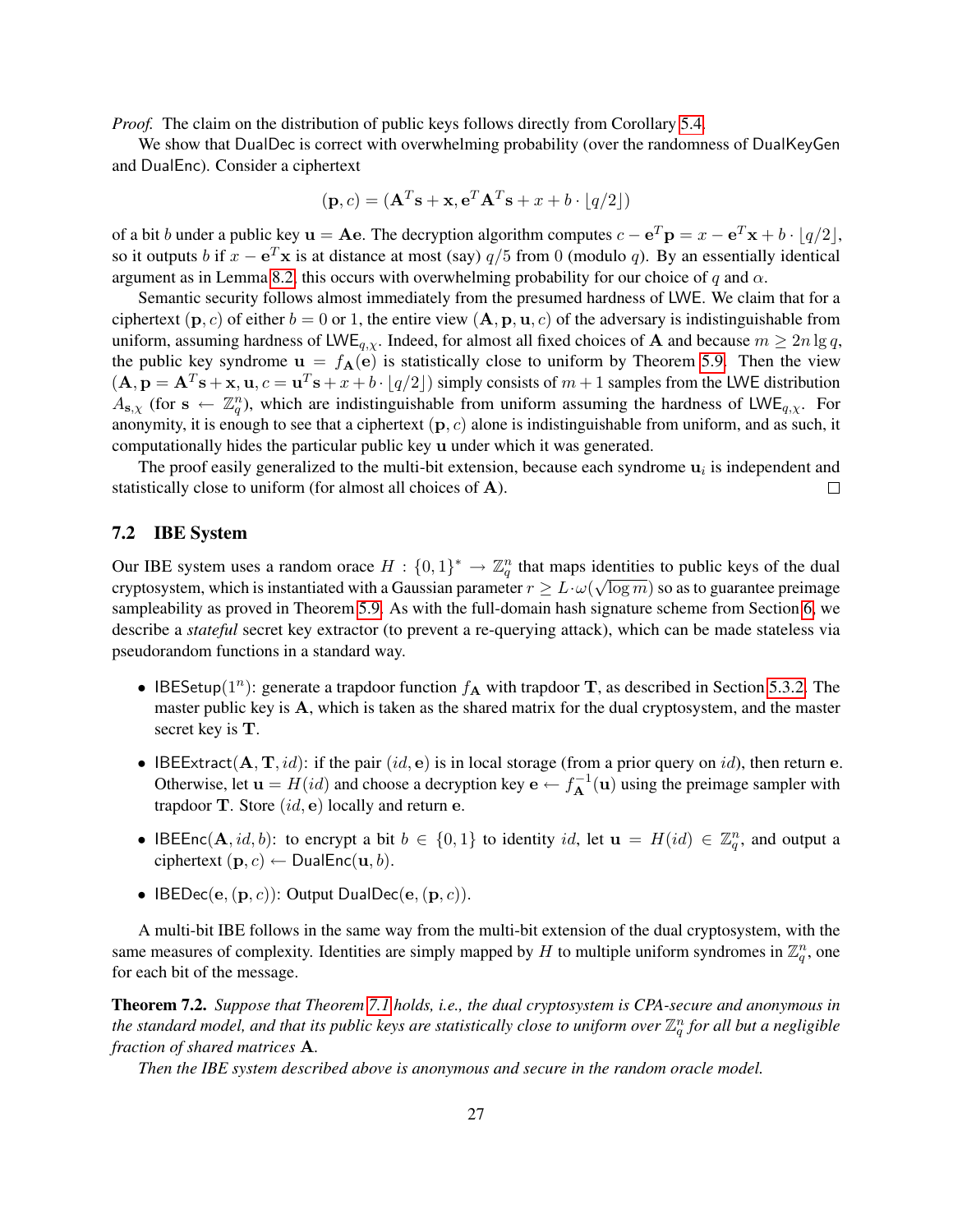*Proof.* The claim on the distribution of public keys follows directly from Corollary 5.4.

We show that DualDec is correct with overwhelming probability (over the randomness of DualKeyGen and DualEnc). Consider a ciphertext

$$(\mathbf{p}, c) = (\mathbf{A}^T\mathbf{s} + \mathbf{x}, \mathbf{e}^T\mathbf{A}^T\mathbf{s} + x + b \cdot \lfloor q/2 \rceil)$$

of a bit $b$ under a public key $\mathbf{u} = \mathbf{A}\mathbf{e}$. The decryption algorithm computes $c - \mathbf{e}^T\mathbf{p} = x - \mathbf{e}^T\mathbf{x} + b \cdot \lfloor q/2 \rceil$, so it outputs $b$ if $x - \mathbf{e}^T\mathbf{x}$ is at distance at most (say) $q/5$ from 0 (modulo $q$). By an essentially identical argument as in Lemma 8.2, this occurs with overwhelming probability for our choice of $q$ and $\alpha$.

Semantic security follows almost immediately from the presumed hardness of LWE. We claim that for a ciphertext $(\mathbf{p}, c)$ of either $b = 0$ or 1, the entire view $(\mathbf{A}, \mathbf{p}, \mathbf{u}, c)$ of the adversary is indistinguishable from uniform, assuming hardness of $\mathsf{LWE}_{q,\chi}$. Indeed, for almost all fixed choices of $\mathbf{A}$ and because $m \geq 2n \lg q$, the public key syndrome $\mathbf{u} = f_{\mathbf{A}}(\mathbf{e})$ is statistically close to uniform by Theorem 5.9. Then the view $(\mathbf{A}, \mathbf{p} = \mathbf{A}^T\mathbf{s} + \mathbf{x}, \mathbf{u}, c = \mathbf{u}^T\mathbf{s} + x + b \cdot \lfloor q/2 \rceil)$ simply consists of $m + 1$ samples from the LWE distribution $A_{\mathbf{s},\chi}$ (for $\mathbf{s} \leftarrow \mathbb{Z}_q^n$), which are indistinguishable from uniform assuming the hardness of $\mathsf{LWE}_{q,\chi}$. For anonymity, it is enough to see that a ciphertext $(\mathbf{p}, c)$ alone is indistinguishable from uniform, and as such, it computationally hides the particular public key $\mathbf{u}$ under which it was generated.

The proof easily generalized to the multi-bit extension, because each syndrome $\mathbf{u}_i$ is independent and statistically close to uniform (for almost all choices of $\mathbf{A}$). □

## 7.2 IBE System

Our IBE system uses a random oracle $H : \{0,1\}^* \to \mathbb{Z}_q^n$ that maps identities to public keys of the dual cryptosystem, which is instantiated with a Gaussian parameter $r \geq L \cdot \omega(\sqrt{\log m})$ so as to guarantee preimage sampleability as proved in Theorem 5.9. As with the full-domain hash signature scheme from Section 6, we describe a *stateful* secret key extractor (to prevent a re-querying attack), which can be made stateless via pseudorandom functions in a standard way.

- $\mathsf{IBESetup}(1^n)$: generate a trapdoor function $f_{\mathbf{A}}$ with trapdoor $\mathbf{T}$, as described in Section 5.3.2. The master public key is $\mathbf{A}$, which is taken as the shared matrix for the dual cryptosystem, and the master secret key is $\mathbf{T}$.
- $\mathsf{IBEExtract}(\mathbf{A}, \mathbf{T}, id)$: if the pair $(id, \mathbf{e})$ is in local storage (from a prior query on $id$), then return $\mathbf{e}$. Otherwise, let $\mathbf{u} = H(id)$ and choose a decryption key $\mathbf{e} \leftarrow f_{\mathbf{A}}^{-1}(\mathbf{u})$ using the preimage sampler with trapdoor $\mathbf{T}$. Store $(id, \mathbf{e})$ locally and return $\mathbf{e}$.
- $\mathsf{IBEEnc}(\mathbf{A}, id, b)$: to encrypt a bit $b \in \{0,1\}$ to identity $id$, let $\mathbf{u} = H(id) \in \mathbb{Z}_q^n$, and output a ciphertext $(\mathbf{p}, c) \leftarrow \mathsf{DualEnc}(\mathbf{u}, b)$.
- $\mathsf{IBEDec}(\mathbf{e}, (\mathbf{p}, c))$: Output $\mathsf{DualDec}(\mathbf{e}, (\mathbf{p}, c))$.

A multi-bit IBE follows in the same way from the multi-bit extension of the dual cryptosystem, with the same measures of complexity. Identities are simply mapped by $H$ to multiple uniform syndromes in $\mathbb{Z}_q^n$, one for each bit of the message.

**Theorem 7.2.** *Suppose that Theorem 7.1 holds, i.e., the dual cryptosystem is CPA-secure and anonymous in the standard model, and that its public keys are statistically close to uniform over $\mathbb{Z}_q^n$ for all but a negligible fraction of shared matrices $\mathbf{A}$.*

*Then the IBE system described above is anonymous and secure in the random oracle model.*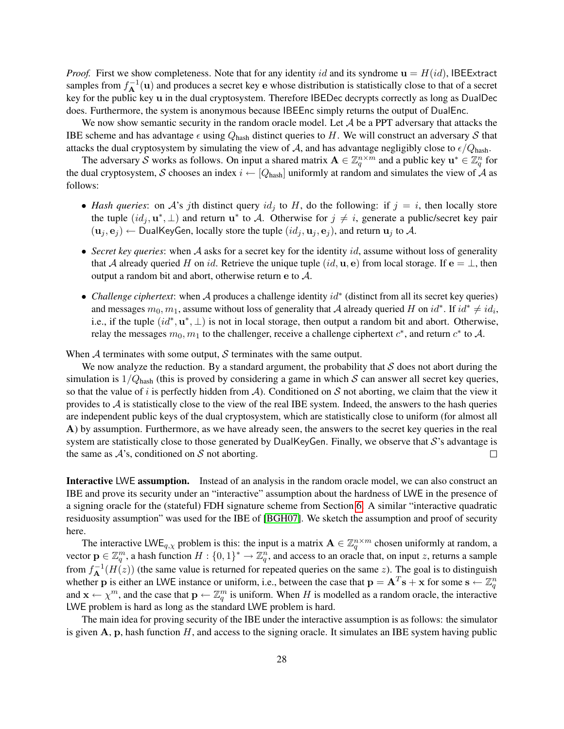*Proof.* First we show completeness. Note that for any identity $id$ and its syndrome $\mathbf{u} = H(id)$, IBEExtract samples from $f_{\mathbf{A}}^{-1}(\mathbf{u})$ and produces a secret key $\mathbf{e}$ whose distribution is statistically close to that of a secret key for the public key $\mathbf{u}$ in the dual cryptosystem. Therefore IBEDec decrypts correctly as long as DualDec does. Furthermore, the system is anonymous because IBEEnc simply returns the output of DualEnc.

We now show semantic security in the random oracle model. Let $\mathcal{A}$ be a PPT adversary that attacks the IBE scheme and has advantage $\epsilon$ using $Q_{\text{hash}}$ distinct queries to $H$. We will construct an adversary $\mathcal{S}$ that attacks the dual cryptosystem by simulating the view of $\mathcal{A}$, and has advantage negligibly close to $\epsilon / Q_{\text{hash}}$.

The adversary $\mathcal{S}$ works as follows. On input a shared matrix $\mathbf{A} \in \mathbb{Z}_q^{n \times m}$ and a public key $\mathbf{u}^* \in \mathbb{Z}_q^n$ for the dual cryptosystem, $\mathcal{S}$ chooses an index $i \leftarrow [Q_{\text{hash}}]$ uniformly at random and simulates the view of $\mathcal{A}$ as follows:

- *Hash queries*: on $\mathcal{A}$'s $j$th distinct query $id_j$ to $H$, do the following: if $j = i$, then locally store the tuple $(id_j, \mathbf{u}^*, \perp)$ and return $\mathbf{u}^*$ to $\mathcal{A}$. Otherwise for $j \neq i$, generate a public/secret key pair $(\mathbf{u}_j, \mathbf{e}_j) \leftarrow$ DualKeyGen, locally store the tuple $(id_j, \mathbf{u}_j, \mathbf{e}_j)$, and return $\mathbf{u}_j$ to $\mathcal{A}$.
- *Secret key queries*: when $\mathcal{A}$ asks for a secret key for the identity $id$, assume without loss of generality that $\mathcal{A}$ already queried $H$ on $id$. Retrieve the unique tuple $(id, \mathbf{u}, \mathbf{e})$ from local storage. If $\mathbf{e} = \perp$, then output a random bit and abort, otherwise return $\mathbf{e}$ to $\mathcal{A}$.
- *Challenge ciphertext*: when $\mathcal{A}$ produces a challenge identity $id^*$ (distinct from all its secret key queries) and messages $m_0, m_1$, assume without loss of generality that $\mathcal{A}$ already queried $H$ on $id^*$. If $id^* \neq id_i$, i.e., if the tuple $(id^*, \mathbf{u}^*, \perp)$ is not in local storage, then output a random bit and abort. Otherwise, relay the messages $m_0, m_1$ to the challenger, receive a challenge ciphertext $c^*$, and return $c^*$ to $\mathcal{A}$.

When $\mathcal{A}$ terminates with some output, $\mathcal{S}$ terminates with the same output.

We now analyze the reduction. By a standard argument, the probability that $\mathcal{S}$ does not abort during the simulation is $1/Q_{\text{hash}}$ (this is proved by considering a game in which $\mathcal{S}$ can answer all secret key queries, so that the value of $i$ is perfectly hidden from $\mathcal{A}$). Conditioned on $\mathcal{S}$ not aborting, we claim that the view it provides to $\mathcal{A}$ is statistically close to the view of the real IBE system. Indeed, the answers to the hash queries are independent public keys of the dual cryptosystem, which are statistically close to uniform (for almost all $\mathbf{A}$) by assumption. Furthermore, as we have already seen, the answers to the secret key queries in the real system are statistically close to those generated by DualKeyGen. Finally, we observe that $\mathcal{S}$'s advantage is the same as $\mathcal{A}$'s, conditioned on $\mathcal{S}$ not aborting. $\square$

**Interactive LWE assumption.** Instead of an analysis in the random oracle model, we can also construct an IBE and prove its security under an "interactive" assumption about the hardness of LWE in the presence of a signing oracle for the (stateful) FDH signature scheme from Section 6. A similar "interactive quadratic residuosity assumption" was used for the IBE of [BGH07]. We sketch the assumption and proof of security here.

The interactive $\text{LWE}_{q,\chi}$ problem is this: the input is a matrix $\mathbf{A} \in \mathbb{Z}_q^{n \times m}$ chosen uniformly at random, a vector $\mathbf{p} \in \mathbb{Z}_q^m$, a hash function $H : \{0,1\}^* \to \mathbb{Z}_q^n$, and access to an oracle that, on input $z$, returns a sample from $f_{\mathbf{A}}^{-1}(H(z))$ (the same value is returned for repeated queries on the same $z$). The goal is to distinguish whether $\mathbf{p}$ is either an LWE instance or uniform, i.e., between the case that $\mathbf{p} = \mathbf{A}^T \mathbf{s} + \mathbf{x}$ for some $\mathbf{s} \leftarrow \mathbb{Z}_q^n$ and $\mathbf{x} \leftarrow \chi^m$, and the case that $\mathbf{p} \leftarrow \mathbb{Z}_q^m$ is uniform. When $H$ is modelled as a random oracle, the interactive LWE problem is hard as long as the standard LWE problem is hard.

The main idea for proving security of the IBE under the interactive assumption is as follows: the simulator is given $\mathbf{A}$, $\mathbf{p}$, hash function $H$, and access to the signing oracle. It simulates an IBE system having public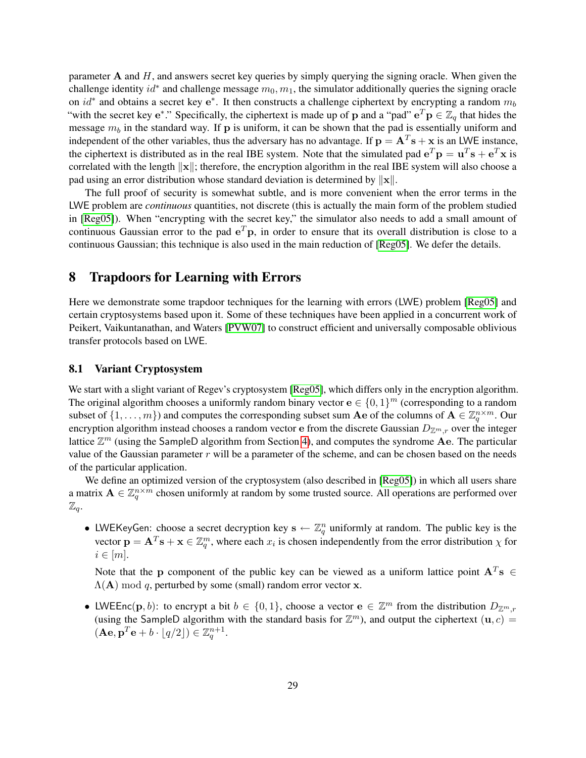parameter $\mathbf{A}$ and $H$, and answers secret key queries by simply querying the signing oracle. When given the challenge identity $id^*$ and challenge message $m_0, m_1$, the simulator additionally queries the signing oracle on $id^*$ and obtains a secret key $\mathbf{e}^*$. It then constructs a challenge ciphertext by encrypting a random $m_b$ "with the secret key $\mathbf{e}^*$." Specifically, the ciphertext is made up of $\mathbf{p}$ and a "pad" $\mathbf{e}^T\mathbf{p} \in \mathbb{Z}_q$ that hides the message $m_b$ in the standard way. If $\mathbf{p}$ is uniform, it can be shown that the pad is essentially uniform and independent of the other variables, thus the adversary has no advantage. If $\mathbf{p} = \mathbf{A}^T\mathbf{s} + \mathbf{x}$ is an LWE instance, the ciphertext is distributed as in the real IBE system. Note that the simulated pad $\mathbf{e}^T\mathbf{p} = \mathbf{u}^T\mathbf{s} + \mathbf{e}^T\mathbf{x}$ is correlated with the length $\|\mathbf{x}\|$; therefore, the encryption algorithm in the real IBE system will also choose a pad using an error distribution whose standard deviation is determined by $\|\mathbf{x}\|$.

The full proof of security is somewhat subtle, and is more convenient when the error terms in the LWE problem are *continuous* quantities, not discrete (this is actually the main form of the problem studied in [Reg05]). When "encrypting with the secret key," the simulator also needs to add a small amount of continuous Gaussian error to the pad $\mathbf{e}^T\mathbf{p}$, in order to ensure that its overall distribution is close to a continuous Gaussian; this technique is also used in the main reduction of [Reg05]. We defer the details.

## 8 Trapdoors for Learning with Errors

Here we demonstrate some trapdoor techniques for the learning with errors (LWE) problem [Reg05] and certain cryptosystems based upon it. Some of these techniques have been applied in a concurrent work of Peikert, Vaikuntanathan, and Waters [PVW07] to construct efficient and universally composable oblivious transfer protocols based on LWE.

### 8.1 Variant Cryptosystem

We start with a slight variant of Regev's cryptosystem [Reg05], which differs only in the encryption algorithm. The original algorithm chooses a uniformly random binary vector $\mathbf{e} \in \{0, 1\}^m$ (corresponding to a random subset of $\{1, \ldots, m\}$) and computes the corresponding subset sum $\mathbf{A}\mathbf{e}$ of the columns of $\mathbf{A} \in \mathbb{Z}_q^{n \times m}$. Our encryption algorithm instead chooses a random vector $\mathbf{e}$ from the discrete Gaussian $D_{\mathbb{Z}^m, r}$ over the integer lattice $\mathbb{Z}^m$ (using the SampleD algorithm from Section 4), and computes the syndrome $\mathbf{A}\mathbf{e}$. The particular value of the Gaussian parameter $r$ will be a parameter of the scheme, and can be chosen based on the needs of the particular application.

We define an optimized version of the cryptosystem (also described in [Reg05]) in which all users share a matrix $\mathbf{A} \in \mathbb{Z}_q^{n \times m}$ chosen uniformly at random by some trusted source. All operations are performed over $\mathbb{Z}_q$.

- LWEKeyGen: choose a secret decryption key $\mathbf{s} \leftarrow \mathbb{Z}_q^n$ uniformly at random. The public key is the vector $\mathbf{p} = \mathbf{A}^T\mathbf{s} + \mathbf{x} \in \mathbb{Z}_q^m$, where each $x_i$ is chosen independently from the error distribution $\chi$ for $i \in [m]$.

  Note that the $\mathbf{p}$ component of the public key can be viewed as a uniform lattice point $\mathbf{A}^T\mathbf{s} \in \Lambda(\mathbf{A}) \bmod q$, perturbed by some (small) random error vector $\mathbf{x}$.

- LWEEnc$(\mathbf{p}, b)$: to encrypt a bit $b \in \{0, 1\}$, choose a vector $\mathbf{e} \in \mathbb{Z}^m$ from the distribution $D_{\mathbb{Z}^m, r}$ (using the SampleD algorithm with the standard basis for $\mathbb{Z}^m$), and output the ciphertext $(\mathbf{u}, c) = (\mathbf{A}\mathbf{e}, \mathbf{p}^T\mathbf{e} + b \cdot \lfloor q/2 \rfloor) \in \mathbb{Z}_q^{n+1}$.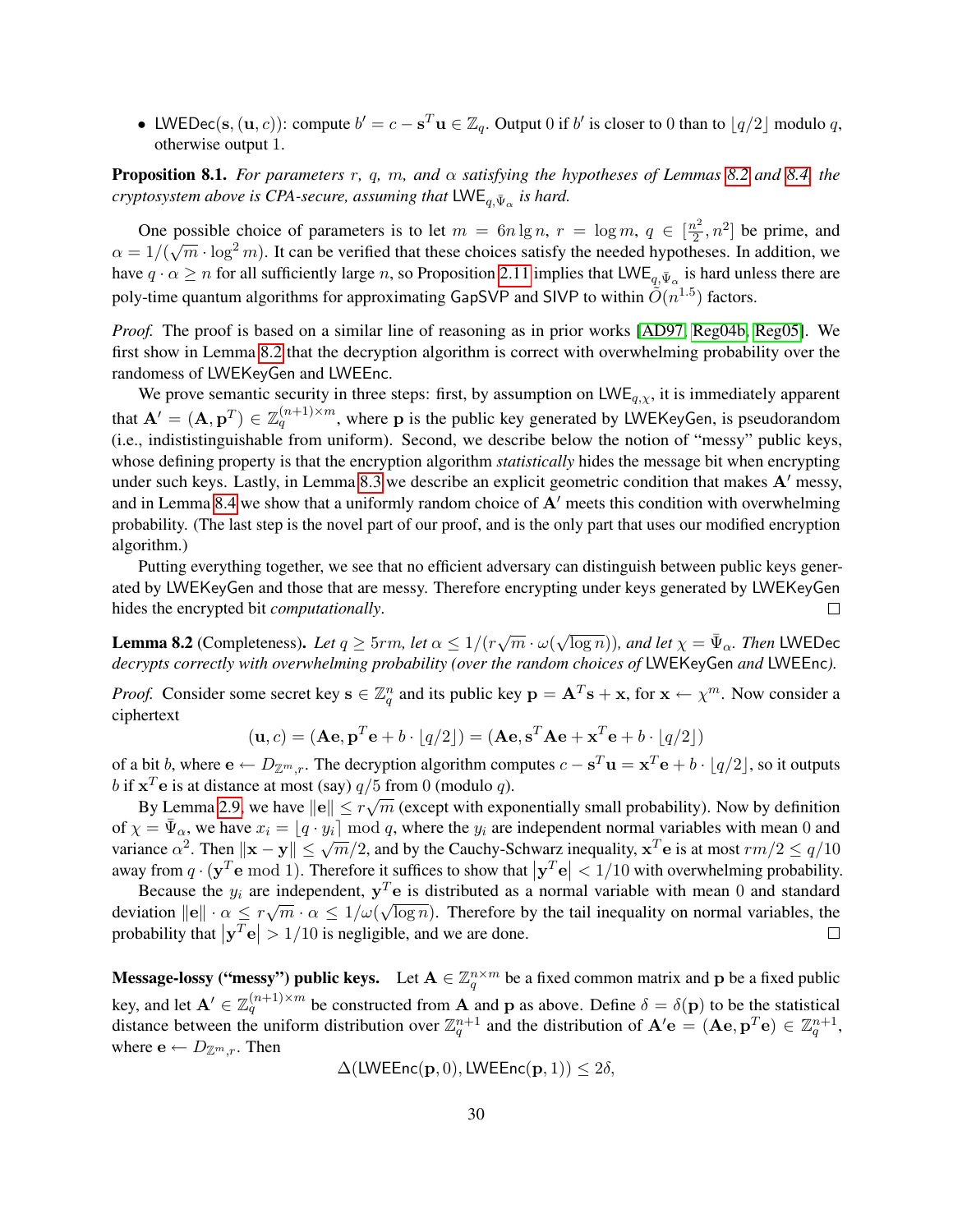- $\mathsf{LWEDec}(\mathbf{s}, (\mathbf{u}, c))$: compute $b' = c - \mathbf{s}^T\mathbf{u} \in \mathbb{Z}_q$. Output 0 if $b'$ is closer to 0 than to $\lfloor q/2 \rfloor$ modulo $q$, otherwise output 1.

**Proposition 8.1.** *For parameters $r$, $q$, $m$, and $\alpha$ satisfying the hypotheses of Lemmas 8.2 and 8.4, the cryptosystem above is CPA-secure, assuming that $\mathsf{LWE}_{q,\bar{\Psi}_\alpha}$ is hard.*

One possible choice of parameters is to let $m = 6n \lg n$, $r = \log m$, $q \in [\frac{n^2}{2}, n^2]$ be prime, and $\alpha = 1/(\sqrt{m} \cdot \log^2 m)$. It can be verified that these choices satisfy the needed hypotheses. In addition, we have $q \cdot \alpha \geq n$ for all sufficiently large $n$, so Proposition 2.11 implies that $\mathsf{LWE}_{q,\bar{\Psi}_\alpha}$ is hard unless there are poly-time quantum algorithms for approximating $\mathsf{GapSVP}$ and $\mathsf{SIVP}$ to within $\tilde{O}(n^{1.5})$ factors.

*Proof.* The proof is based on a similar line of reasoning as in prior works [AD97, Reg04b, Reg05]. We first show in Lemma 8.2 that the decryption algorithm is correct with overwhelming probability over the randomness of $\mathsf{LWEKeyGen}$ and $\mathsf{LWEEnc}$.

We prove semantic security in three steps: first, by assumption on $\mathsf{LWE}_{q,\chi}$, it is immediately apparent that $\mathbf{A}' = (\mathbf{A}, \mathbf{p}^T) \in \mathbb{Z}_q^{(n+1)\times m}$, where $\mathbf{p}$ is the public key generated by $\mathsf{LWEKeyGen}$, is pseudorandom (i.e., indististinguishable from uniform). Second, we describe below the notion of "messy" public keys, whose defining property is that the encryption algorithm *statistically* hides the message bit when encrypting under such keys. Lastly, in Lemma 8.3 we describe an explicit geometric condition that makes $\mathbf{A}'$ messy, and in Lemma 8.4 we show that a uniformly random choice of $\mathbf{A}'$ meets this condition with overwhelming probability. (The last step is the novel part of our proof, and is the only part that uses our modified encryption algorithm.)

Putting everything together, we see that no efficient adversary can distinguish between public keys generated by $\mathsf{LWEKeyGen}$ and those that are messy. Therefore encrypting under keys generated by $\mathsf{LWEKeyGen}$ hides the encrypted bit *computationally*. □

**Lemma 8.2** (Completeness)**.** *Let $q \geq 5rm$, let $\alpha \leq 1/(r\sqrt{m} \cdot \omega(\sqrt{\log n}))$, and let $\chi = \bar{\Psi}_\alpha$. Then $\mathsf{LWEDec}$ decrypts correctly with overwhelming probability (over the random choices of $\mathsf{LWEKeyGen}$ and $\mathsf{LWEEnc}$).*

*Proof.* Consider some secret key $\mathbf{s} \in \mathbb{Z}_q^n$ and its public key $\mathbf{p} = \mathbf{A}^T\mathbf{s} + \mathbf{x}$, for $\mathbf{x} \leftarrow \chi^m$. Now consider a ciphertext

$$(\mathbf{u}, c) = (\mathbf{A}\mathbf{e}, \mathbf{p}^T\mathbf{e} + b \cdot \lfloor q/2 \rfloor) = (\mathbf{A}\mathbf{e}, \mathbf{s}^T\mathbf{A}\mathbf{e} + \mathbf{x}^T\mathbf{e} + b \cdot \lfloor q/2 \rfloor)$$

of a bit $b$, where $\mathbf{e} \leftarrow D_{\mathbb{Z}^m,r}$. The decryption algorithm computes $c - \mathbf{s}^T\mathbf{u} = \mathbf{x}^T\mathbf{e} + b \cdot \lfloor q/2 \rfloor$, so it outputs $b$ if $\mathbf{x}^T\mathbf{e}$ is at distance at most (say) $q/5$ from 0 (modulo $q$).

By Lemma 2.9, we have $\|\mathbf{e}\| \leq r\sqrt{m}$ (except with exponentially small probability). Now by definition of $\chi = \bar{\Psi}_\alpha$, we have $x_i = \lfloor q \cdot y_i \rceil \bmod q$, where the $y_i$ are independent normal variables with mean 0 and variance $\alpha^2$. Then $\|\mathbf{x} - \mathbf{y}\| \leq \sqrt{m}/2$, and by the Cauchy-Schwarz inequality, $\mathbf{x}^T\mathbf{e}$ is at most $rm/2 \leq q/10$ away from $q \cdot (\mathbf{y}^T\mathbf{e} \bmod 1)$. Therefore it suffices to show that $|\mathbf{y}^T\mathbf{e}| < 1/10$ with overwhelming probability.

Because the $y_i$ are independent, $\mathbf{y}^T\mathbf{e}$ is distributed as a normal variable with mean 0 and standard deviation $\|\mathbf{e}\| \cdot \alpha \leq r\sqrt{m} \cdot \alpha \leq 1/\omega(\sqrt{\log n})$. Therefore by the tail inequality on normal variables, the probability that $|\mathbf{y}^T\mathbf{e}| > 1/10$ is negligible, and we are done. □

**Message-lossy ("messy") public keys.** Let $\mathbf{A} \in \mathbb{Z}_q^{n\times m}$ be a fixed common matrix and $\mathbf{p}$ be a fixed public key, and let $\mathbf{A}' \in \mathbb{Z}_q^{(n+1)\times m}$ be constructed from $\mathbf{A}$ and $\mathbf{p}$ as above. Define $\delta = \delta(\mathbf{p})$ to be the statistical distance between the uniform distribution over $\mathbb{Z}_q^{n+1}$ and the distribution of $\mathbf{A}'\mathbf{e} = (\mathbf{A}\mathbf{e}, \mathbf{p}^T\mathbf{e}) \in \mathbb{Z}_q^{n+1}$, where $\mathbf{e} \leftarrow D_{\mathbb{Z}^m,r}$. Then

$$\Delta(\mathsf{LWEEnc}(\mathbf{p}, 0), \mathsf{LWEEnc}(\mathbf{p}, 1)) \leq 2\delta,$$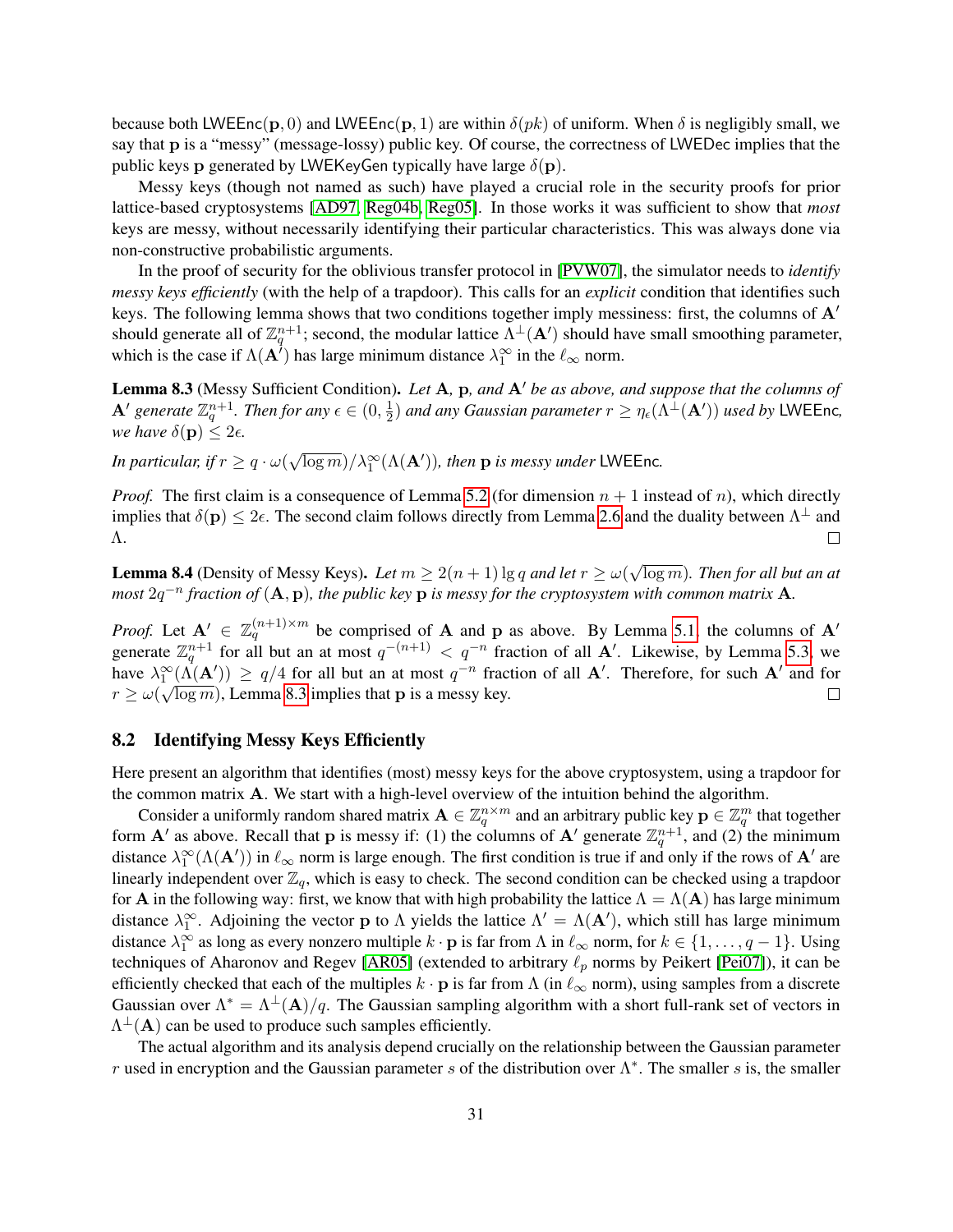because both $\mathsf{LWEEnc}(\mathbf{p}, 0)$ and $\mathsf{LWEEnc}(\mathbf{p}, 1)$ are within $\delta(pk)$ of uniform. When $\delta$ is negligibly small, we say that $\mathbf{p}$ is a "messy" (message-lossy) public key. Of course, the correctness of LWEDec implies that the public keys $\mathbf{p}$ generated by LWEKeyGen typically have large $\delta(\mathbf{p})$.

Messy keys (though not named as such) have played a crucial role in the security proofs for prior lattice-based cryptosystems [AD97, Reg04b, Reg05]. In those works it was sufficient to show that *most* keys are messy, without necessarily identifying their particular characteristics. This was always done via non-constructive probabilistic arguments.

In the proof of security for the oblivious transfer protocol in [PVW07], the simulator needs to *identify messy keys efficiently* (with the help of a trapdoor). This calls for an *explicit* condition that identifies such keys. The following lemma shows that two conditions together imply messiness: first, the columns of $\mathbf{A}'$ should generate all of $\mathbb{Z}_q^{n+1}$; second, the modular lattice $\Lambda^\perp(\mathbf{A}')$ should have small smoothing parameter, which is the case if $\Lambda(\mathbf{A}')$ has large minimum distance $\lambda_1^\infty$ in the $\ell_\infty$ norm.

**Lemma 8.3** (Messy Sufficient Condition)**.** *Let $\mathbf{A}$, $\mathbf{p}$, and $\mathbf{A}'$ be as above, and suppose that the columns of $\mathbf{A}'$ generate $\mathbb{Z}_q^{n+1}$. Then for any $\epsilon \in (0, \frac{1}{2})$ and any Gaussian parameter $r \geq \eta_\epsilon(\Lambda^\perp(\mathbf{A}'))$ used by* LWEEnc*, we have $\delta(\mathbf{p}) \leq 2\epsilon$.*

*In particular, if $r \geq q \cdot \omega(\sqrt{\log m})/\lambda_1^\infty(\Lambda(\mathbf{A}'))$, then $\mathbf{p}$ is messy under* LWEEnc*.*

*Proof.* The first claim is a consequence of Lemma 5.2 (for dimension $n+1$ instead of $n$), which directly implies that $\delta(\mathbf{p}) \leq 2\epsilon$. The second claim follows directly from Lemma 2.6 and the duality between $\Lambda^\perp$ and $\Lambda$. $\square$

**Lemma 8.4** (Density of Messy Keys)**.** *Let $m \geq 2(n+1)\lg q$ and let $r \geq \omega(\sqrt{\log m})$. Then for all but an at most $2q^{-n}$ fraction of $(\mathbf{A}, \mathbf{p})$, the public key $\mathbf{p}$ is messy for the cryptosystem with common matrix $\mathbf{A}$.*

*Proof.* Let $\mathbf{A}' \in \mathbb{Z}_q^{(n+1)\times m}$ be comprised of $\mathbf{A}$ and $\mathbf{p}$ as above. By Lemma 5.1, the columns of $\mathbf{A}'$ generate $\mathbb{Z}_q^{n+1}$ for all but an at most $q^{-(n+1)} < q^{-n}$ fraction of all $\mathbf{A}'$. Likewise, by Lemma 5.3, we have $\lambda_1^\infty(\Lambda(\mathbf{A}')) \geq q/4$ for all but an at most $q^{-n}$ fraction of all $\mathbf{A}'$. Therefore, for such $\mathbf{A}'$ and for $r \geq \omega(\sqrt{\log m})$, Lemma 8.3 implies that $\mathbf{p}$ is a messy key. $\square$

## 8.2 Identifying Messy Keys Efficiently

Here present an algorithm that identifies (most) messy keys for the above cryptosystem, using a trapdoor for the common matrix $\mathbf{A}$. We start with a high-level overview of the intuition behind the algorithm.

Consider a uniformly random shared matrix $\mathbf{A} \in \mathbb{Z}_q^{n\times m}$ and an arbitrary public key $\mathbf{p} \in \mathbb{Z}_q^m$ that together form $\mathbf{A}'$ as above. Recall that $\mathbf{p}$ is messy if: (1) the columns of $\mathbf{A}'$ generate $\mathbb{Z}_q^{n+1}$, and (2) the minimum distance $\lambda_1^\infty(\Lambda(\mathbf{A}'))$ in $\ell_\infty$ norm is large enough. The first condition is true if and only if the rows of $\mathbf{A}'$ are linearly independent over $\mathbb{Z}_q$, which is easy to check. The second condition can be checked using a trapdoor for $\mathbf{A}$ in the following way: first, we know that with high probability the lattice $\Lambda = \Lambda(\mathbf{A})$ has large minimum distance $\lambda_1^\infty$. Adjoining the vector $\mathbf{p}$ to $\Lambda$ yields the lattice $\Lambda' = \Lambda(\mathbf{A}')$, which still has large minimum distance $\lambda_1^\infty$ as long as every nonzero multiple $k \cdot \mathbf{p}$ is far from $\Lambda$ in $\ell_\infty$ norm, for $k \in \{1, \ldots, q-1\}$. Using techniques of Aharonov and Regev [AR05] (extended to arbitrary $\ell_p$ norms by Peikert [Pei07]), it can be efficiently checked that each of the multiples $k \cdot \mathbf{p}$ is far from $\Lambda$ (in $\ell_\infty$ norm), using samples from a discrete Gaussian over $\Lambda^* = \Lambda^\perp(\mathbf{A})/q$. The Gaussian sampling algorithm with a short full-rank set of vectors in $\Lambda^\perp(\mathbf{A})$ can be used to produce such samples efficiently.

The actual algorithm and its analysis depend crucially on the relationship between the Gaussian parameter $r$ used in encryption and the Gaussian parameter $s$ of the distribution over $\Lambda^*$. The smaller $s$ is, the smaller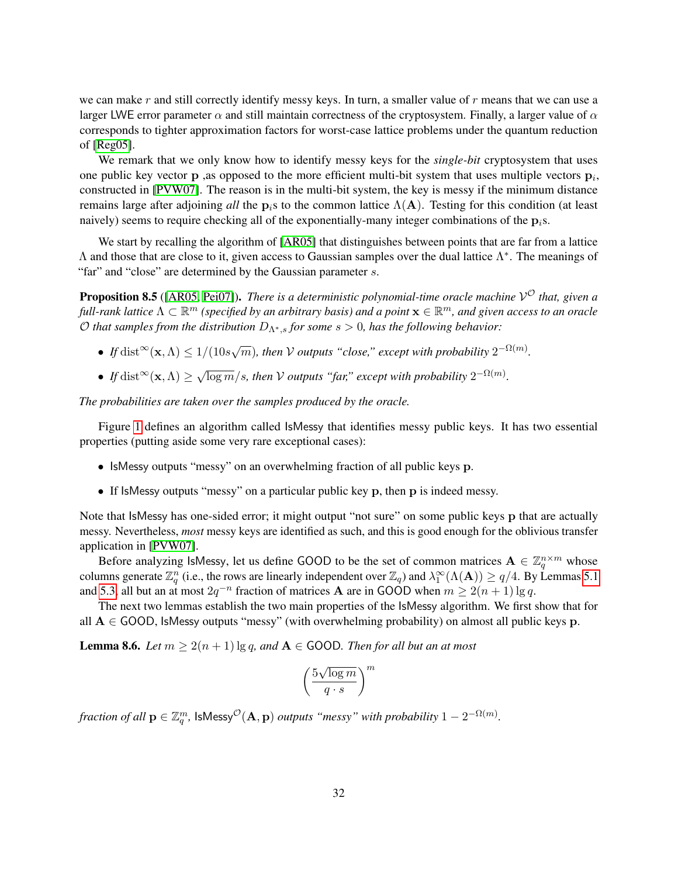we can make $r$ and still correctly identify messy keys. In turn, a smaller value of $r$ means that we can use a larger LWE error parameter $\alpha$ and still maintain correctness of the cryptosystem. Finally, a larger value of $\alpha$ corresponds to tighter approximation factors for worst-case lattice problems under the quantum reduction of [Reg05].

We remark that we only know how to identify messy keys for the *single-bit* cryptosystem that uses one public key vector $\mathbf{p}$ ,as opposed to the more efficient multi-bit system that uses multiple vectors $\mathbf{p}_i$, constructed in [PVW07]. The reason is in the multi-bit system, the key is messy if the minimum distance remains large after adjoining *all* the $\mathbf{p}_i$s to the common lattice $\Lambda(\mathbf{A})$. Testing for this condition (at least naively) seems to require checking all of the exponentially-many integer combinations of the $\mathbf{p}_i$s.

We start by recalling the algorithm of [AR05] that distinguishes between points that are far from a lattice $\Lambda$ and those that are close to it, given access to Gaussian samples over the dual lattice $\Lambda^*$. The meanings of "far" and "close" are determined by the Gaussian parameter $s$.

**Proposition 8.5** ([AR05, Pei07]). *There is a deterministic polynomial-time oracle machine $\mathcal{V}^{\mathcal{O}}$ that, given a full-rank lattice $\Lambda \subset \mathbb{R}^m$ (specified by an arbitrary basis) and a point $\mathbf{x} \in \mathbb{R}^m$, and given access to an oracle $\mathcal{O}$ that samples from the distribution $D_{\Lambda^*,s}$ for some $s > 0$, has the following behavior:*

- *If $\operatorname{dist}^\infty(\mathbf{x}, \Lambda) \leq 1/(10s\sqrt{m})$, then $\mathcal{V}$ outputs "close," except with probability $2^{-\Omega(m)}$.*
- *If $\operatorname{dist}^\infty(\mathbf{x}, \Lambda) \geq \sqrt{\log m}/s$, then $\mathcal{V}$ outputs "far," except with probability $2^{-\Omega(m)}$.*

*The probabilities are taken over the samples produced by the oracle.*

Figure 1 defines an algorithm called IsMessy that identifies messy public keys. It has two essential properties (putting aside some very rare exceptional cases):

- IsMessy outputs "messy" on an overwhelming fraction of all public keys $\mathbf{p}$.
- If IsMessy outputs "messy" on a particular public key $\mathbf{p}$, then $\mathbf{p}$ is indeed messy.

Note that IsMessy has one-sided error; it might output "not sure" on some public keys $\mathbf{p}$ that are actually messy. Nevertheless, *most* messy keys are identified as such, and this is good enough for the oblivious transfer application in [PVW07].

Before analyzing IsMessy, let us define GOOD to be the set of common matrices $\mathbf{A} \in \mathbb{Z}_q^{n\times m}$ whose columns generate $\mathbb{Z}_q^n$ (i.e., the rows are linearly independent over $\mathbb{Z}_q$) and $\lambda_1^\infty(\Lambda(\mathbf{A})) \geq q/4$. By Lemmas 5.1 and 5.3, all but an at most $2q^{-n}$ fraction of matrices $\mathbf{A}$ are in GOOD when $m \geq 2(n+1)\lg q$.

The next two lemmas establish the two main properties of the IsMessy algorithm. We first show that for all $\mathbf{A} \in$ GOOD, IsMessy outputs "messy" (with overwhelming probability) on almost all public keys $\mathbf{p}$.

**Lemma 8.6.** *Let $m \geq 2(n+1)\lg q$, and $\mathbf{A} \in$ GOOD. Then for all but an at most*

$$\left(\frac{5\sqrt{\log m}}{q \cdot s}\right)^m$$

*fraction of all $\mathbf{p} \in \mathbb{Z}_q^m$, $\mathsf{IsMessy}^{\mathcal{O}}(\mathbf{A}, \mathbf{p})$ outputs "messy" with probability $1 - 2^{-\Omega(m)}$.*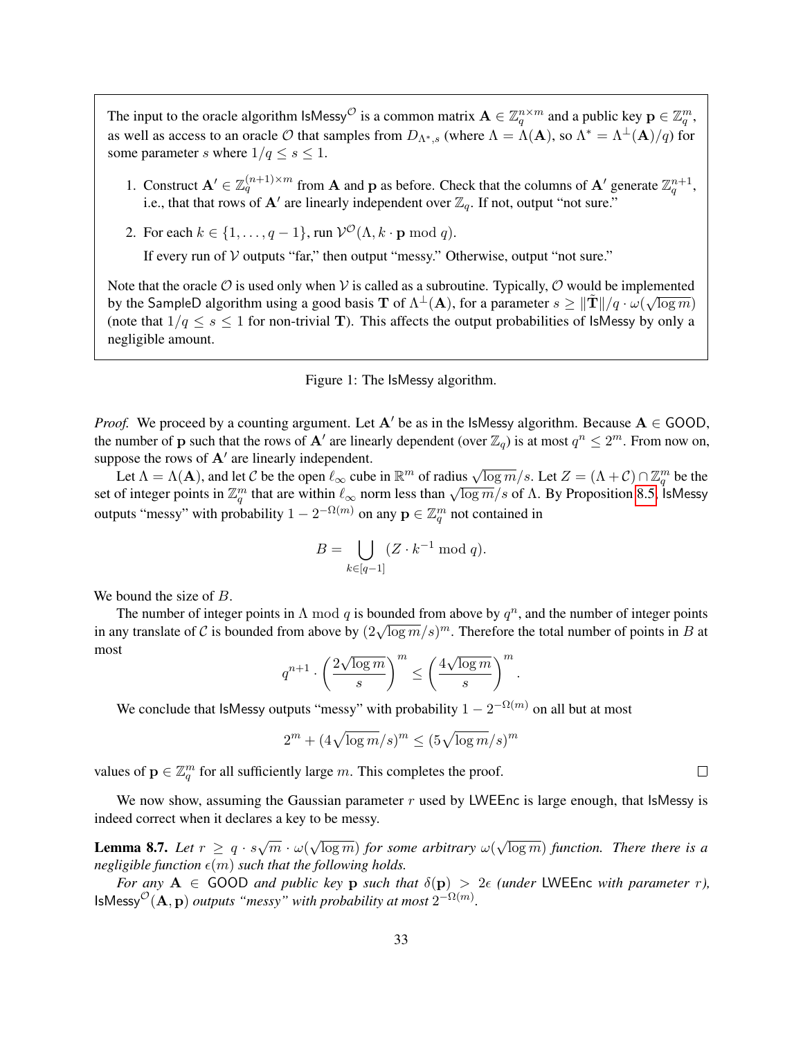> The input to the oracle algorithm $\mathsf{IsMessy}^{\mathcal{O}}$ is a common matrix $\mathbf{A} \in \mathbb{Z}_q^{n\times m}$ and a public key $\mathbf{p} \in \mathbb{Z}_q^m$, as well as access to an oracle $\mathcal{O}$ that samples from $D_{\Lambda^*,s}$ (where $\Lambda = \Lambda(\mathbf{A})$, so $\Lambda^* = \Lambda^\perp(\mathbf{A})/q$) for some parameter $s$ where $1/q \leq s \leq 1$.
>
> 1. Construct $\mathbf{A}' \in \mathbb{Z}_q^{(n+1)\times m}$ from $\mathbf{A}$ and $\mathbf{p}$ as before. Check that the columns of $\mathbf{A}'$ generate $\mathbb{Z}_q^{n+1}$, i.e., that that rows of $\mathbf{A}'$ are linearly independent over $\mathbb{Z}_q$. If not, output "not sure."
> 2. For each $k \in \{1, \ldots, q-1\}$, run $\mathcal{V}^{\mathcal{O}}(\Lambda, k \cdot \mathbf{p} \bmod q)$.
>
>    If every run of $\mathcal{V}$ outputs "far," then output "messy." Otherwise, output "not sure."
>
> Note that the oracle $\mathcal{O}$ is used only when $\mathcal{V}$ is called as a subroutine. Typically, $\mathcal{O}$ would be implemented by the $\mathsf{SampleD}$ algorithm using a good basis $\mathbf{T}$ of $\Lambda^\perp(\mathbf{A})$, for a parameter $s \geq \|\tilde{\mathbf{T}}\|/q \cdot \omega(\sqrt{\log m})$ (note that $1/q \leq s \leq 1$ for non-trivial $\mathbf{T}$). This affects the output probabilities of $\mathsf{IsMessy}$ by only a negligible amount.

Figure 1: The IsMessy algorithm.

*Proof.* We proceed by a counting argument. Let $\mathbf{A}'$ be as in the $\mathsf{IsMessy}$ algorithm. Because $\mathbf{A} \in \mathsf{GOOD}$, the number of $\mathbf{p}$ such that the rows of $\mathbf{A}'$ are linearly dependent (over $\mathbb{Z}_q$) is at most $q^n \leq 2^m$. From now on, suppose the rows of $\mathbf{A}'$ are linearly independent.

Let $\Lambda = \Lambda(\mathbf{A})$, and let $\mathcal{C}$ be the open $\ell_\infty$ cube in $\mathbb{R}^m$ of radius $\sqrt{\log m}/s$. Let $Z = (\Lambda + \mathcal{C}) \cap \mathbb{Z}_q^m$ be the set of integer points in $\mathbb{Z}_q^m$ that are within $\ell_\infty$ norm less than $\sqrt{\log m}/s$ of $\Lambda$. By Proposition 8.5, $\mathsf{IsMessy}$ outputs "messy" with probability $1 - 2^{-\Omega(m)}$ on any $\mathbf{p} \in \mathbb{Z}_q^m$ not contained in

$$B = \bigcup_{k \in [q-1]} (Z \cdot k^{-1} \bmod q).$$

We bound the size of $B$.

The number of integer points in $\Lambda \bmod q$ is bounded from above by $q^n$, and the number of integer points in any translate of $\mathcal{C}$ is bounded from above by $(2\sqrt{\log m}/s)^m$. Therefore the total number of points in $B$ at most

$$q^{n+1} \cdot \left(\frac{2\sqrt{\log m}}{s}\right)^m \leq \left(\frac{4\sqrt{\log m}}{s}\right)^m.$$

We conclude that $\mathsf{IsMessy}$ outputs "messy" with probability $1 - 2^{-\Omega(m)}$ on all but at most

$$2^m + (4\sqrt{\log m}/s)^m \leq (5\sqrt{\log m}/s)^m$$

values of $\mathbf{p} \in \mathbb{Z}_q^m$ for all sufficiently large $m$. This completes the proof. ◻

We now show, assuming the Gaussian parameter $r$ used by $\mathsf{LWEEnc}$ is large enough, that $\mathsf{IsMessy}$ is indeed correct when it declares a key to be messy.

**Lemma 8.7.** *Let $r \geq q \cdot s\sqrt{m} \cdot \omega(\sqrt{\log m})$ for some arbitrary $\omega(\sqrt{\log m})$ function. There there is a negligible function $\epsilon(m)$ such that the following holds.*

*For any $\mathbf{A} \in \mathsf{GOOD}$ and public key $\mathbf{p}$ such that $\delta(\mathbf{p}) > 2\epsilon$ (under $\mathsf{LWEEnc}$ with parameter $r$), $\mathsf{IsMessy}^{\mathcal{O}}(\mathbf{A}, \mathbf{p})$ outputs "messy" with probability at most $2^{-\Omega(m)}$.*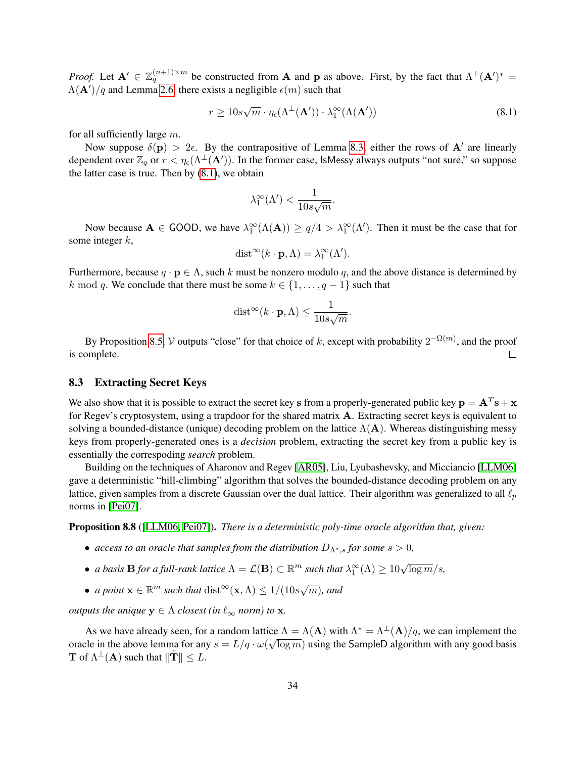*Proof.* Let $\mathbf{A}' \in \mathbb{Z}_q^{(n+1)\times m}$ be constructed from $\mathbf{A}$ and $\mathbf{p}$ as above. First, by the fact that $\Lambda^\perp(\mathbf{A}')^* = \Lambda(\mathbf{A}')/q$ and Lemma 2.6, there exists a negligible $\epsilon(m)$ such that

$$r \geq 10s\sqrt{m} \cdot \eta_\epsilon(\Lambda^\perp(\mathbf{A}')) \cdot \lambda_1^\infty(\Lambda(\mathbf{A}')) \tag{8.1}$$

for all sufficiently large $m$.

Now suppose $\delta(\mathbf{p}) > 2\epsilon$. By the contrapositive of Lemma 8.3, either the rows of $\mathbf{A}'$ are linearly dependent over $\mathbb{Z}_q$ or $r < \eta_\epsilon(\Lambda^\perp(\mathbf{A}'))$. In the former case, IsMessy always outputs "not sure," so suppose the latter case is true. Then by (8.1), we obtain

$$\lambda_1^\infty(\Lambda') < \frac{1}{10s\sqrt{m}}.$$

Now because $\mathbf{A} \in \mathsf{GOOD}$, we have $\lambda_1^\infty(\Lambda(\mathbf{A})) \geq q/4 > \lambda_1^\infty(\Lambda')$. Then it must be the case that for some integer $k$,

$$\mathrm{dist}^\infty(k \cdot \mathbf{p}, \Lambda) = \lambda_1^\infty(\Lambda').$$

Furthermore, because $q \cdot \mathbf{p} \in \Lambda$, such $k$ must be nonzero modulo $q$, and the above distance is determined by $k \bmod q$. We conclude that there must be some $k \in \{1, \ldots, q-1\}$ such that

$$\mathrm{dist}^\infty(k \cdot \mathbf{p}, \Lambda) \leq \frac{1}{10s\sqrt{m}}.$$

By Proposition 8.5, $\mathcal{V}$ outputs "close" for that choice of $k$, except with probability $2^{-\Omega(m)}$, and the proof is complete. ◻

### 8.3 Extracting Secret Keys

We also show that it is possible to extract the secret key $\mathbf{s}$ from a properly-generated public key $\mathbf{p} = \mathbf{A}^T\mathbf{s} + \mathbf{x}$ for Regev's cryptosystem, using a trapdoor for the shared matrix $\mathbf{A}$. Extracting secret keys is equivalent to solving a bounded-distance (unique) decoding problem on the lattice $\Lambda(\mathbf{A})$. Whereas distinguishing messy keys from properly-generated ones is a *decision* problem, extracting the secret key from a public key is essentially the correspoding *search* problem.

Building on the techniques of Aharonov and Regev [AR05], Liu, Lyubashevsky, and Micciancio [LLM06] gave a deterministic "hill-climbing" algorithm that solves the bounded-distance decoding problem on any lattice, given samples from a discrete Gaussian over the dual lattice. Their algorithm was generalized to all $\ell_p$ norms in [Pei07].

**Proposition 8.8** ([LLM06, Pei07])**.** *There is a deterministic poly-time oracle algorithm that, given:*

- *access to an oracle that samples from the distribution $D_{\Lambda^*,s}$ for some $s > 0$,*
- *a basis $\mathbf{B}$ for a full-rank lattice $\Lambda = \mathcal{L}(\mathbf{B}) \subset \mathbb{R}^m$ such that $\lambda_1^\infty(\Lambda) \geq 10\sqrt{\log m}/s$,*
- *a point $\mathbf{x} \in \mathbb{R}^m$ such that $\mathrm{dist}^\infty(\mathbf{x}, \Lambda) \leq 1/(10s\sqrt{m})$, and*

*outputs the unique $\mathbf{y} \in \Lambda$ closest (in $\ell_\infty$ norm) to $\mathbf{x}$.*

As we have already seen, for a random lattice $\Lambda = \Lambda(\mathbf{A})$ with $\Lambda^* = \Lambda^\perp(\mathbf{A})/q$, we can implement the oracle in the above lemma for any $s = L/q \cdot \omega(\sqrt{\log m})$ using the SampleD algorithm with any good basis $\mathbf{T}$ of $\Lambda^\perp(\mathbf{A})$ such that $\|\tilde{\mathbf{T}}\| \leq L$.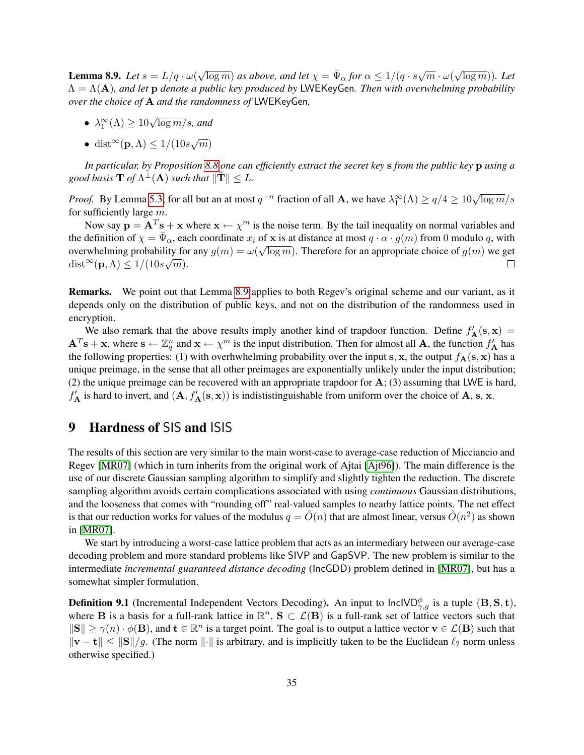**Lemma 8.9.** *Let $s = L/q \cdot \omega(\sqrt{\log m})$ as above, and let $\chi = \bar{\Psi}_\alpha$ for $\alpha \leq 1/(q \cdot s\sqrt{m} \cdot \omega(\sqrt{\log m}))$. Let $\Lambda = \Lambda(\mathbf{A})$, and let $\mathbf{p}$ denote a public key produced by* LWEKeyGen*. Then with overwhelming probability over the choice of $\mathbf{A}$ and the randomness of* LWEKeyGen*,*

- *$\lambda_1^\infty(\Lambda) \geq 10\sqrt{\log m}/s$, and*
- *$\text{dist}^\infty(\mathbf{p}, \Lambda) \leq 1/(10s\sqrt{m})$*

*In particular, by Proposition 8.8 one can efficiently extract the secret key $\mathbf{s}$ from the public key $\mathbf{p}$ using a good basis $\mathbf{T}$ of $\Lambda^\perp(\mathbf{A})$ such that $\|\tilde{\mathbf{T}}\| \leq L$.*

*Proof.* By Lemma 5.3, for all but an at most $q^{-n}$ fraction of all $\mathbf{A}$, we have $\lambda_1^\infty(\Lambda) \geq q/4 \geq 10\sqrt{\log m}/s$ for sufficiently large $m$.

Now say $\mathbf{p} = \mathbf{A}^T\mathbf{s} + \mathbf{x}$ where $\mathbf{x} \leftarrow \chi^m$ is the noise term. By the tail inequality on normal variables and the definition of $\chi = \bar{\Psi}_\alpha$, each coordinate $x_i$ of $\mathbf{x}$ is at distance at most $q \cdot \alpha \cdot g(m)$ from 0 modulo $q$, with overwhelming probability for any $g(m) = \omega(\sqrt{\log m})$. Therefore for an appropriate choice of $g(m)$ we get $\text{dist}^\infty(\mathbf{p}, \Lambda) \leq 1/(10s\sqrt{m})$. □

**Remarks.** We point out that Lemma 8.9 applies to both Regev's original scheme and our variant, as it depends only on the distribution of public keys, and not on the distribution of the randomness used in encryption.

We also remark that the above results imply another kind of trapdoor function. Define $f'_{\mathbf{A}}(\mathbf{s}, \mathbf{x}) = \mathbf{A}^T\mathbf{s} + \mathbf{x}$, where $\mathbf{s} \leftarrow \mathbb{Z}_q^n$ and $\mathbf{x} \leftarrow \chi^m$ is the input distribution. Then for almost all $\mathbf{A}$, the function $f'_{\mathbf{A}}$ has the following properties: (1) with overhwhelming probability over the input $\mathbf{s}, \mathbf{x}$, the output $f_{\mathbf{A}}(\mathbf{s}, \mathbf{x})$ has a unique preimage, in the sense that all other preimages are exponentially unlikely under the input distribution; (2) the unique preimage can be recovered with an appropriate trapdoor for $\mathbf{A}$; (3) assuming that LWE is hard, $f'_{\mathbf{A}}$ is hard to invert, and $(\mathbf{A}, f'_{\mathbf{A}}(\mathbf{s}, \mathbf{x}))$ is indististinguishable from uniform over the choice of $\mathbf{A}, \mathbf{s}, \mathbf{x}$.

# 9 Hardness of SIS and ISIS

The results of this section are very similar to the main worst-case to average-case reduction of Micciancio and Regev [MR07] (which in turn inherits from the original work of Ajtai [Ajt96]). The main difference is the use of our discrete Gaussian sampling algorithm to simplify and slightly tighten the reduction. The discrete sampling algorithm avoids certain complications associated with using *continuous* Gaussian distributions, and the looseness that comes with "rounding off" real-valued samples to nearby lattice points. The net effect is that our reduction works for values of the modulus $q = \tilde{O}(n)$ that are almost linear, versus $\tilde{O}(n^2)$ as shown in [MR07].

We start by introducing a worst-case lattice problem that acts as an intermediary between our average-case decoding problem and more standard problems like SIVP and GapSVP. The new problem is similar to the intermediate *incremental guaranteed distance decoding* (IncGDD) problem defined in [MR07], but has a somewhat simpler formulation.

**Definition 9.1** (Incremental Independent Vectors Decoding)**.** An input to $\text{IncIVD}^\phi_{\gamma,g}$ is a tuple $(\mathbf{B}, \mathbf{S}, \mathbf{t})$, where $\mathbf{B}$ is a basis for a full-rank lattice in $\mathbb{R}^n$, $\mathbf{S} \subset \mathcal{L}(\mathbf{B})$ is a full-rank set of lattice vectors such that $\|\mathbf{S}\| \geq \gamma(n) \cdot \phi(\mathbf{B})$, and $\mathbf{t} \in \mathbb{R}^n$ is a target point. The goal is to output a lattice vector $\mathbf{v} \in \mathcal{L}(\mathbf{B})$ such that $\|\mathbf{v} - \mathbf{t}\| \leq \|\mathbf{S}\|/g$. (The norm $\|\cdot\|$ is arbitrary, and is implicitly taken to be the Euclidean $\ell_2$ norm unless otherwise specified.)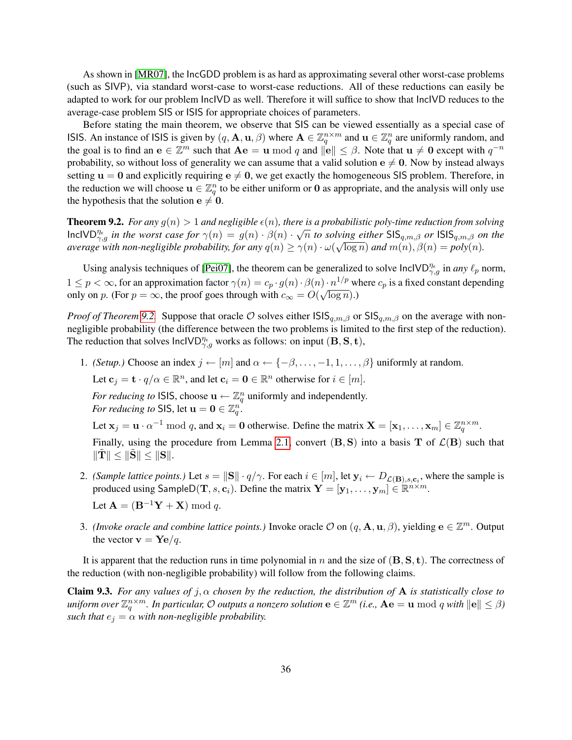As shown in [MR07], the IncGDD problem is as hard as approximating several other worst-case problems (such as SIVP), via standard worst-case to worst-case reductions. All of these reductions can easily be adapted to work for our problem IncIVD as well. Therefore it will suffice to show that IncIVD reduces to the average-case problem SIS or ISIS for appropriate choices of parameters.

Before stating the main theorem, we observe that SIS can be viewed essentially as a special case of ISIS. An instance of ISIS is given by $(q, \mathbf{A}, \mathbf{u}, \beta)$ where $\mathbf{A} \in \mathbb{Z}_q^{n \times m}$ and $\mathbf{u} \in \mathbb{Z}_q^n$ are uniformly random, and the goal is to find an $\mathbf{e} \in \mathbb{Z}^m$ such that $\mathbf{A}\mathbf{e} = \mathbf{u} \bmod q$ and $\|\mathbf{e}\| \leq \beta$. Note that $\mathbf{u} \neq \mathbf{0}$ except with $q^{-n}$ probability, so without loss of generality we can assume that a valid solution $\mathbf{e} \neq \mathbf{0}$. Now by instead always setting $\mathbf{u} = \mathbf{0}$ and explicitly requiring $\mathbf{e} \neq \mathbf{0}$, we get exactly the homogeneous SIS problem. Therefore, in the reduction we will choose $\mathbf{u} \in \mathbb{Z}_q^n$ to be either uniform or $\mathbf{0}$ as appropriate, and the analysis will only use the hypothesis that the solution $\mathbf{e} \neq \mathbf{0}$.

**Theorem 9.2.** *For any $g(n) > 1$ and negligible $\epsilon(n)$, there is a probabilistic poly-time reduction from solving $\mathsf{IncIVD}_{\gamma,g}^{\eta_\epsilon}$ in the worst case for $\gamma(n) = g(n) \cdot \beta(n) \cdot \sqrt{n}$ to solving either $\mathsf{SIS}_{q,m,\beta}$ or $\mathsf{ISIS}_{q,m,\beta}$ on the average with non-negligible probability, for any $q(n) \geq \gamma(n) \cdot \omega(\sqrt{\log n})$ and $m(n), \beta(n) = poly(n)$.*

Using analysis techniques of [Pei07], the theorem can be generalized to solve $\mathsf{IncIVD}_{\gamma,g}^{\eta_\epsilon}$ in *any* $\ell_p$ norm, $1 \leq p < \infty$, for an approximation factor $\gamma(n) = c_p \cdot g(n) \cdot \beta(n) \cdot n^{1/p}$ where $c_p$ is a fixed constant depending only on $p$. (For $p = \infty$, the proof goes through with $c_\infty = O(\sqrt{\log n})$.)

*Proof of Theorem 9.2.* Suppose that oracle $\mathcal{O}$ solves either $\mathsf{ISIS}_{q,m,\beta}$ or $\mathsf{SIS}_{q,m,\beta}$ on the average with non-negligible probability (the difference between the two problems is limited to the first step of the reduction). The reduction that solves $\mathsf{IncIVD}_{\gamma,g}^{\eta_\epsilon}$ works as follows: on input $(\mathbf{B}, \mathbf{S}, \mathbf{t})$,

1. *(Setup.)* Choose an index $j \leftarrow [m]$ and $\alpha \leftarrow \{-\beta, \ldots, -1, 1, \ldots, \beta\}$ uniformly at random.

   Let $\mathbf{c}_j = \mathbf{t} \cdot q/\alpha \in \mathbb{R}^n$, and let $\mathbf{c}_i = \mathbf{0} \in \mathbb{R}^n$ otherwise for $i \in [m]$.

   *For reducing to* ISIS, choose $\mathbf{u} \leftarrow \mathbb{Z}_q^n$ uniformly and independently.
   *For reducing to* SIS, let $\mathbf{u} = \mathbf{0} \in \mathbb{Z}_q^n$.

   Let $\mathbf{x}_j = \mathbf{u} \cdot \alpha^{-1} \bmod q$, and $\mathbf{x}_i = \mathbf{0}$ otherwise. Define the matrix $\mathbf{X} = [\mathbf{x}_1, \ldots, \mathbf{x}_m] \in \mathbb{Z}_q^{n \times m}$.

   Finally, using the procedure from Lemma 2.1, convert $(\mathbf{B}, \mathbf{S})$ into a basis $\mathbf{T}$ of $\mathcal{L}(\mathbf{B})$ such that $\|\tilde{\mathbf{T}}\| \leq \|\tilde{\mathbf{S}}\| \leq \|\mathbf{S}\|$.

2. *(Sample lattice points.)* Let $s = \|\mathbf{S}\| \cdot q/\gamma$. For each $i \in [m]$, let $\mathbf{y}_i \leftarrow D_{\mathcal{L}(\mathbf{B}),s,\mathbf{c}_i}$, where the sample is produced using $\mathsf{SampleD}(\mathbf{T}, s, \mathbf{c}_i)$. Define the matrix $\mathbf{Y} = [\mathbf{y}_1, \ldots, \mathbf{y}_m] \in \mathbb{R}^{n \times m}$.

   Let $\mathbf{A} = (\mathbf{B}^{-1}\mathbf{Y} + \mathbf{X}) \bmod q$.

3. *(Invoke oracle and combine lattice points.)* Invoke oracle $\mathcal{O}$ on $(q, \mathbf{A}, \mathbf{u}, \beta)$, yielding $\mathbf{e} \in \mathbb{Z}^m$. Output the vector $\mathbf{v} = \mathbf{Y}\mathbf{e}/q$.

It is apparent that the reduction runs in time polynomial in $n$ and the size of $(\mathbf{B}, \mathbf{S}, \mathbf{t})$. The correctness of the reduction (with non-negligible probability) will follow from the following claims.

**Claim 9.3.** *For any values of $j, \alpha$ chosen by the reduction, the distribution of $\mathbf{A}$ is statistically close to uniform over $\mathbb{Z}_q^{n \times m}$. In particular, $\mathcal{O}$ outputs a nonzero solution $\mathbf{e} \in \mathbb{Z}^m$ (i.e., $\mathbf{A}\mathbf{e} = \mathbf{u} \bmod q$ with $\|\mathbf{e}\| \leq \beta$) such that $e_j = \alpha$ with non-negligible probability.*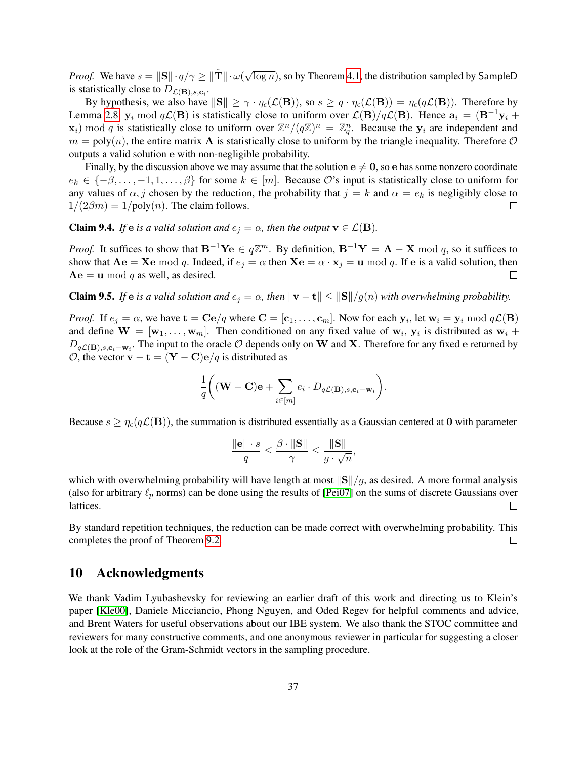*Proof.* We have $s = \|\mathbf{S}\| \cdot q/\gamma \geq \|\tilde{\mathbf{T}}\| \cdot \omega(\sqrt{\log n})$, so by Theorem 4.1, the distribution sampled by SampleD is statistically close to $D_{\mathcal{L}(\mathbf{B}),s,\mathbf{c}_i}$.

By hypothesis, we also have $\|\mathbf{S}\| \geq \gamma \cdot \eta_\epsilon(\mathcal{L}(\mathbf{B}))$, so $s \geq q \cdot \eta_\epsilon(\mathcal{L}(\mathbf{B})) = \eta_\epsilon(q\mathcal{L}(\mathbf{B}))$. Therefore by Lemma 2.8, $\mathbf{y}_i \bmod q\mathcal{L}(\mathbf{B})$ is statistically close to uniform over $\mathcal{L}(\mathbf{B})/q\mathcal{L}(\mathbf{B})$. Hence $\mathbf{a}_i = (\mathbf{B}^{-1}\mathbf{y}_i + \mathbf{x}_i) \bmod q$ is statistically close to uniform over $\mathbb{Z}^n/(q\mathbb{Z})^n = \mathbb{Z}_q^n$. Because the $\mathbf{y}_i$ are independent and $m = \text{poly}(n)$, the entire matrix $\mathbf{A}$ is statistically close to uniform by the triangle inequality. Therefore $\mathcal{O}$ outputs a valid solution $\mathbf{e}$ with non-negligible probability.

Finally, by the discussion above we may assume that the solution $\mathbf{e} \neq \mathbf{0}$, so $\mathbf{e}$ has some nonzero coordinate $e_k \in \{-\beta, \ldots, -1, 1, \ldots, \beta\}$ for some $k \in [m]$. Because $\mathcal{O}$'s input is statistically close to uniform for any values of $\alpha, j$ chosen by the reduction, the probability that $j = k$ and $\alpha = e_k$ is negligibly close to $1/(2\beta m) = 1/\text{poly}(n)$. The claim follows. $\square$

**Claim 9.4.** *If $\mathbf{e}$ is a valid solution and $e_j = \alpha$, then the output $\mathbf{v} \in \mathcal{L}(\mathbf{B})$.*

*Proof.* It suffices to show that $\mathbf{B}^{-1}\mathbf{Y}\mathbf{e} \in q\mathbb{Z}^m$. By definition, $\mathbf{B}^{-1}\mathbf{Y} = \mathbf{A} - \mathbf{X} \bmod q$, so it suffices to show that $\mathbf{A}\mathbf{e} = \mathbf{X}\mathbf{e} \bmod q$. Indeed, if $e_j = \alpha$ then $\mathbf{X}\mathbf{e} = \alpha \cdot \mathbf{x}_j = \mathbf{u} \bmod q$. If $\mathbf{e}$ is a valid solution, then $\mathbf{A}\mathbf{e} = \mathbf{u} \bmod q$ as well, as desired. $\square$

**Claim 9.5.** *If $\mathbf{e}$ is a valid solution and $e_j = \alpha$, then $\|\mathbf{v} - \mathbf{t}\| \leq \|\mathbf{S}\|/g(n)$ with overwhelming probability.*

*Proof.* If $e_j = \alpha$, we have $\mathbf{t} = \mathbf{C}\mathbf{e}/q$ where $\mathbf{C} = [\mathbf{c}_1, \ldots, \mathbf{c}_m]$. Now for each $\mathbf{y}_i$, let $\mathbf{w}_i = \mathbf{y}_i \bmod q\mathcal{L}(\mathbf{B})$ and define $\mathbf{W} = [\mathbf{w}_1, \ldots, \mathbf{w}_m]$. Then conditioned on any fixed value of $\mathbf{w}_i$, $\mathbf{y}_i$ is distributed as $\mathbf{w}_i + D_{q\mathcal{L}(\mathbf{B}),s,\mathbf{c}_i - \mathbf{w}_i}$. The input to the oracle $\mathcal{O}$ depends only on $\mathbf{W}$ and $\mathbf{X}$. Therefore for any fixed $\mathbf{e}$ returned by $\mathcal{O}$, the vector $\mathbf{v} - \mathbf{t} = (\mathbf{Y} - \mathbf{C})\mathbf{e}/q$ is distributed as

$$\frac{1}{q}\bigg((\mathbf{W} - \mathbf{C})\mathbf{e} + \sum_{i \in [m]} e_i \cdot D_{q\mathcal{L}(\mathbf{B}),s,\mathbf{c}_i - \mathbf{w}_i}\bigg).$$

Because $s \geq \eta_\epsilon(q\mathcal{L}(\mathbf{B}))$, the summation is distributed essentially as a Gaussian centered at $\mathbf{0}$ with parameter

$$\frac{\|\mathbf{e}\| \cdot s}{q} \leq \frac{\beta \cdot \|\mathbf{S}\|}{\gamma} \leq \frac{\|\mathbf{S}\|}{g \cdot \sqrt{n}},$$

which with overwhelming probability will have length at most $\|\mathbf{S}\|/g$, as desired. A more formal analysis (also for arbitrary $\ell_p$ norms) can be done using the results of [Pei07] on the sums of discrete Gaussians over lattices. $\square$

By standard repetition techniques, the reduction can be made correct with overwhelming probability. This completes the proof of Theorem 9.2. $\square$

## 10 Acknowledgments

We thank Vadim Lyubashevsky for reviewing an earlier draft of this work and directing us to Klein's paper [Kle00], Daniele Micciancio, Phong Nguyen, and Oded Regev for helpful comments and advice, and Brent Waters for useful observations about our IBE system. We also thank the STOC committee and reviewers for many constructive comments, and one anonymous reviewer in particular for suggesting a closer look at the role of the Gram-Schmidt vectors in the sampling procedure.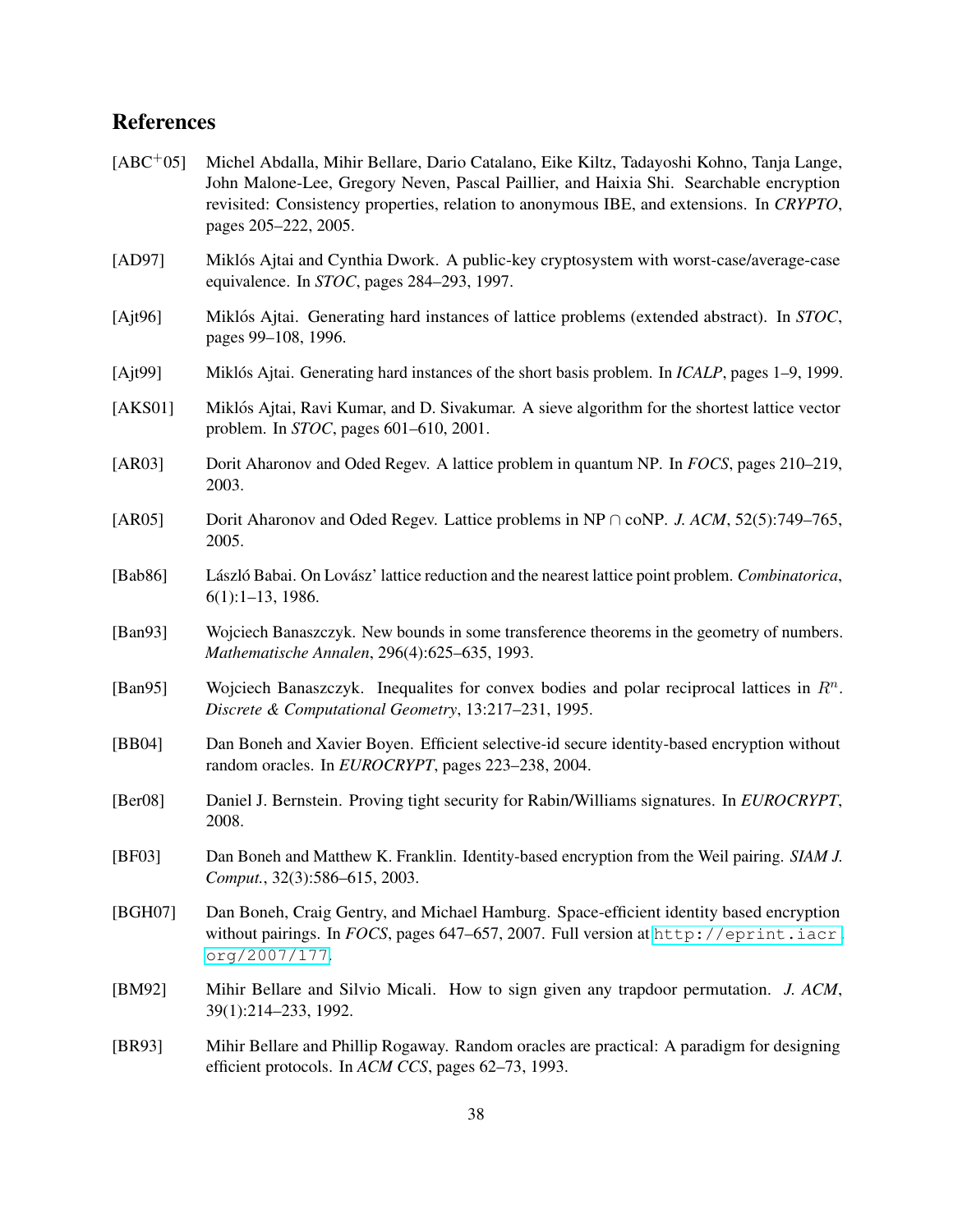# References

[ABC$^+$05] Michel Abdalla, Mihir Bellare, Dario Catalano, Eike Kiltz, Tadayoshi Kohno, Tanja Lange, John Malone-Lee, Gregory Neven, Pascal Paillier, and Haixia Shi. Searchable encryption revisited: Consistency properties, relation to anonymous IBE, and extensions. In *CRYPTO*, pages 205–222, 2005.

[AD97] Miklós Ajtai and Cynthia Dwork. A public-key cryptosystem with worst-case/average-case equivalence. In *STOC*, pages 284–293, 1997.

[Ajt96] Miklós Ajtai. Generating hard instances of lattice problems (extended abstract). In *STOC*, pages 99–108, 1996.

[Ajt99] Miklós Ajtai. Generating hard instances of the short basis problem. In *ICALP*, pages 1–9, 1999.

[AKS01] Miklós Ajtai, Ravi Kumar, and D. Sivakumar. A sieve algorithm for the shortest lattice vector problem. In *STOC*, pages 601–610, 2001.

[AR03] Dorit Aharonov and Oded Regev. A lattice problem in quantum NP. In *FOCS*, pages 210–219, 2003.

[AR05] Dorit Aharonov and Oded Regev. Lattice problems in NP $\cap$ coNP. *J. ACM*, 52(5):749–765, 2005.

[Bab86] László Babai. On Lovász' lattice reduction and the nearest lattice point problem. *Combinatorica*, 6(1):1–13, 1986.

[Ban93] Wojciech Banaszczyk. New bounds in some transference theorems in the geometry of numbers. *Mathematische Annalen*, 296(4):625–635, 1993.

[Ban95] Wojciech Banaszczyk. Inequalites for convex bodies and polar reciprocal lattices in $R^n$. *Discrete & Computational Geometry*, 13:217–231, 1995.

[BB04] Dan Boneh and Xavier Boyen. Efficient selective-id secure identity-based encryption without random oracles. In *EUROCRYPT*, pages 223–238, 2004.

[Ber08] Daniel J. Bernstein. Proving tight security for Rabin/Williams signatures. In *EUROCRYPT*, 2008.

[BF03] Dan Boneh and Matthew K. Franklin. Identity-based encryption from the Weil pairing. *SIAM J. Comput.*, 32(3):586–615, 2003.

[BGH07] Dan Boneh, Craig Gentry, and Michael Hamburg. Space-efficient identity based encryption without pairings. In *FOCS*, pages 647–657, 2007. Full version at `http://eprint.iacr.org/2007/177`.

[BM92] Mihir Bellare and Silvio Micali. How to sign given any trapdoor permutation. *J. ACM*, 39(1):214–233, 1992.

[BR93] Mihir Bellare and Phillip Rogaway. Random oracles are practical: A paradigm for designing efficient protocols. In *ACM CCS*, pages 62–73, 1993.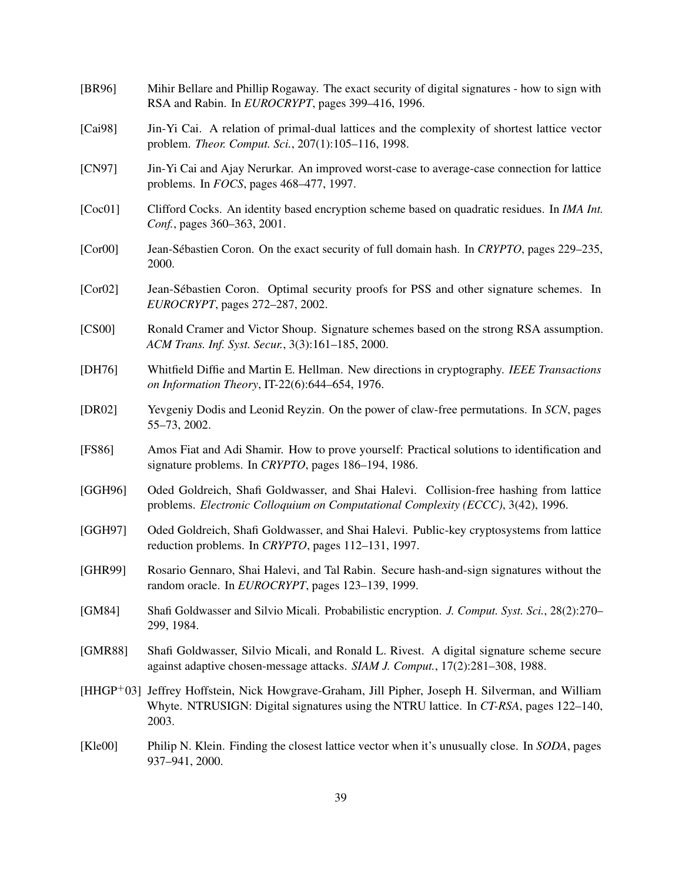[BR96] Mihir Bellare and Phillip Rogaway. The exact security of digital signatures - how to sign with RSA and Rabin. In *EUROCRYPT*, pages 399–416, 1996.

[Cai98] Jin-Yi Cai. A relation of primal-dual lattices and the complexity of shortest lattice vector problem. *Theor. Comput. Sci.*, 207(1):105–116, 1998.

[CN97] Jin-Yi Cai and Ajay Nerurkar. An improved worst-case to average-case connection for lattice problems. In *FOCS*, pages 468–477, 1997.

[Coc01] Clifford Cocks. An identity based encryption scheme based on quadratic residues. In *IMA Int. Conf.*, pages 360–363, 2001.

[Cor00] Jean-Sébastien Coron. On the exact security of full domain hash. In *CRYPTO*, pages 229–235, 2000.

[Cor02] Jean-Sébastien Coron. Optimal security proofs for PSS and other signature schemes. In *EUROCRYPT*, pages 272–287, 2002.

[CS00] Ronald Cramer and Victor Shoup. Signature schemes based on the strong RSA assumption. *ACM Trans. Inf. Syst. Secur.*, 3(3):161–185, 2000.

[DH76] Whitfield Diffie and Martin E. Hellman. New directions in cryptography. *IEEE Transactions on Information Theory*, IT-22(6):644–654, 1976.

[DR02] Yevgeniy Dodis and Leonid Reyzin. On the power of claw-free permutations. In *SCN*, pages 55–73, 2002.

[FS86] Amos Fiat and Adi Shamir. How to prove yourself: Practical solutions to identification and signature problems. In *CRYPTO*, pages 186–194, 1986.

[GGH96] Oded Goldreich, Shafi Goldwasser, and Shai Halevi. Collision-free hashing from lattice problems. *Electronic Colloquium on Computational Complexity (ECCC)*, 3(42), 1996.

[GGH97] Oded Goldreich, Shafi Goldwasser, and Shai Halevi. Public-key cryptosystems from lattice reduction problems. In *CRYPTO*, pages 112–131, 1997.

[GHR99] Rosario Gennaro, Shai Halevi, and Tal Rabin. Secure hash-and-sign signatures without the random oracle. In *EUROCRYPT*, pages 123–139, 1999.

[GM84] Shafi Goldwasser and Silvio Micali. Probabilistic encryption. *J. Comput. Syst. Sci.*, 28(2):270–299, 1984.

[GMR88] Shafi Goldwasser, Silvio Micali, and Ronald L. Rivest. A digital signature scheme secure against adaptive chosen-message attacks. *SIAM J. Comput.*, 17(2):281–308, 1988.

[HHGP+03] Jeffrey Hoffstein, Nick Howgrave-Graham, Jill Pipher, Joseph H. Silverman, and William Whyte. NTRUSIGN: Digital signatures using the NTRU lattice. In *CT-RSA*, pages 122–140, 2003.

[Kle00] Philip N. Klein. Finding the closest lattice vector when it's unusually close. In *SODA*, pages 937–941, 2000.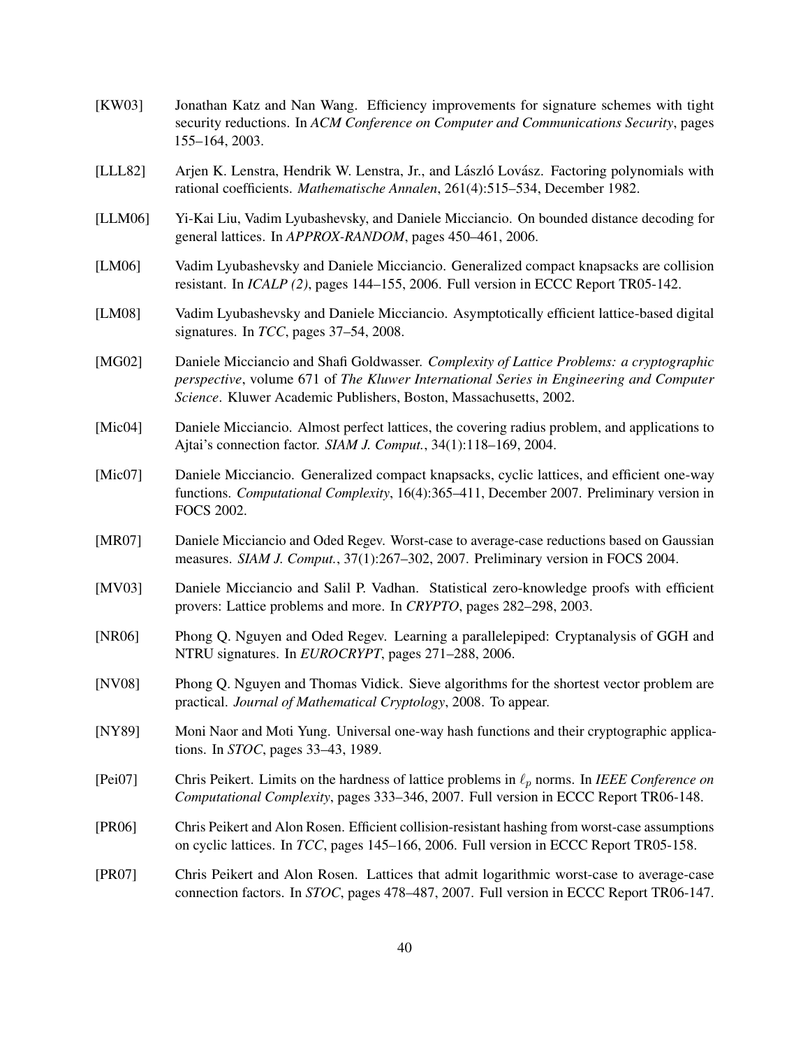[KW03] Jonathan Katz and Nan Wang. Efficiency improvements for signature schemes with tight security reductions. In *ACM Conference on Computer and Communications Security*, pages 155–164, 2003.

[LLL82] Arjen K. Lenstra, Hendrik W. Lenstra, Jr., and László Lovász. Factoring polynomials with rational coefficients. *Mathematische Annalen*, 261(4):515–534, December 1982.

[LLM06] Yi-Kai Liu, Vadim Lyubashevsky, and Daniele Micciancio. On bounded distance decoding for general lattices. In *APPROX-RANDOM*, pages 450–461, 2006.

[LM06] Vadim Lyubashevsky and Daniele Micciancio. Generalized compact knapsacks are collision resistant. In *ICALP (2)*, pages 144–155, 2006. Full version in ECCC Report TR05-142.

[LM08] Vadim Lyubashevsky and Daniele Micciancio. Asymptotically efficient lattice-based digital signatures. In *TCC*, pages 37–54, 2008.

[MG02] Daniele Micciancio and Shafi Goldwasser. *Complexity of Lattice Problems: a cryptographic perspective*, volume 671 of *The Kluwer International Series in Engineering and Computer Science*. Kluwer Academic Publishers, Boston, Massachusetts, 2002.

[Mic04] Daniele Micciancio. Almost perfect lattices, the covering radius problem, and applications to Ajtai's connection factor. *SIAM J. Comput.*, 34(1):118–169, 2004.

[Mic07] Daniele Micciancio. Generalized compact knapsacks, cyclic lattices, and efficient one-way functions. *Computational Complexity*, 16(4):365–411, December 2007. Preliminary version in FOCS 2002.

[MR07] Daniele Micciancio and Oded Regev. Worst-case to average-case reductions based on Gaussian measures. *SIAM J. Comput.*, 37(1):267–302, 2007. Preliminary version in FOCS 2004.

[MV03] Daniele Micciancio and Salil P. Vadhan. Statistical zero-knowledge proofs with efficient provers: Lattice problems and more. In *CRYPTO*, pages 282–298, 2003.

[NR06] Phong Q. Nguyen and Oded Regev. Learning a parallelepiped: Cryptanalysis of GGH and NTRU signatures. In *EUROCRYPT*, pages 271–288, 2006.

[NV08] Phong Q. Nguyen and Thomas Vidick. Sieve algorithms for the shortest vector problem are practical. *Journal of Mathematical Cryptology*, 2008. To appear.

[NY89] Moni Naor and Moti Yung. Universal one-way hash functions and their cryptographic applications. In *STOC*, pages 33–43, 1989.

[Pei07] Chris Peikert. Limits on the hardness of lattice problems in $\ell_p$ norms. In *IEEE Conference on Computational Complexity*, pages 333–346, 2007. Full version in ECCC Report TR06-148.

[PR06] Chris Peikert and Alon Rosen. Efficient collision-resistant hashing from worst-case assumptions on cyclic lattices. In *TCC*, pages 145–166, 2006. Full version in ECCC Report TR05-158.

[PR07] Chris Peikert and Alon Rosen. Lattices that admit logarithmic worst-case to average-case connection factors. In *STOC*, pages 478–487, 2007. Full version in ECCC Report TR06-147.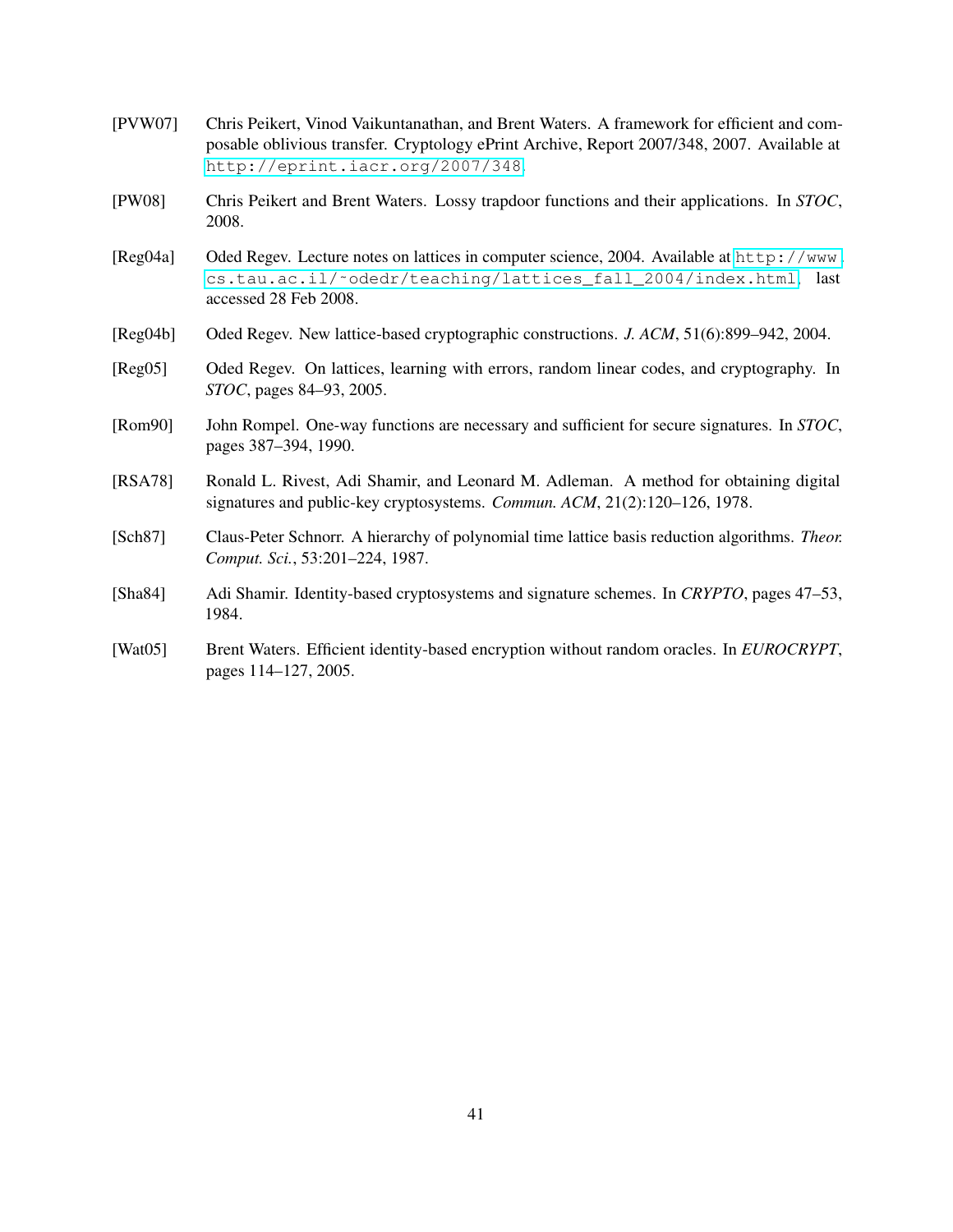[PVW07] Chris Peikert, Vinod Vaikuntanathan, and Brent Waters. A framework for efficient and composable oblivious transfer. Cryptology ePrint Archive, Report 2007/348, 2007. Available at http://eprint.iacr.org/2007/348.

[PW08] Chris Peikert and Brent Waters. Lossy trapdoor functions and their applications. In *STOC*, 2008.

[Reg04a] Oded Regev. Lecture notes on lattices in computer science, 2004. Available at http://www.cs.tau.ac.il/~odedr/teaching/lattices_fall_2004/index.html, last accessed 28 Feb 2008.

[Reg04b] Oded Regev. New lattice-based cryptographic constructions. *J. ACM*, 51(6):899–942, 2004.

[Reg05] Oded Regev. On lattices, learning with errors, random linear codes, and cryptography. In *STOC*, pages 84–93, 2005.

[Rom90] John Rompel. One-way functions are necessary and sufficient for secure signatures. In *STOC*, pages 387–394, 1990.

[RSA78] Ronald L. Rivest, Adi Shamir, and Leonard M. Adleman. A method for obtaining digital signatures and public-key cryptosystems. *Commun. ACM*, 21(2):120–126, 1978.

[Sch87] Claus-Peter Schnorr. A hierarchy of polynomial time lattice basis reduction algorithms. *Theor. Comput. Sci.*, 53:201–224, 1987.

[Sha84] Adi Shamir. Identity-based cryptosystems and signature schemes. In *CRYPTO*, pages 47–53, 1984.

[Wat05] Brent Waters. Efficient identity-based encryption without random oracles. In *EUROCRYPT*, pages 114–127, 2005.